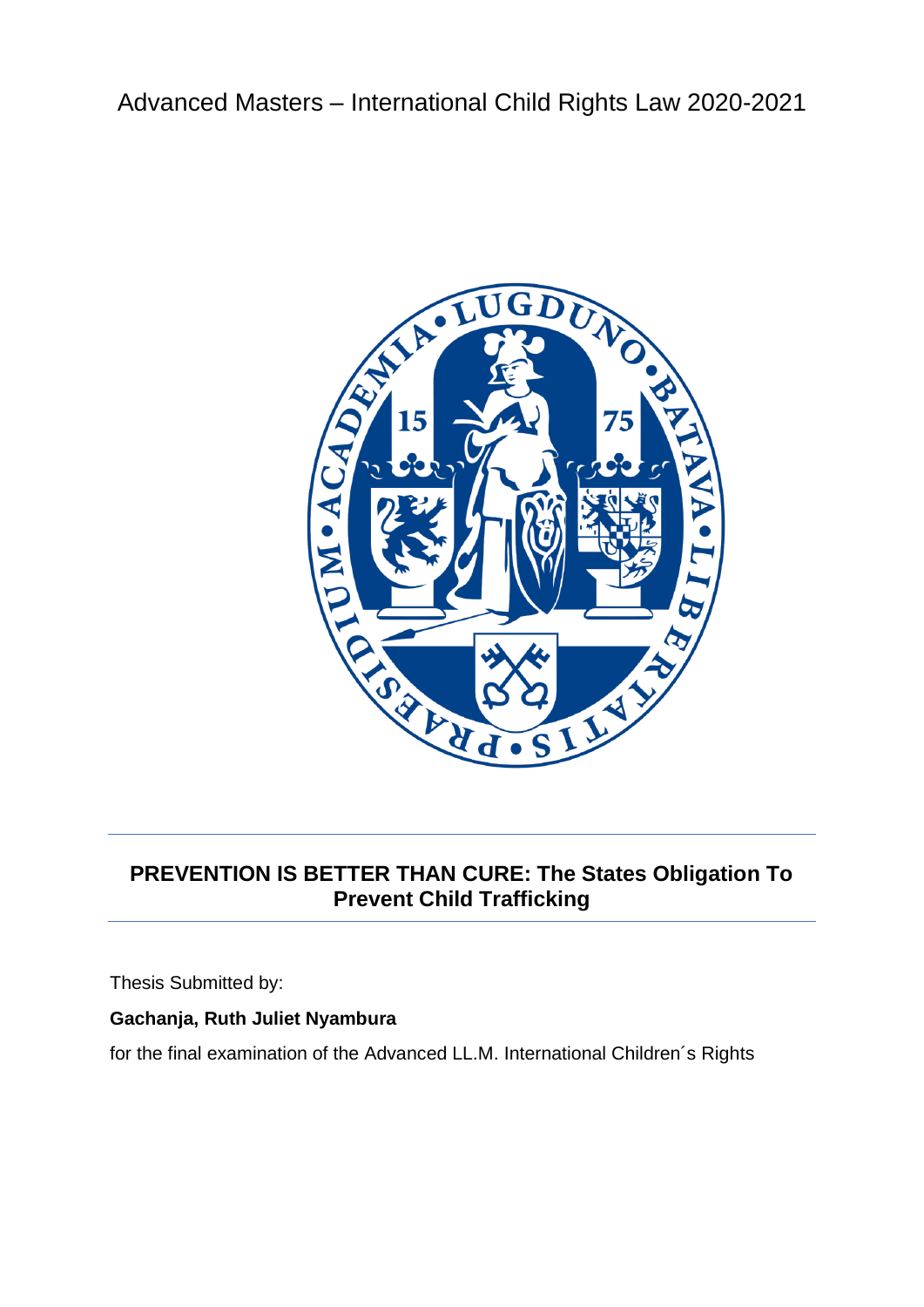Advanced Masters – International Child Rights Law 2020-2021

# PREVENTION IS BETTER THAN CURE: The States Obligation To Prevent Child Trafficking

Thesis Submitted by:

**Gachanja, Ruth Juliet Nyambura**

for the final examination of the Advanced LL.M. International Children´s Rights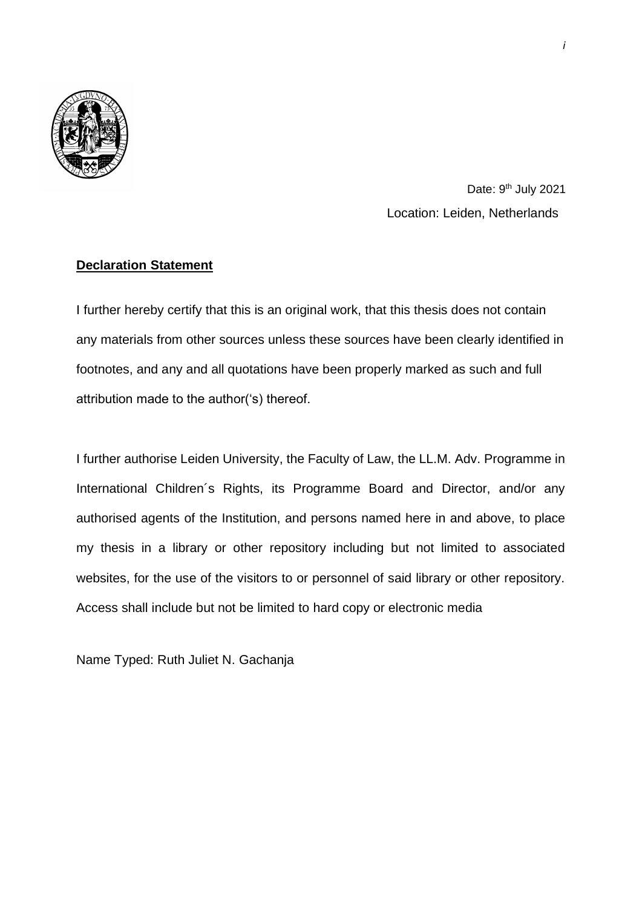Date: 9th July 2021

Location: Leiden, Netherlands

**Declaration Statement**

I further hereby certify that this is an original work, that this thesis does not contain any materials from other sources unless these sources have been clearly identified in footnotes, and any and all quotations have been properly marked as such and full attribution made to the author('s) thereof.

I further authorise Leiden University, the Faculty of Law, the LL.M. Adv. Programme in International Children´s Rights, its Programme Board and Director, and/or any authorised agents of the Institution, and persons named here in and above, to place my thesis in a library or other repository including but not limited to associated websites, for the use of the visitors to or personnel of said library or other repository. Access shall include but not be limited to hard copy or electronic media

Name Typed: Ruth Juliet N. Gachanja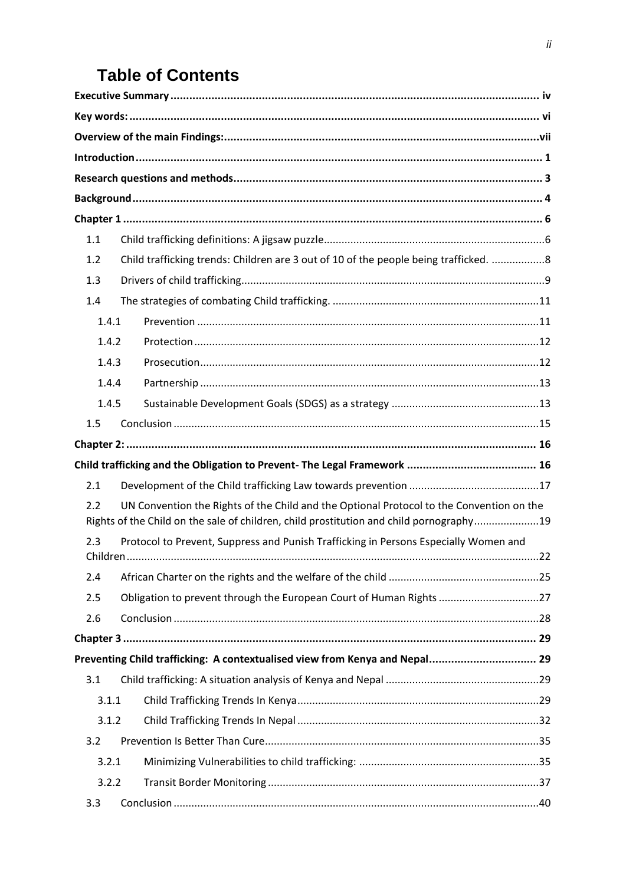# Table of Contents

**Executive Summary** ..... iv

**Key words:** ..... vi

**Overview of the main Findings:** ..... vii

**Introduction** ..... 1

**Research questions and methods** ..... 3

**Background** ..... 4

**Chapter 1** ..... 6

- 1.1 Child trafficking definitions: A jigsaw puzzle ..... 6
- 1.2 Child trafficking trends: Children are 3 out of 10 of the people being trafficked. ..... 8
- 1.3 Drivers of child trafficking ..... 9
- 1.4 The strategies of combating Child trafficking. ..... 11
  - 1.4.1 Prevention ..... 11
  - 1.4.2 Protection ..... 12
  - 1.4.3 Prosecution ..... 12
  - 1.4.4 Partnership ..... 13
  - 1.4.5 Sustainable Development Goals (SDGS) as a strategy ..... 13
- 1.5 Conclusion ..... 15

**Chapter 2:** ..... 16

**Child trafficking and the Obligation to Prevent- The Legal Framework** ..... 16

- 2.1 Development of the Child trafficking Law towards prevention ..... 17
- 2.2 UN Convention the Rights of the Child and the Optional Protocol to the Convention on the Rights of the Child on the sale of children, child prostitution and child pornography ..... 19
- 2.3 Protocol to Prevent, Suppress and Punish Trafficking in Persons Especially Women and Children ..... 22
- 2.4 African Charter on the rights and the welfare of the child ..... 25
- 2.5 Obligation to prevent through the European Court of Human Rights ..... 27
- 2.6 Conclusion ..... 28

**Chapter 3** ..... 29

**Preventing Child trafficking: A contextualised view from Kenya and Nepal** ..... 29

- 3.1 Child trafficking: A situation analysis of Kenya and Nepal ..... 29
  - 3.1.1 Child Trafficking Trends In Kenya ..... 29
  - 3.1.2 Child Trafficking Trends In Nepal ..... 32
- 3.2 Prevention Is Better Than Cure ..... 35
  - 3.2.1 Minimizing Vulnerabilities to child trafficking: ..... 35
  - 3.2.2 Transit Border Monitoring ..... 37
- 3.3 Conclusion ..... 40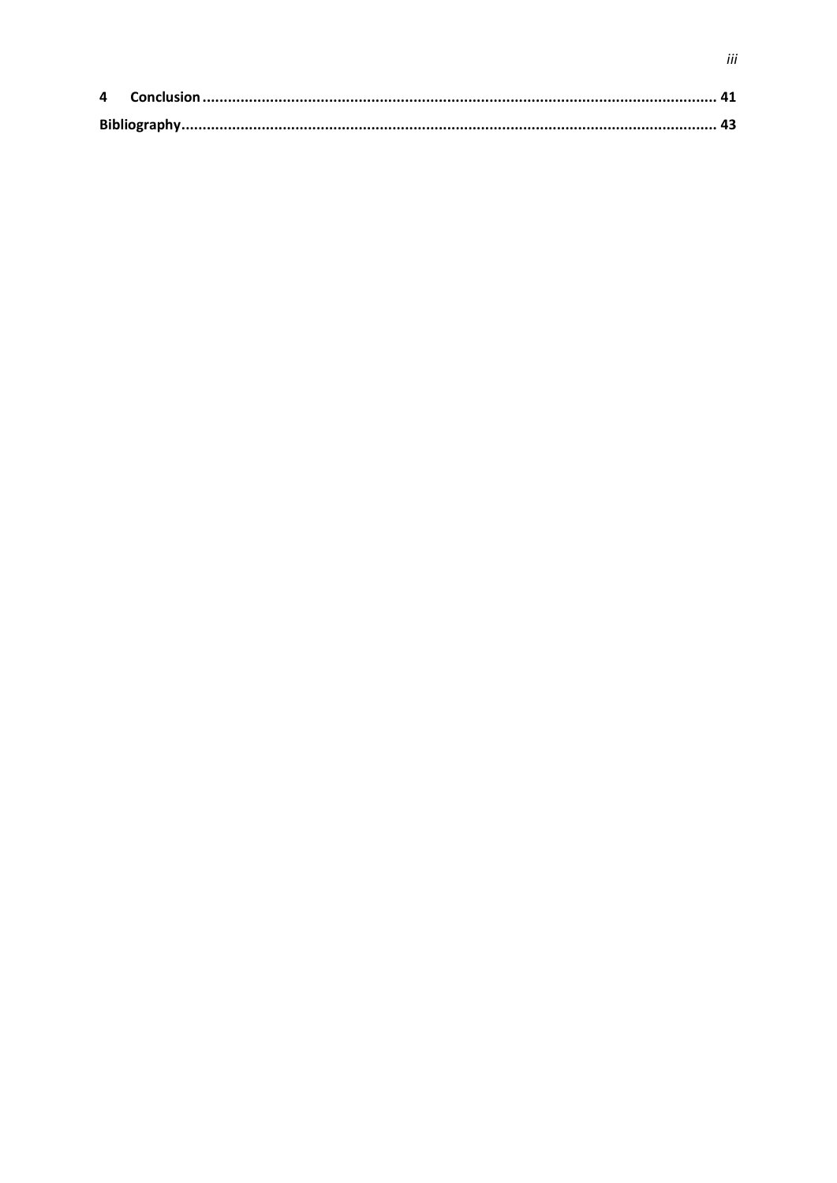**4 Conclusion** ........................................................................................................................ 41

**Bibliography** ............................................................................................................................ 43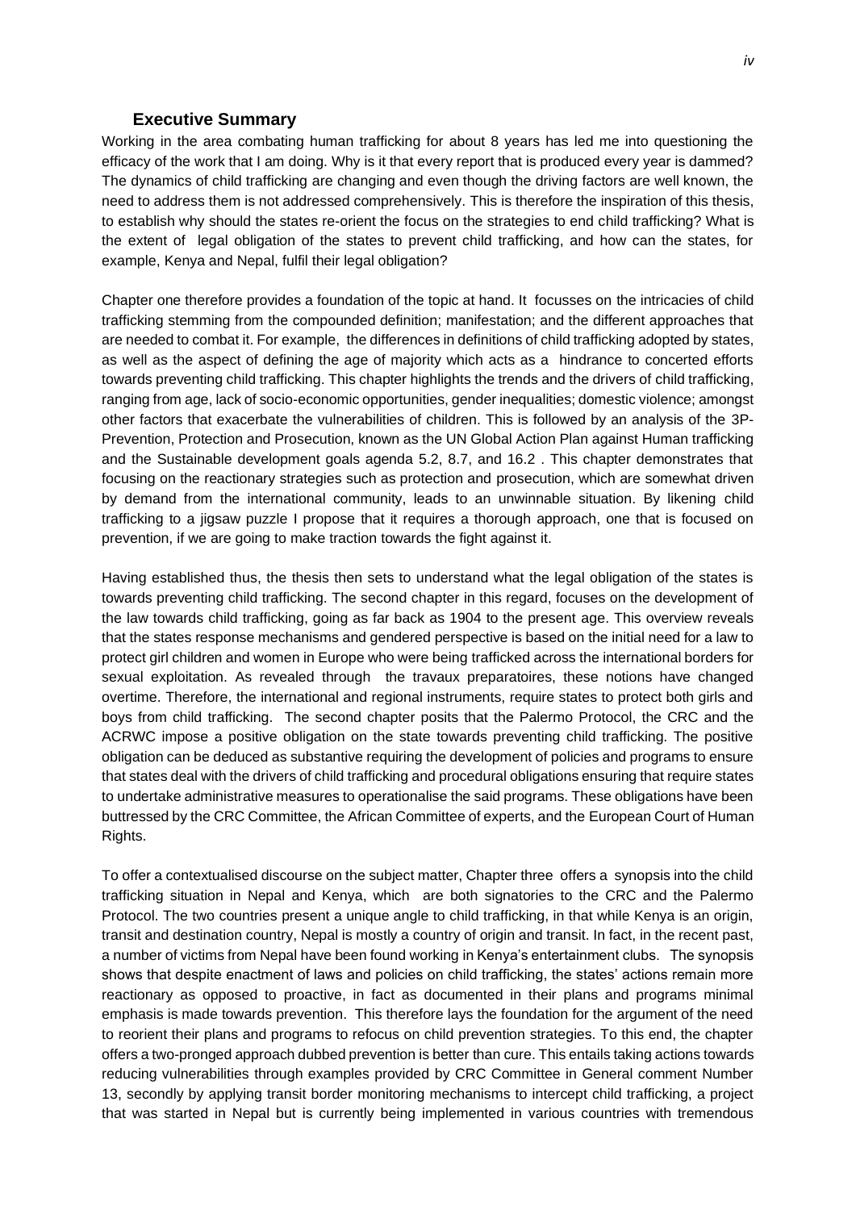## Executive Summary

Working in the area combating human trafficking for about 8 years has led me into questioning the efficacy of the work that I am doing. Why is it that every report that is produced every year is dammed? The dynamics of child trafficking are changing and even though the driving factors are well known, the need to address them is not addressed comprehensively. This is therefore the inspiration of this thesis, to establish why should the states re-orient the focus on the strategies to end child trafficking? What is the extent of legal obligation of the states to prevent child trafficking, and how can the states, for example, Kenya and Nepal, fulfil their legal obligation?

Chapter one therefore provides a foundation of the topic at hand. It focusses on the intricacies of child trafficking stemming from the compounded definition; manifestation; and the different approaches that are needed to combat it. For example, the differences in definitions of child trafficking adopted by states, as well as the aspect of defining the age of majority which acts as a hindrance to concerted efforts towards preventing child trafficking. This chapter highlights the trends and the drivers of child trafficking, ranging from age, lack of socio-economic opportunities, gender inequalities; domestic violence; amongst other factors that exacerbate the vulnerabilities of children. This is followed by an analysis of the 3P- Prevention, Protection and Prosecution, known as the UN Global Action Plan against Human trafficking and the Sustainable development goals agenda 5.2, 8.7, and 16.2 . This chapter demonstrates that focusing on the reactionary strategies such as protection and prosecution, which are somewhat driven by demand from the international community, leads to an unwinnable situation. By likening child trafficking to a jigsaw puzzle I propose that it requires a thorough approach, one that is focused on prevention, if we are going to make traction towards the fight against it.

Having established thus, the thesis then sets to understand what the legal obligation of the states is towards preventing child trafficking. The second chapter in this regard, focuses on the development of the law towards child trafficking, going as far back as 1904 to the present age. This overview reveals that the states response mechanisms and gendered perspective is based on the initial need for a law to protect girl children and women in Europe who were being trafficked across the international borders for sexual exploitation. As revealed through the travaux preparatoires, these notions have changed overtime. Therefore, the international and regional instruments, require states to protect both girls and boys from child trafficking. The second chapter posits that the Palermo Protocol, the CRC and the ACRWC impose a positive obligation on the state towards preventing child trafficking. The positive obligation can be deduced as substantive requiring the development of policies and programs to ensure that states deal with the drivers of child trafficking and procedural obligations ensuring that require states to undertake administrative measures to operationalise the said programs. These obligations have been buttressed by the CRC Committee, the African Committee of experts, and the European Court of Human Rights.

To offer a contextualised discourse on the subject matter, Chapter three offers a synopsis into the child trafficking situation in Nepal and Kenya, which are both signatories to the CRC and the Palermo Protocol. The two countries present a unique angle to child trafficking, in that while Kenya is an origin, transit and destination country, Nepal is mostly a country of origin and transit. In fact, in the recent past, a number of victims from Nepal have been found working in Kenya's entertainment clubs. The synopsis shows that despite enactment of laws and policies on child trafficking, the states' actions remain more reactionary as opposed to proactive, in fact as documented in their plans and programs minimal emphasis is made towards prevention. This therefore lays the foundation for the argument of the need to reorient their plans and programs to refocus on child prevention strategies. To this end, the chapter offers a two-pronged approach dubbed prevention is better than cure. This entails taking actions towards reducing vulnerabilities through examples provided by CRC Committee in General comment Number 13, secondly by applying transit border monitoring mechanisms to intercept child trafficking, a project that was started in Nepal but is currently being implemented in various countries with tremendous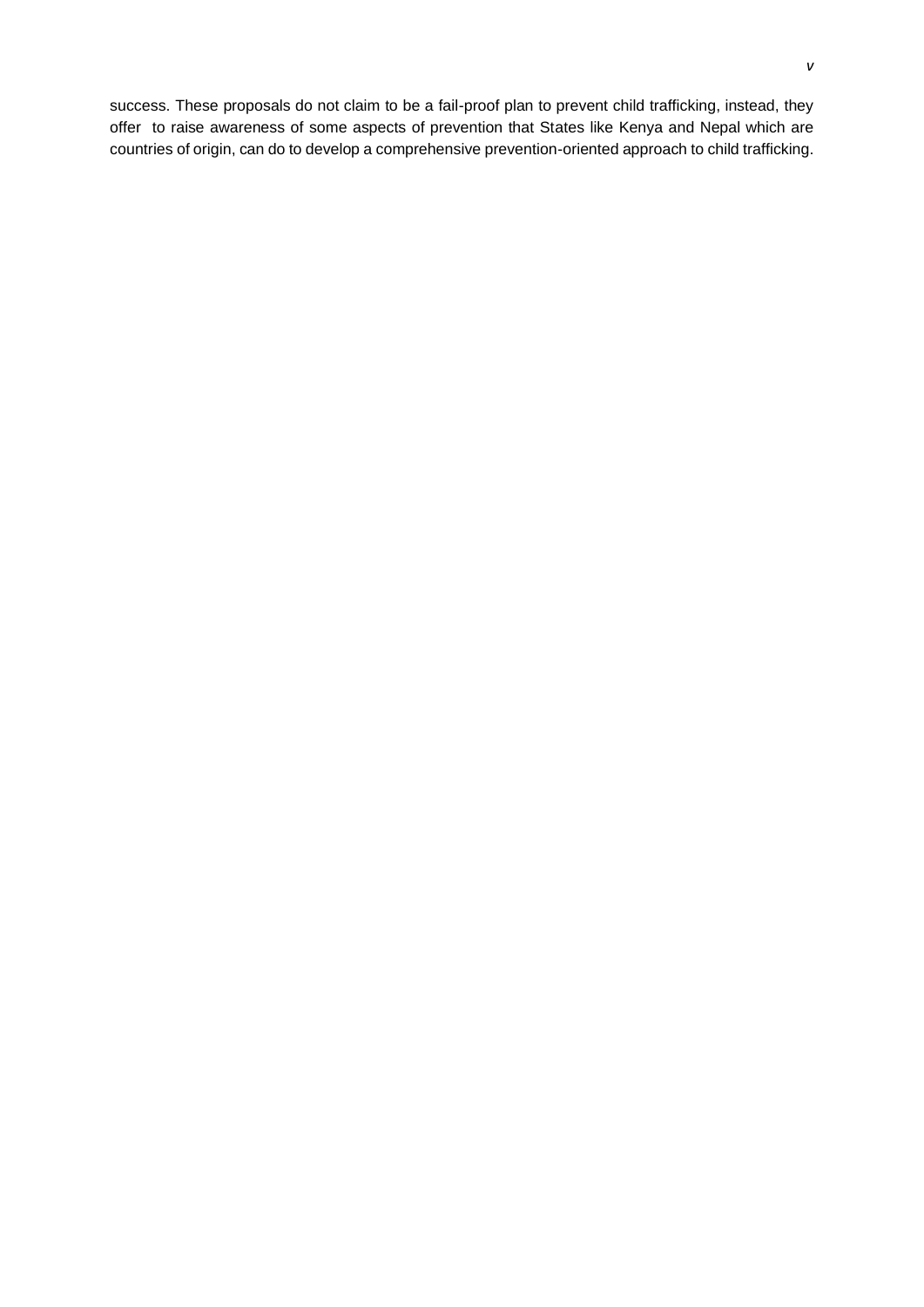success. These proposals do not claim to be a fail-proof plan to prevent child trafficking, instead, they offer to raise awareness of some aspects of prevention that States like Kenya and Nepal which are countries of origin, can do to develop a comprehensive prevention-oriented approach to child trafficking.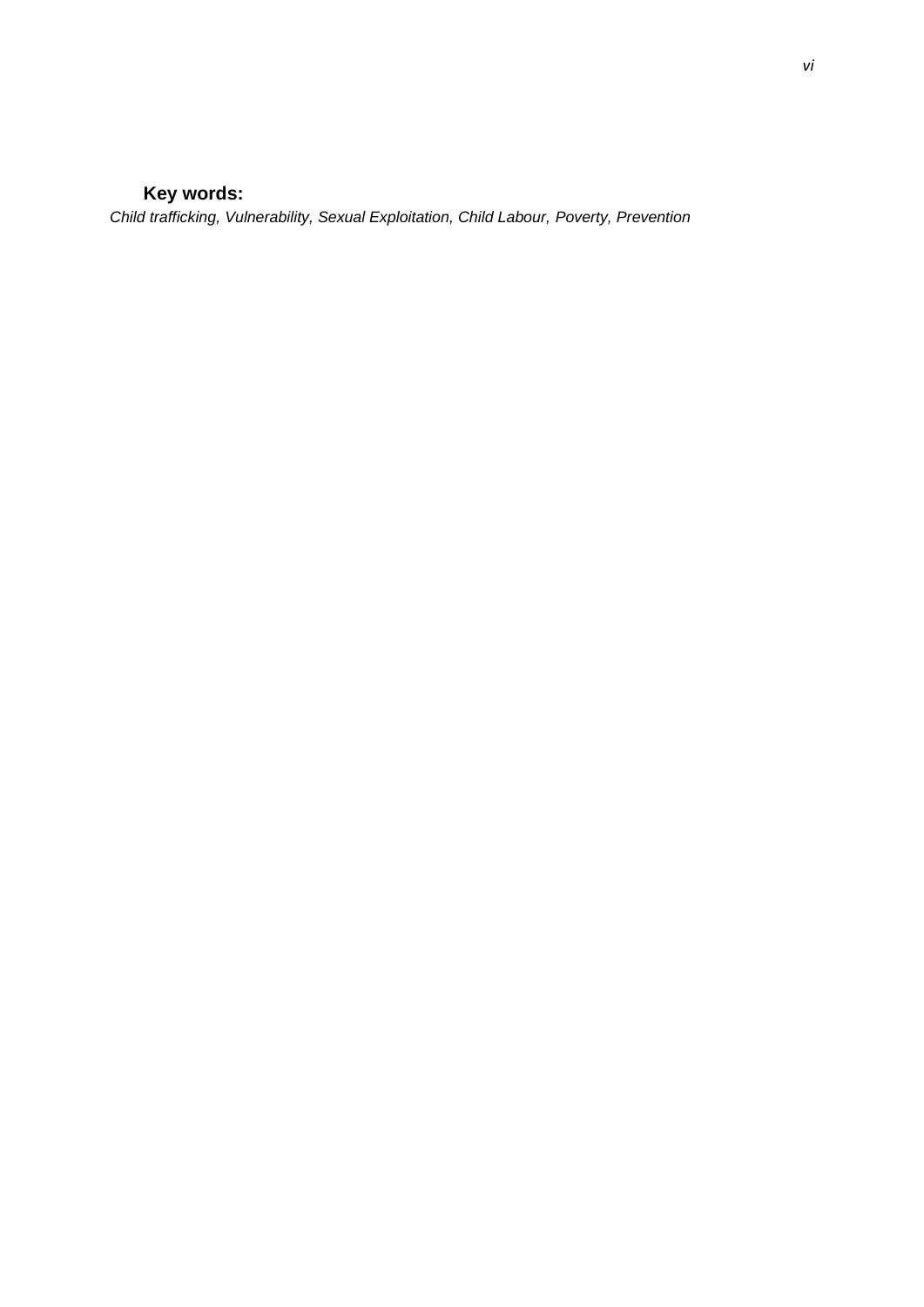**Key words:**

*Child trafficking, Vulnerability, Sexual Exploitation, Child Labour, Poverty, Prevention*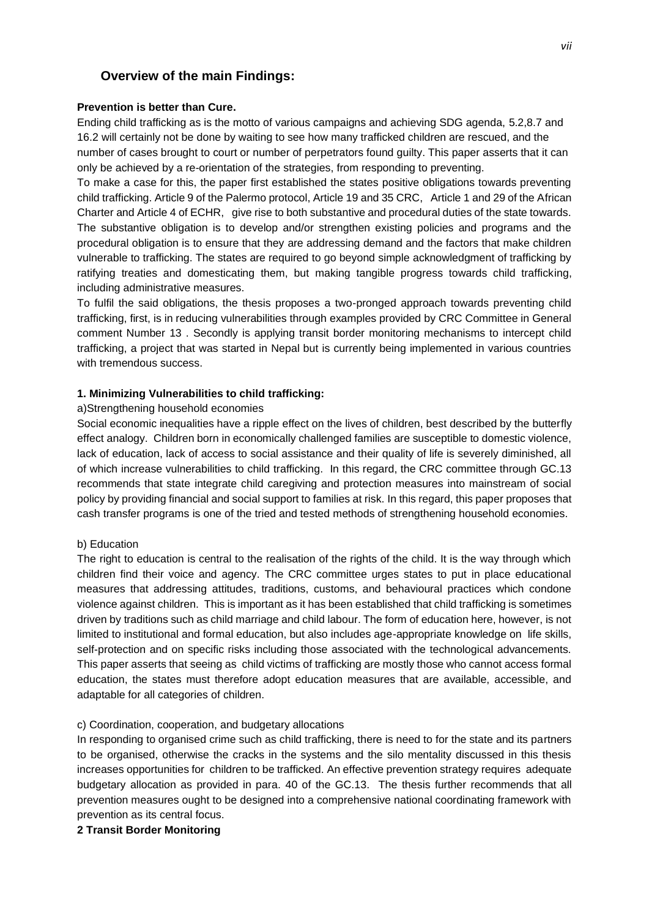## Overview of the main Findings:

**Prevention is better than Cure.**

Ending child trafficking as is the motto of various campaigns and achieving SDG agenda, 5.2,8.7 and 16.2 will certainly not be done by waiting to see how many trafficked children are rescued, and the number of cases brought to court or number of perpetrators found guilty. This paper asserts that it can only be achieved by a re-orientation of the strategies, from responding to preventing.

To make a case for this, the paper first established the states positive obligations towards preventing child trafficking. Article 9 of the Palermo protocol, Article 19 and 35 CRC, Article 1 and 29 of the African Charter and Article 4 of ECHR, give rise to both substantive and procedural duties of the state towards. The substantive obligation is to develop and/or strengthen existing policies and programs and the procedural obligation is to ensure that they are addressing demand and the factors that make children vulnerable to trafficking. The states are required to go beyond simple acknowledgment of trafficking by ratifying treaties and domesticating them, but making tangible progress towards child trafficking, including administrative measures.

To fulfil the said obligations, the thesis proposes a two-pronged approach towards preventing child trafficking, first, is in reducing vulnerabilities through examples provided by CRC Committee in General comment Number 13 . Secondly is applying transit border monitoring mechanisms to intercept child trafficking, a project that was started in Nepal but is currently being implemented in various countries with tremendous success.

**1. Minimizing Vulnerabilities to child trafficking:**

a)Strengthening household economies

Social economic inequalities have a ripple effect on the lives of children, best described by the butterfly effect analogy. Children born in economically challenged families are susceptible to domestic violence, lack of education, lack of access to social assistance and their quality of life is severely diminished, all of which increase vulnerabilities to child trafficking. In this regard, the CRC committee through GC.13 recommends that state integrate child caregiving and protection measures into mainstream of social policy by providing financial and social support to families at risk. In this regard, this paper proposes that cash transfer programs is one of the tried and tested methods of strengthening household economies.

b) Education

The right to education is central to the realisation of the rights of the child. It is the way through which children find their voice and agency. The CRC committee urges states to put in place educational measures that addressing attitudes, traditions, customs, and behavioural practices which condone violence against children. This is important as it has been established that child trafficking is sometimes driven by traditions such as child marriage and child labour. The form of education here, however, is not limited to institutional and formal education, but also includes age-appropriate knowledge on life skills, self-protection and on specific risks including those associated with the technological advancements. This paper asserts that seeing as child victims of trafficking are mostly those who cannot access formal education, the states must therefore adopt education measures that are available, accessible, and adaptable for all categories of children.

c) Coordination, cooperation, and budgetary allocations

In responding to organised crime such as child trafficking, there is need to for the state and its partners to be organised, otherwise the cracks in the systems and the silo mentality discussed in this thesis increases opportunities for children to be trafficked. An effective prevention strategy requires adequate budgetary allocation as provided in para. 40 of the GC.13. The thesis further recommends that all prevention measures ought to be designed into a comprehensive national coordinating framework with prevention as its central focus.

**2 Transit Border Monitoring**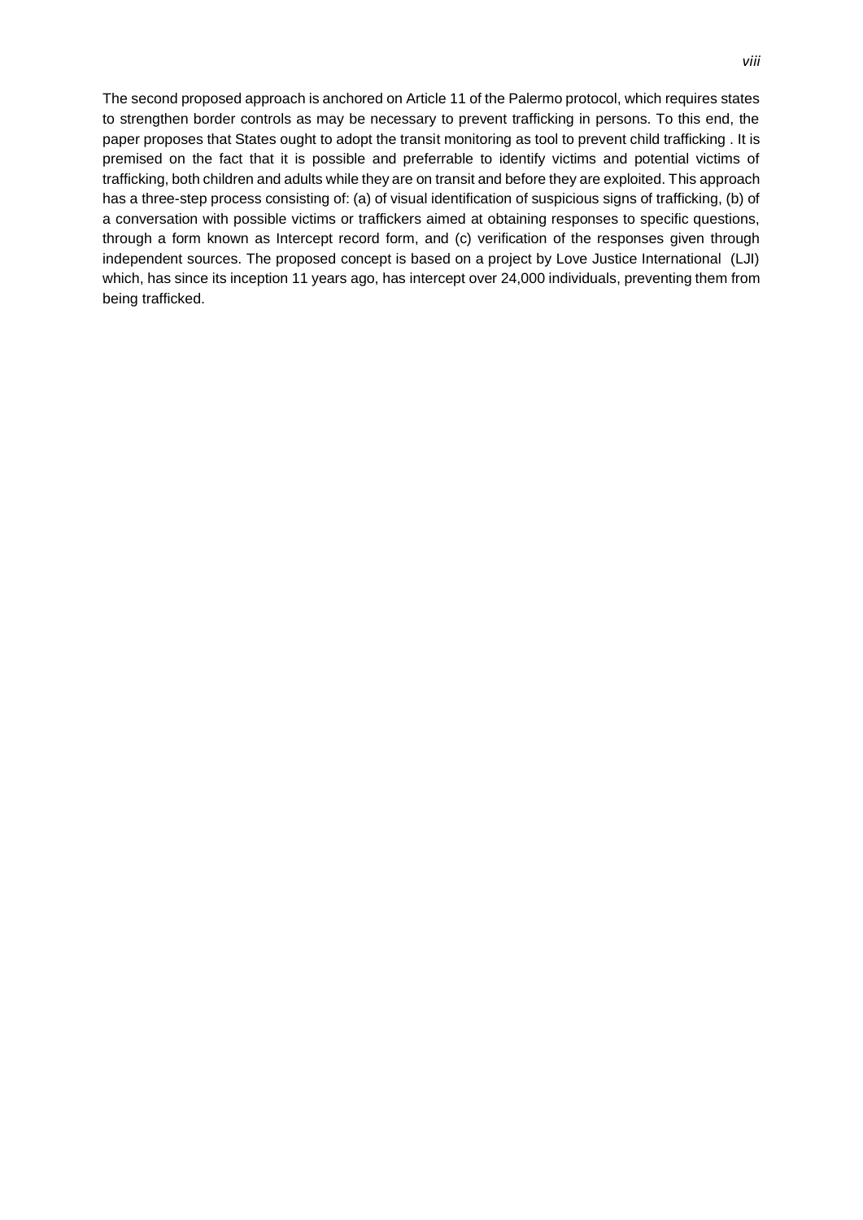The second proposed approach is anchored on Article 11 of the Palermo protocol, which requires states to strengthen border controls as may be necessary to prevent trafficking in persons. To this end, the paper proposes that States ought to adopt the transit monitoring as tool to prevent child trafficking . It is premised on the fact that it is possible and preferrable to identify victims and potential victims of trafficking, both children and adults while they are on transit and before they are exploited. This approach has a three-step process consisting of: (a) of visual identification of suspicious signs of trafficking, (b) of a conversation with possible victims or traffickers aimed at obtaining responses to specific questions, through a form known as Intercept record form, and (c) verification of the responses given through independent sources. The proposed concept is based on a project by Love Justice International (LJI) which, has since its inception 11 years ago, has intercept over 24,000 individuals, preventing them from being trafficked.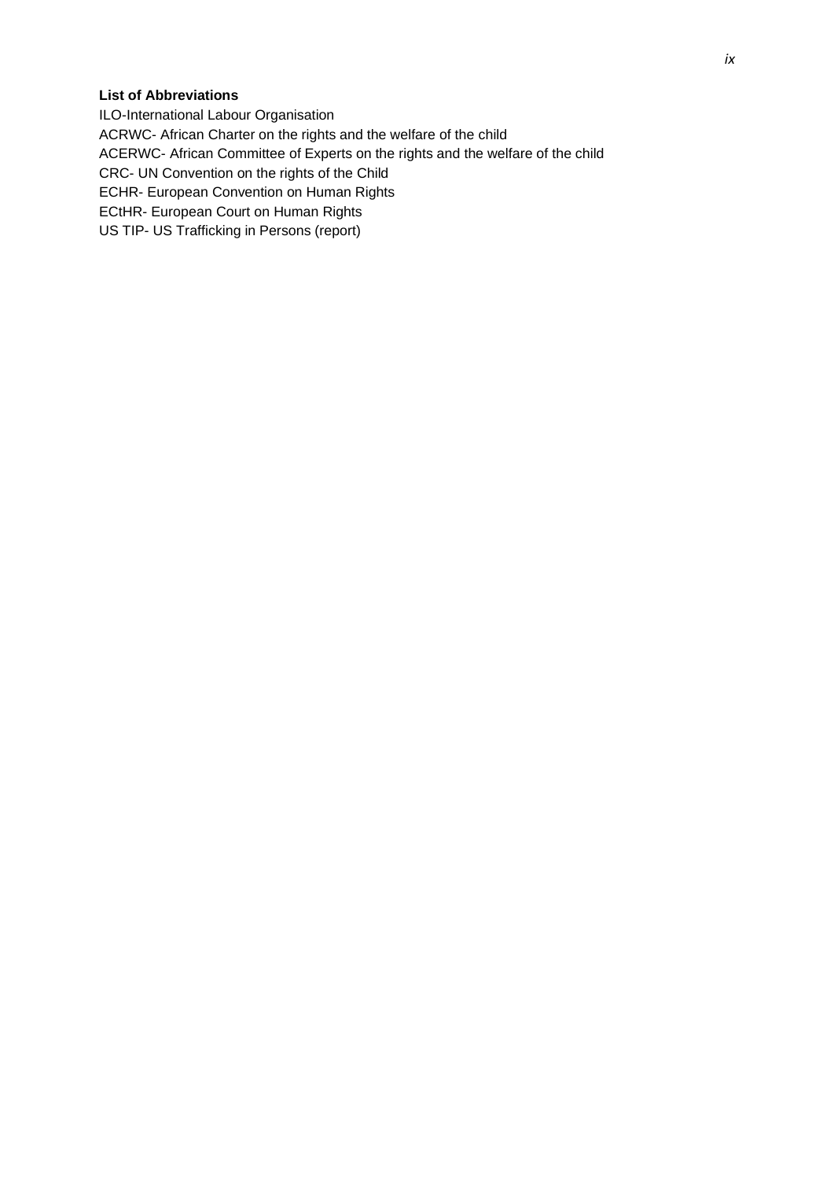**List of Abbreviations**

ILO-International Labour Organisation
ACRWC- African Charter on the rights and the welfare of the child
ACERWC- African Committee of Experts on the rights and the welfare of the child
CRC- UN Convention on the rights of the Child
ECHR- European Convention on Human Rights
ECtHR- European Court on Human Rights
US TIP- US Trafficking in Persons (report)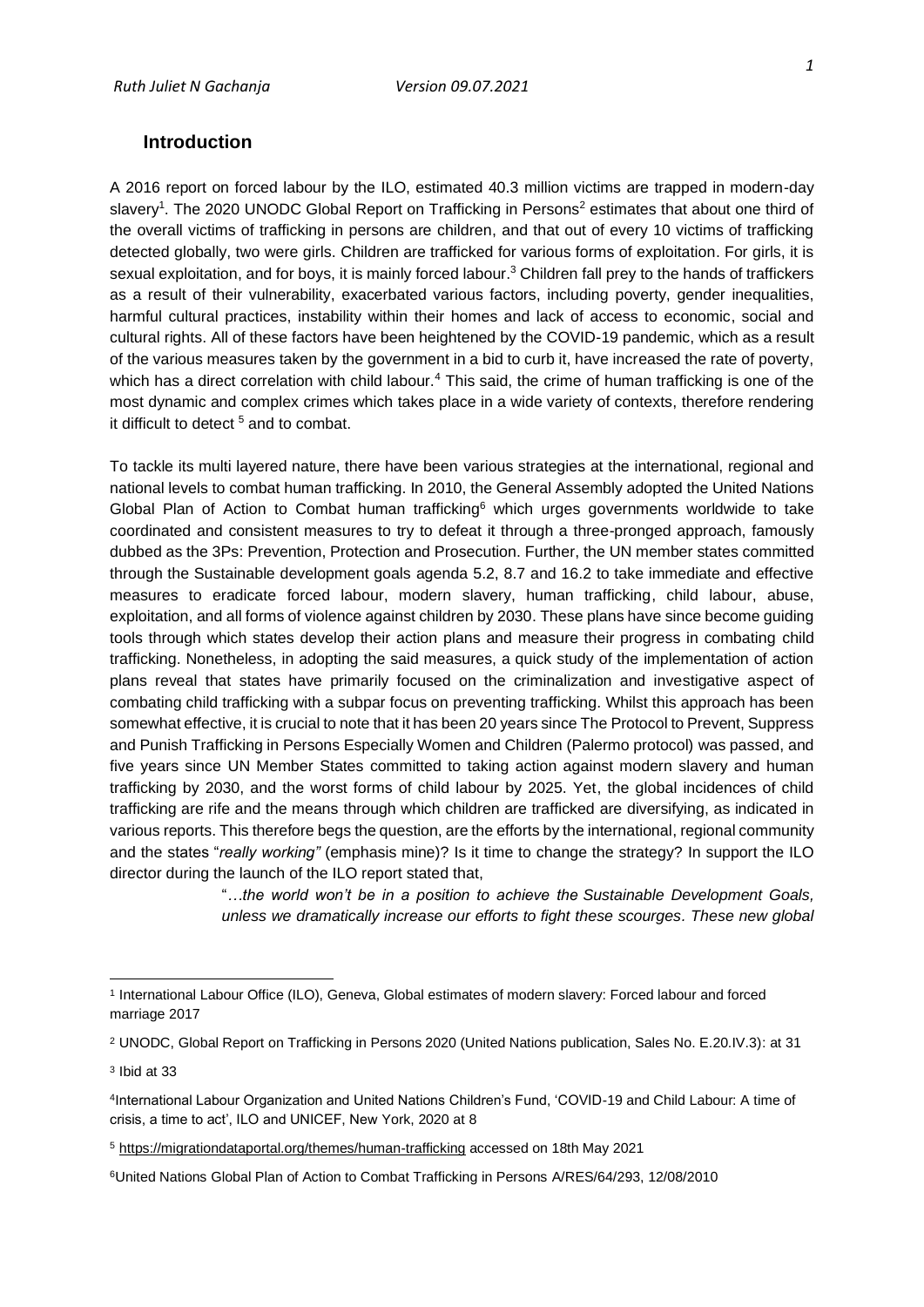## Introduction

A 2016 report on forced labour by the ILO, estimated 40.3 million victims are trapped in modern-day slavery[1]. The 2020 UNODC Global Report on Trafficking in Persons[2] estimates that about one third of the overall victims of trafficking in persons are children, and that out of every 10 victims of trafficking detected globally, two were girls. Children are trafficked for various forms of exploitation. For girls, it is sexual exploitation, and for boys, it is mainly forced labour.[3] Children fall prey to the hands of traffickers as a result of their vulnerability, exacerbated various factors, including poverty, gender inequalities, harmful cultural practices, instability within their homes and lack of access to economic, social and cultural rights. All of these factors have been heightened by the COVID-19 pandemic, which as a result of the various measures taken by the government in a bid to curb it, have increased the rate of poverty, which has a direct correlation with child labour.[4] This said, the crime of human trafficking is one of the most dynamic and complex crimes which takes place in a wide variety of contexts, therefore rendering it difficult to detect [5] and to combat.

To tackle its multi layered nature, there have been various strategies at the international, regional and national levels to combat human trafficking. In 2010, the General Assembly adopted the United Nations Global Plan of Action to Combat human trafficking[6] which urges governments worldwide to take coordinated and consistent measures to try to defeat it through a three-pronged approach, famously dubbed as the 3Ps: Prevention, Protection and Prosecution. Further, the UN member states committed through the Sustainable development goals agenda 5.2, 8.7 and 16.2 to take immediate and effective measures to eradicate forced labour, modern slavery, human trafficking, child labour, abuse, exploitation, and all forms of violence against children by 2030. These plans have since become guiding tools through which states develop their action plans and measure their progress in combating child trafficking. Nonetheless, in adopting the said measures, a quick study of the implementation of action plans reveal that states have primarily focused on the criminalization and investigative aspect of combating child trafficking with a subpar focus on preventing trafficking. Whilst this approach has been somewhat effective, it is crucial to note that it has been 20 years since The Protocol to Prevent, Suppress and Punish Trafficking in Persons Especially Women and Children (Palermo protocol) was passed, and five years since UN Member States committed to taking action against modern slavery and human trafficking by 2030, and the worst forms of child labour by 2025. Yet, the global incidences of child trafficking are rife and the means through which children are trafficked are diversifying, as indicated in various reports. This therefore begs the question, are the efforts by the international, regional community and the states "*really working*" (emphasis mine)? Is it time to change the strategy? In support the ILO director during the launch of the ILO report stated that,

> "*…the world won't be in a position to achieve the Sustainable Development Goals, unless we dramatically increase our efforts to fight these scourges. These new global*

---

[1] International Labour Office (ILO), Geneva, Global estimates of modern slavery: Forced labour and forced marriage 2017

[2] UNODC, Global Report on Trafficking in Persons 2020 (United Nations publication, Sales No. E.20.IV.3): at 31

[3] Ibid at 33

[4] International Labour Organization and United Nations Children's Fund, 'COVID-19 and Child Labour: A time of crisis, a time to act', ILO and UNICEF, New York, 2020 at 8

[5] https://migrationdataportal.org/themes/human-trafficking accessed on 18th May 2021

[6] United Nations Global Plan of Action to Combat Trafficking in Persons A/RES/64/293, 12/08/2010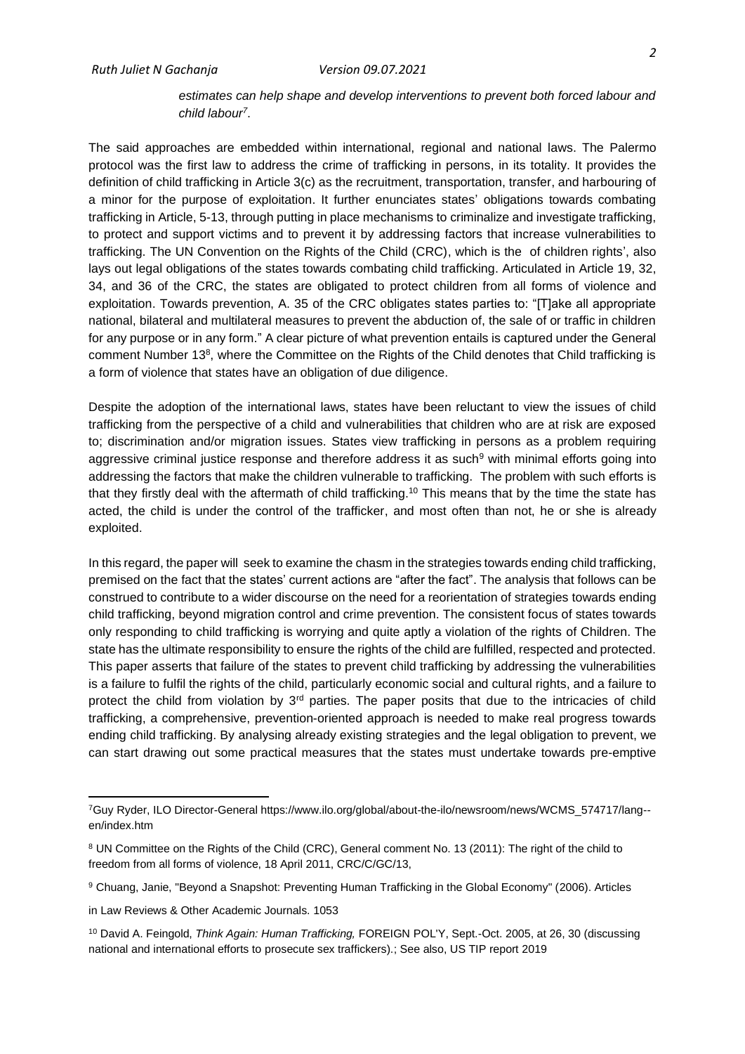*estimates can help shape and develop interventions to prevent both forced labour and child labour*[7].

The said approaches are embedded within international, regional and national laws. The Palermo protocol was the first law to address the crime of trafficking in persons, in its totality. It provides the definition of child trafficking in Article 3(c) as the recruitment, transportation, transfer, and harbouring of a minor for the purpose of exploitation. It further enunciates states' obligations towards combating trafficking in Article, 5-13, through putting in place mechanisms to criminalize and investigate trafficking, to protect and support victims and to prevent it by addressing factors that increase vulnerabilities to trafficking. The UN Convention on the Rights of the Child (CRC), which is the of children rights', also lays out legal obligations of the states towards combating child trafficking. Articulated in Article 19, 32, 34, and 36 of the CRC, the states are obligated to protect children from all forms of violence and exploitation. Towards prevention, A. 35 of the CRC obligates states parties to: "[T]ake all appropriate national, bilateral and multilateral measures to prevent the abduction of, the sale of or traffic in children for any purpose or in any form." A clear picture of what prevention entails is captured under the General comment Number 13[8], where the Committee on the Rights of the Child denotes that Child trafficking is a form of violence that states have an obligation of due diligence.

Despite the adoption of the international laws, states have been reluctant to view the issues of child trafficking from the perspective of a child and vulnerabilities that children who are at risk are exposed to; discrimination and/or migration issues. States view trafficking in persons as a problem requiring aggressive criminal justice response and therefore address it as such[9] with minimal efforts going into addressing the factors that make the children vulnerable to trafficking. The problem with such efforts is that they firstly deal with the aftermath of child trafficking.[10] This means that by the time the state has acted, the child is under the control of the trafficker, and most often than not, he or she is already exploited.

In this regard, the paper will seek to examine the chasm in the strategies towards ending child trafficking, premised on the fact that the states' current actions are "after the fact". The analysis that follows can be construed to contribute to a wider discourse on the need for a reorientation of strategies towards ending child trafficking, beyond migration control and crime prevention. The consistent focus of states towards only responding to child trafficking is worrying and quite aptly a violation of the rights of Children. The state has the ultimate responsibility to ensure the rights of the child are fulfilled, respected and protected. This paper asserts that failure of the states to prevent child trafficking by addressing the vulnerabilities is a failure to fulfil the rights of the child, particularly economic social and cultural rights, and a failure to protect the child from violation by 3rd parties. The paper posits that due to the intricacies of child trafficking, a comprehensive, prevention-oriented approach is needed to make real progress towards ending child trafficking. By analysing already existing strategies and the legal obligation to prevent, we can start drawing out some practical measures that the states must undertake towards pre-emptive

---

[7] Guy Ryder, ILO Director-General https://www.ilo.org/global/about-the-ilo/newsroom/news/WCMS_574717/lang--en/index.htm

[8] UN Committee on the Rights of the Child (CRC), General comment No. 13 (2011): The right of the child to freedom from all forms of violence, 18 April 2011, CRC/C/GC/13,

[9] Chuang, Janie, "Beyond a Snapshot: Preventing Human Trafficking in the Global Economy" (2006). Articles in Law Reviews & Other Academic Journals. 1053

[10] David A. Feingold, *Think Again: Human Trafficking,* FOREIGN POL'Y, Sept.-Oct. 2005, at 26, 30 (discussing national and international efforts to prosecute sex traffickers).; See also, US TIP report 2019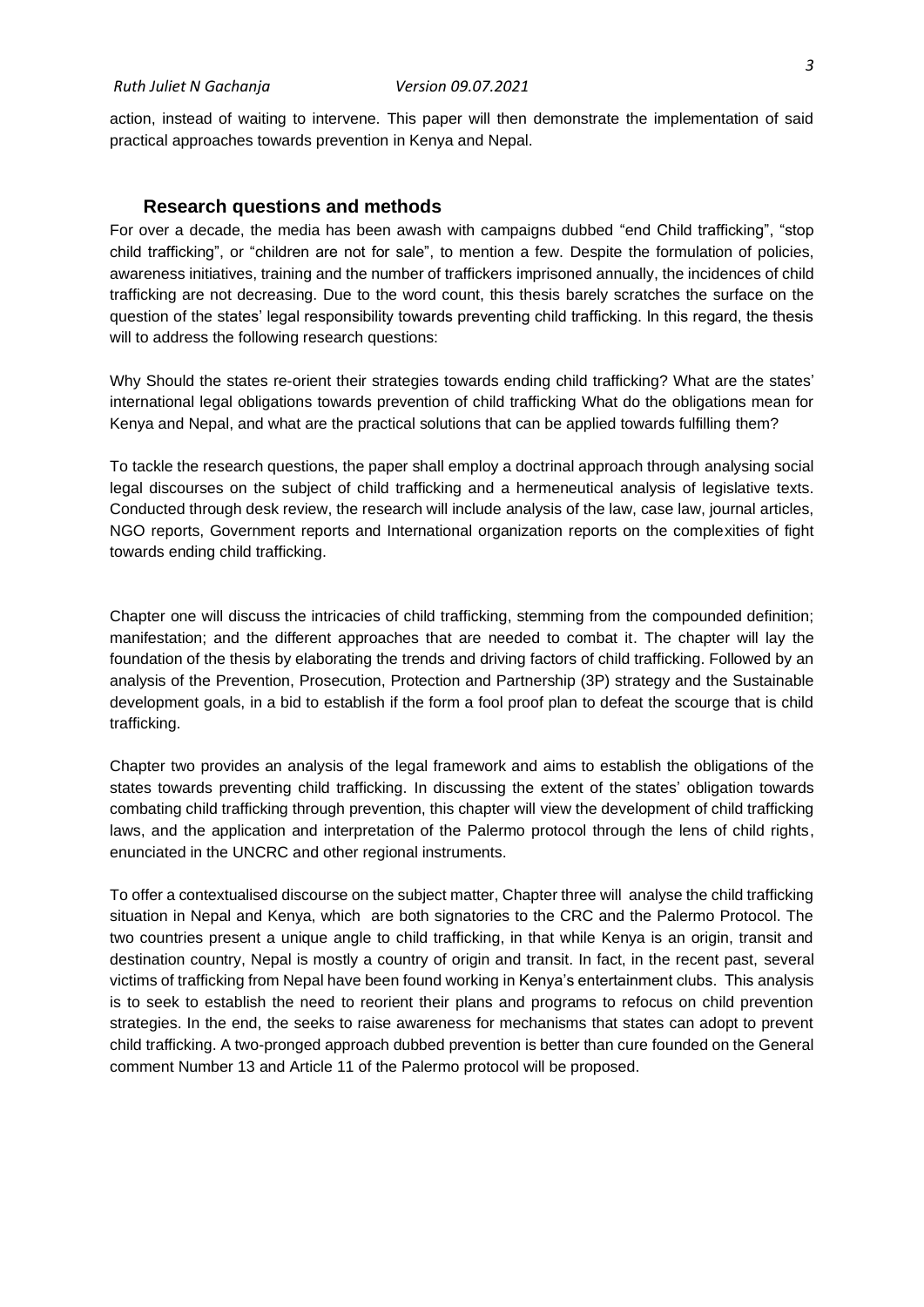action, instead of waiting to intervene. This paper will then demonstrate the implementation of said practical approaches towards prevention in Kenya and Nepal.

## Research questions and methods

For over a decade, the media has been awash with campaigns dubbed "end Child trafficking", "stop child trafficking", or "children are not for sale", to mention a few. Despite the formulation of policies, awareness initiatives, training and the number of traffickers imprisoned annually, the incidences of child trafficking are not decreasing. Due to the word count, this thesis barely scratches the surface on the question of the states' legal responsibility towards preventing child trafficking. In this regard, the thesis will to address the following research questions:

Why Should the states re-orient their strategies towards ending child trafficking? What are the states' international legal obligations towards prevention of child trafficking What do the obligations mean for Kenya and Nepal, and what are the practical solutions that can be applied towards fulfilling them?

To tackle the research questions, the paper shall employ a doctrinal approach through analysing social legal discourses on the subject of child trafficking and a hermeneutical analysis of legislative texts. Conducted through desk review, the research will include analysis of the law, case law, journal articles, NGO reports, Government reports and International organization reports on the complexities of fight towards ending child trafficking.

Chapter one will discuss the intricacies of child trafficking, stemming from the compounded definition; manifestation; and the different approaches that are needed to combat it. The chapter will lay the foundation of the thesis by elaborating the trends and driving factors of child trafficking. Followed by an analysis of the Prevention, Prosecution, Protection and Partnership (3P) strategy and the Sustainable development goals, in a bid to establish if the form a fool proof plan to defeat the scourge that is child trafficking.

Chapter two provides an analysis of the legal framework and aims to establish the obligations of the states towards preventing child trafficking. In discussing the extent of the states' obligation towards combating child trafficking through prevention, this chapter will view the development of child trafficking laws, and the application and interpretation of the Palermo protocol through the lens of child rights, enunciated in the UNCRC and other regional instruments.

To offer a contextualised discourse on the subject matter, Chapter three will analyse the child trafficking situation in Nepal and Kenya, which are both signatories to the CRC and the Palermo Protocol. The two countries present a unique angle to child trafficking, in that while Kenya is an origin, transit and destination country, Nepal is mostly a country of origin and transit. In fact, in the recent past, several victims of trafficking from Nepal have been found working in Kenya's entertainment clubs. This analysis is to seek to establish the need to reorient their plans and programs to refocus on child prevention strategies. In the end, the seeks to raise awareness for mechanisms that states can adopt to prevent child trafficking. A two-pronged approach dubbed prevention is better than cure founded on the General comment Number 13 and Article 11 of the Palermo protocol will be proposed.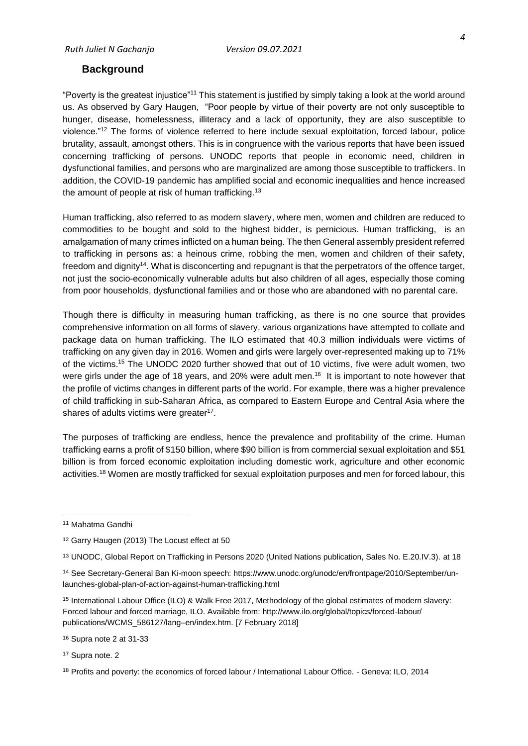## Background

"Poverty is the greatest injustice"[11] This statement is justified by simply taking a look at the world around us. As observed by Gary Haugen, "Poor people by virtue of their poverty are not only susceptible to hunger, disease, homelessness, illiteracy and a lack of opportunity, they are also susceptible to violence."[12] The forms of violence referred to here include sexual exploitation, forced labour, police brutality, assault, amongst others. This is in congruence with the various reports that have been issued concerning trafficking of persons. UNODC reports that people in economic need, children in dysfunctional families, and persons who are marginalized are among those susceptible to traffickers. In addition, the COVID-19 pandemic has amplified social and economic inequalities and hence increased the amount of people at risk of human trafficking.[13]

Human trafficking, also referred to as modern slavery, where men, women and children are reduced to commodities to be bought and sold to the highest bidder, is pernicious. Human trafficking, is an amalgamation of many crimes inflicted on a human being. The then General assembly president referred to trafficking in persons as: a heinous crime, robbing the men, women and children of their safety, freedom and dignity[14]. What is disconcerting and repugnant is that the perpetrators of the offence target, not just the socio-economically vulnerable adults but also children of all ages, especially those coming from poor households, dysfunctional families and or those who are abandoned with no parental care.

Though there is difficulty in measuring human trafficking, as there is no one source that provides comprehensive information on all forms of slavery, various organizations have attempted to collate and package data on human trafficking. The ILO estimated that 40.3 million individuals were victims of trafficking on any given day in 2016. Women and girls were largely over-represented making up to 71% of the victims.[15] The UNODC 2020 further showed that out of 10 victims, five were adult women, two were girls under the age of 18 years, and 20% were adult men.[16] It is important to note however that the profile of victims changes in different parts of the world. For example, there was a higher prevalence of child trafficking in sub-Saharan Africa, as compared to Eastern Europe and Central Asia where the shares of adults victims were greater[17].

The purposes of trafficking are endless, hence the prevalence and profitability of the crime. Human trafficking earns a profit of $150 billion, where $90 billion is from commercial sexual exploitation and $51 billion is from forced economic exploitation including domestic work, agriculture and other economic activities.[18] Women are mostly trafficked for sexual exploitation purposes and men for forced labour, this

---

[11] Mahatma Gandhi

[12] Garry Haugen (2013) The Locust effect at 50

[13] UNODC, Global Report on Trafficking in Persons 2020 (United Nations publication, Sales No. E.20.IV.3). at 18

[14] See Secretary-General Ban Ki-moon speech: https://www.unodc.org/unodc/en/frontpage/2010/September/un-launches-global-plan-of-action-against-human-trafficking.html

[15] International Labour Office (ILO) & Walk Free 2017, Methodology of the global estimates of modern slavery: Forced labour and forced marriage, ILO. Available from: http://www.ilo.org/global/topics/forced-labour/publications/WCMS_586127/lang–en/index.htm. [7 February 2018]

[16] Supra note 2 at 31-33

[17] Supra note. 2

[18] Profits and poverty: the economics of forced labour / International Labour Office. - Geneva: ILO, 2014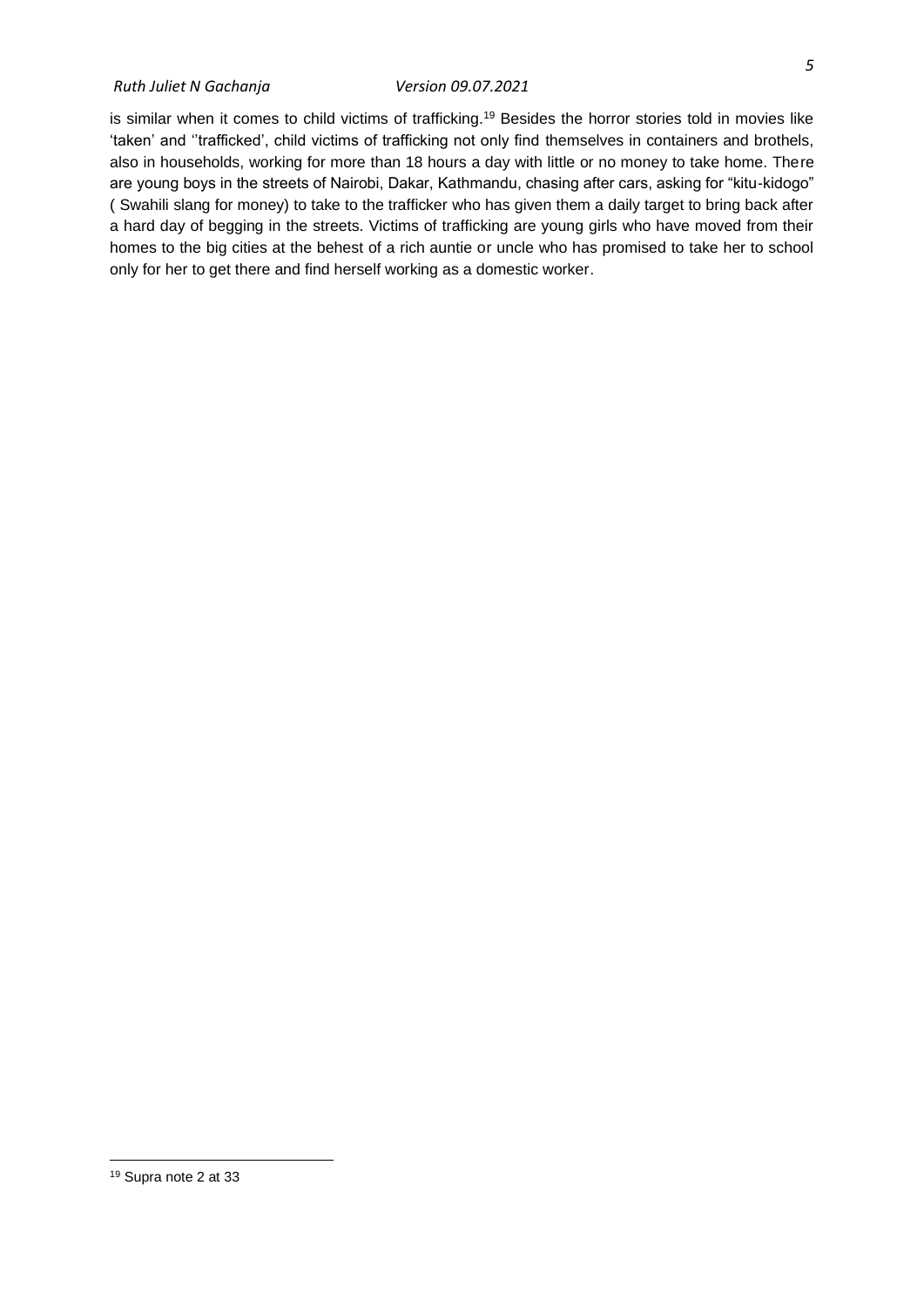is similar when it comes to child victims of trafficking.[19] Besides the horror stories told in movies like 'taken' and ''trafficked', child victims of trafficking not only find themselves in containers and brothels, also in households, working for more than 18 hours a day with little or no money to take home. There are young boys in the streets of Nairobi, Dakar, Kathmandu, chasing after cars, asking for "kitu-kidogo" ( Swahili slang for money) to take to the trafficker who has given them a daily target to bring back after a hard day of begging in the streets. Victims of trafficking are young girls who have moved from their homes to the big cities at the behest of a rich auntie or uncle who has promised to take her to school only for her to get there and find herself working as a domestic worker.

---

[19] Supra note 2 at 33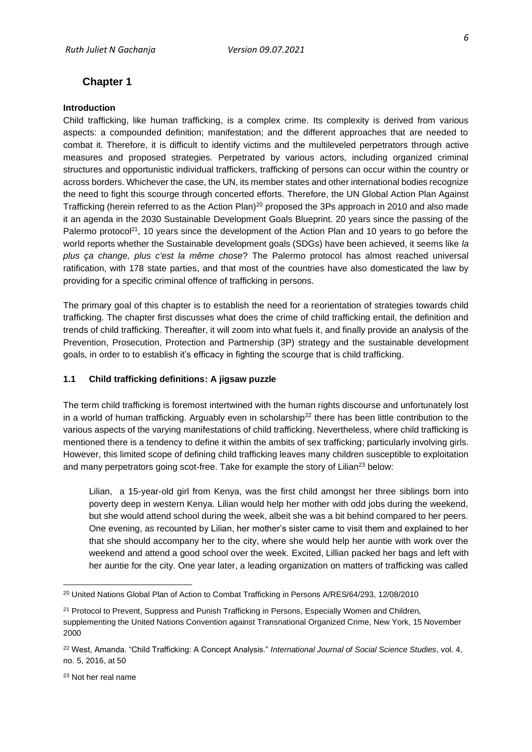# Chapter 1

**Introduction**

Child trafficking, like human trafficking, is a complex crime. Its complexity is derived from various aspects: a compounded definition; manifestation; and the different approaches that are needed to combat it. Therefore, it is difficult to identify victims and the multileveled perpetrators through active measures and proposed strategies. Perpetrated by various actors, including organized criminal structures and opportunistic individual traffickers, trafficking of persons can occur within the country or across borders. Whichever the case, the UN, its member states and other international bodies recognize the need to fight this scourge through concerted efforts. Therefore, the UN Global Action Plan Against Trafficking (herein referred to as the Action Plan)[20] proposed the 3Ps approach in 2010 and also made it an agenda in the 2030 Sustainable Development Goals Blueprint. 20 years since the passing of the Palermo protocol[21], 10 years since the development of the Action Plan and 10 years to go before the world reports whether the Sustainable development goals (SDGs) have been achieved, it seems like *la plus ça change, plus c'est la même chose*? The Palermo protocol has almost reached universal ratification, with 178 state parties, and that most of the countries have also domesticated the law by providing for a specific criminal offence of trafficking in persons.

The primary goal of this chapter is to establish the need for a reorientation of strategies towards child trafficking. The chapter first discusses what does the crime of child trafficking entail, the definition and trends of child trafficking. Thereafter, it will zoom into what fuels it, and finally provide an analysis of the Prevention, Prosecution, Protection and Partnership (3P) strategy and the sustainable development goals, in order to to establish it's efficacy in fighting the scourge that is child trafficking.

### 1.1 Child trafficking definitions: A jigsaw puzzle

The term child trafficking is foremost intertwined with the human rights discourse and unfortunately lost in a world of human trafficking. Arguably even in scholarship[22] there has been little contribution to the various aspects of the varying manifestations of child trafficking. Nevertheless, where child trafficking is mentioned there is a tendency to define it within the ambits of sex trafficking; particularly involving girls. However, this limited scope of defining child trafficking leaves many children susceptible to exploitation and many perpetrators going scot-free. Take for example the story of Lilian[23] below:

> Lilian, a 15-year-old girl from Kenya, was the first child amongst her three siblings born into poverty deep in western Kenya. Lilian would help her mother with odd jobs during the weekend, but she would attend school during the week, albeit she was a bit behind compared to her peers. One evening, as recounted by Lilian, her mother's sister came to visit them and explained to her that she should accompany her to the city, where she would help her auntie with work over the weekend and attend a good school over the week. Excited, Lillian packed her bags and left with her auntie for the city. One year later, a leading organization on matters of trafficking was called

---

[20] United Nations Global Plan of Action to Combat Trafficking in Persons A/RES/64/293, 12/08/2010

[21] Protocol to Prevent, Suppress and Punish Trafficking in Persons, Especially Women and Children, supplementing the United Nations Convention against Transnational Organized Crime, New York, 15 November 2000

[22] West, Amanda. "Child Trafficking: A Concept Analysis." *International Journal of Social Science Studies*, vol. 4, no. 5, 2016, at 50

[23] Not her real name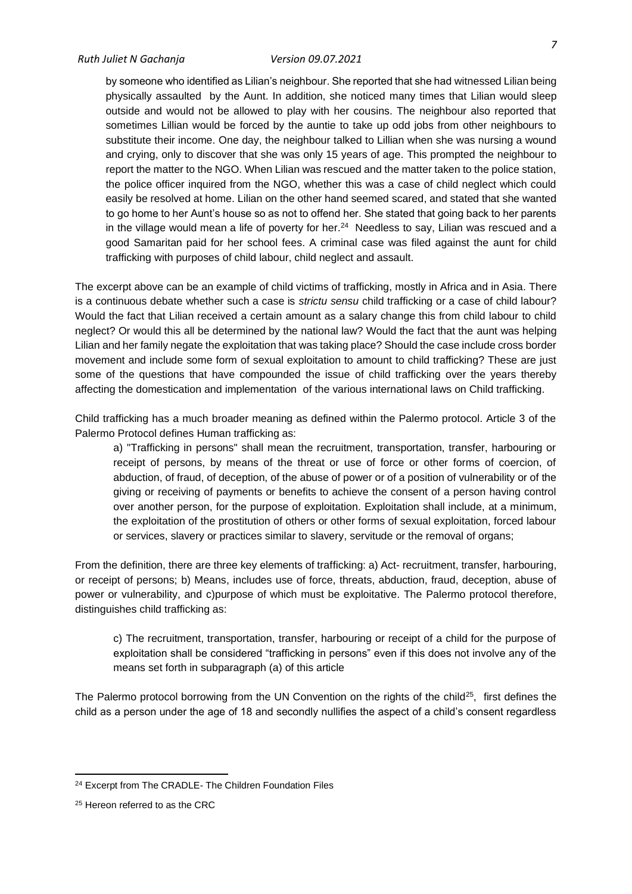> by someone who identified as Lilian's neighbour. She reported that she had witnessed Lilian being physically assaulted by the Aunt. In addition, she noticed many times that Lilian would sleep outside and would not be allowed to play with her cousins. The neighbour also reported that sometimes Lillian would be forced by the auntie to take up odd jobs from other neighbours to substitute their income. One day, the neighbour talked to Lillian when she was nursing a wound and crying, only to discover that she was only 15 years of age. This prompted the neighbour to report the matter to the NGO. When Lilian was rescued and the matter taken to the police station, the police officer inquired from the NGO, whether this was a case of child neglect which could easily be resolved at home. Lilian on the other hand seemed scared, and stated that she wanted to go home to her Aunt's house so as not to offend her. She stated that going back to her parents in the village would mean a life of poverty for her.[24] Needless to say, Lilian was rescued and a good Samaritan paid for her school fees. A criminal case was filed against the aunt for child trafficking with purposes of child labour, child neglect and assault.

The excerpt above can be an example of child victims of trafficking, mostly in Africa and in Asia. There is a continuous debate whether such a case is *strictu sensu* child trafficking or a case of child labour? Would the fact that Lilian received a certain amount as a salary change this from child labour to child neglect? Or would this all be determined by the national law? Would the fact that the aunt was helping Lilian and her family negate the exploitation that was taking place? Should the case include cross border movement and include some form of sexual exploitation to amount to child trafficking? These are just some of the questions that have compounded the issue of child trafficking over the years thereby affecting the domestication and implementation of the various international laws on Child trafficking.

Child trafficking has a much broader meaning as defined within the Palermo protocol. Article 3 of the Palermo Protocol defines Human trafficking as:

> a) "Trafficking in persons" shall mean the recruitment, transportation, transfer, harbouring or receipt of persons, by means of the threat or use of force or other forms of coercion, of abduction, of fraud, of deception, of the abuse of power or of a position of vulnerability or of the giving or receiving of payments or benefits to achieve the consent of a person having control over another person, for the purpose of exploitation. Exploitation shall include, at a minimum, the exploitation of the prostitution of others or other forms of sexual exploitation, forced labour or services, slavery or practices similar to slavery, servitude or the removal of organs;

From the definition, there are three key elements of trafficking: a) Act- recruitment, transfer, harbouring, or receipt of persons; b) Means, includes use of force, threats, abduction, fraud, deception, abuse of power or vulnerability, and c)purpose of which must be exploitative. The Palermo protocol therefore, distinguishes child trafficking as:

> c) The recruitment, transportation, transfer, harbouring or receipt of a child for the purpose of exploitation shall be considered "trafficking in persons" even if this does not involve any of the means set forth in subparagraph (a) of this article

The Palermo protocol borrowing from the UN Convention on the rights of the child[25], first defines the child as a person under the age of 18 and secondly nullifies the aspect of a child's consent regardless

---

[24] Excerpt from The CRADLE- The Children Foundation Files

[25] Hereon referred to as the CRC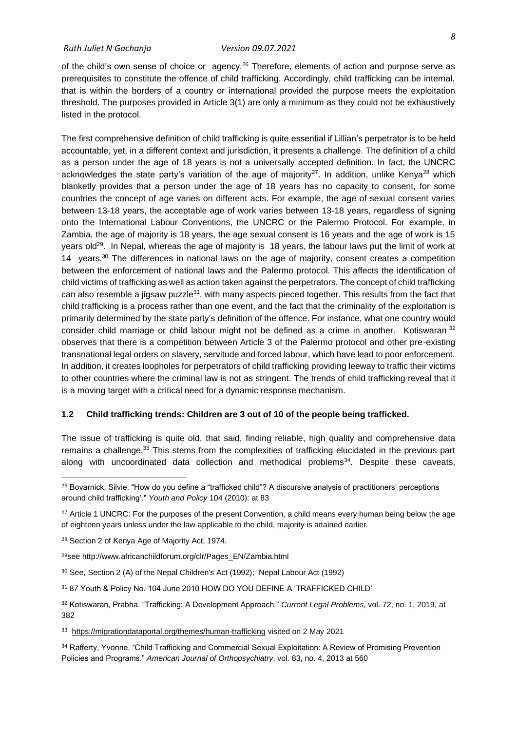of the child's own sense of choice or agency.[26] Therefore, elements of action and purpose serve as prerequisites to constitute the offence of child trafficking. Accordingly, child trafficking can be internal, that is within the borders of a country or international provided the purpose meets the exploitation threshold. The purposes provided in Article 3(1) are only a minimum as they could not be exhaustively listed in the protocol.

The first comprehensive definition of child trafficking is quite essential if Lillian's perpetrator is to be held accountable, yet, in a different context and jurisdiction, it presents a challenge. The definition of a child as a person under the age of 18 years is not a universally accepted definition. In fact, the UNCRC acknowledges the state party's variation of the age of majority[27]. In addition, unlike Kenya[28] which blanketly provides that a person under the age of 18 years has no capacity to consent, for some countries the concept of age varies on different acts. For example, the age of sexual consent varies between 13-18 years, the acceptable age of work varies between 13-18 years, regardless of signing onto the International Labour Conventions, the UNCRC or the Palermo Protocol. For example, in Zambia, the age of majority is 18 years, the age sexual consent is 16 years and the age of work is 15 years old[29]. In Nepal, whereas the age of majority is 18 years, the labour laws put the limit of work at 14 years.[30] The differences in national laws on the age of majority, consent creates a competition between the enforcement of national laws and the Palermo protocol. This affects the identification of child victims of trafficking as well as action taken against the perpetrators. The concept of child trafficking can also resemble a jigsaw puzzle[31], with many aspects pieced together. This results from the fact that child trafficking is a process rather than one event, and the fact that the criminality of the exploitation is primarily determined by the state party's definition of the offence. For instance, what one country would consider child marriage or child labour might not be defined as a crime in another. Kotiswaran [32] observes that there is a competition between Article 3 of the Palermo protocol and other pre-existing transnational legal orders on slavery, servitude and forced labour, which have lead to poor enforcement. In addition, it creates loopholes for perpetrators of child trafficking providing leeway to traffic their victims to other countries where the criminal law is not as stringent. The trends of child trafficking reveal that it is a moving target with a critical need for a dynamic response mechanism.

### 1.2 Child trafficking trends: Children are 3 out of 10 of the people being trafficked.

The issue of trafficking is quite old, that said, finding reliable, high quality and comprehensive data remains a challenge.[33] This stems from the complexities of trafficking elucidated in the previous part along with uncoordinated data collection and methodical problems[34]. Despite these caveats,

---

[26] Bovarnick, Silvie. "How do you define a "trafficked child"? A discursive analysis of practitioners' perceptions around child trafficking'." *Youth and Policy* 104 (2010): at 83

[27] Article 1 UNCRC: For the purposes of the present Convention, a child means every human being below the age of eighteen years unless under the law applicable to the child, majority is attained earlier.

[28] Section 2 of Kenya Age of Majority Act, 1974.

[29] see http://www.africanchildforum.org/clr/Pages_EN/Zambia.html

[30] See, Section 2 (A) of the Nepal Children's Act (1992); Nepal Labour Act (1992)

[31] 87 Youth & Policy No. 104 June 2010 HOW DO YOU DEFINE A 'TRAFFICKED CHILD'

[32] Kotiswaran, Prabha. "Trafficking: A Development Approach." *Current Legal Problems*, vol. 72, no. 1, 2019, at 382

[33] https://migrationdataportal.org/themes/human-trafficking visited on 2 May 2021

[34] Rafferty, Yvonne. "Child Trafficking and Commercial Sexual Exploitation: A Review of Promising Prevention Policies and Programs." *American Journal of Orthopsychiatry*, vol. 83, no. 4, 2013 at 560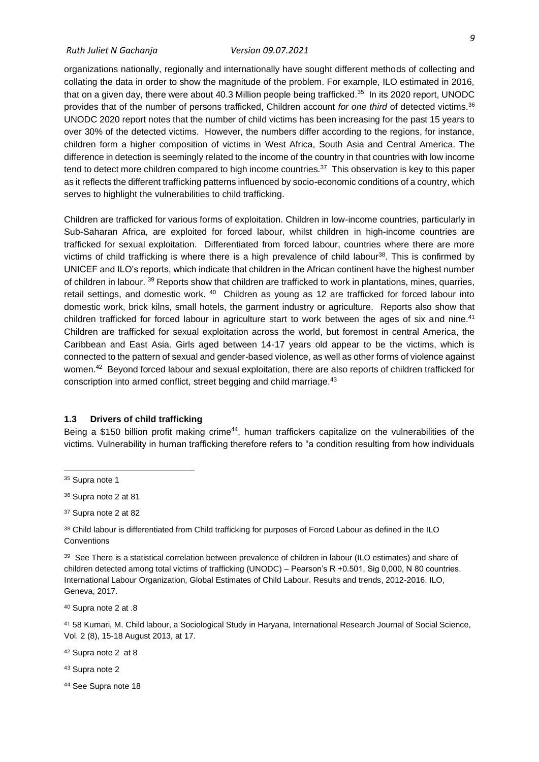organizations nationally, regionally and internationally have sought different methods of collecting and collating the data in order to show the magnitude of the problem. For example, ILO estimated in 2016, that on a given day, there were about 40.3 Million people being trafficked.[35] In its 2020 report, UNODC provides that of the number of persons trafficked, Children account *for one third* of detected victims.[36] UNODC 2020 report notes that the number of child victims has been increasing for the past 15 years to over 30% of the detected victims. However, the numbers differ according to the regions, for instance, children form a higher composition of victims in West Africa, South Asia and Central America. The difference in detection is seemingly related to the income of the country in that countries with low income tend to detect more children compared to high income countries.[37] This observation is key to this paper as it reflects the different trafficking patterns influenced by socio-economic conditions of a country, which serves to highlight the vulnerabilities to child trafficking.

Children are trafficked for various forms of exploitation. Children in low-income countries, particularly in Sub-Saharan Africa, are exploited for forced labour, whilst children in high-income countries are trafficked for sexual exploitation. Differentiated from forced labour, countries where there are more victims of child trafficking is where there is a high prevalence of child labour[38]. This is confirmed by UNICEF and ILO's reports, which indicate that children in the African continent have the highest number of children in labour.[39] Reports show that children are trafficked to work in plantations, mines, quarries, retail settings, and domestic work.[40] Children as young as 12 are trafficked for forced labour into domestic work, brick kilns, small hotels, the garment industry or agriculture. Reports also show that children trafficked for forced labour in agriculture start to work between the ages of six and nine.[41] Children are trafficked for sexual exploitation across the world, but foremost in central America, the Caribbean and East Asia. Girls aged between 14-17 years old appear to be the victims, which is connected to the pattern of sexual and gender-based violence, as well as other forms of violence against women.[42] Beyond forced labour and sexual exploitation, there are also reports of children trafficked for conscription into armed conflict, street begging and child marriage.[43]

### 1.3 Drivers of child trafficking

Being a $150 billion profit making crime[44], human traffickers capitalize on the vulnerabilities of the victims. Vulnerability in human trafficking therefore refers to "a condition resulting from how individuals

---

[35] Supra note 1

[36] Supra note 2 at 81

[37] Supra note 2 at 82

[38] Child labour is differentiated from Child trafficking for purposes of Forced Labour as defined in the ILO Conventions

[39] See There is a statistical correlation between prevalence of children in labour (ILO estimates) and share of children detected among total victims of trafficking (UNODC) – Pearson's R +0.501, Sig 0,000, N 80 countries. International Labour Organization, Global Estimates of Child Labour. Results and trends, 2012-2016. ILO, Geneva, 2017.

[40] Supra note 2 at .8

[41] 58 Kumari, M. Child labour, a Sociological Study in Haryana, International Research Journal of Social Science, Vol. 2 (8), 15-18 August 2013, at 17.

[42] Supra note 2 at 8

[43] Supra note 2

[44] See Supra note 18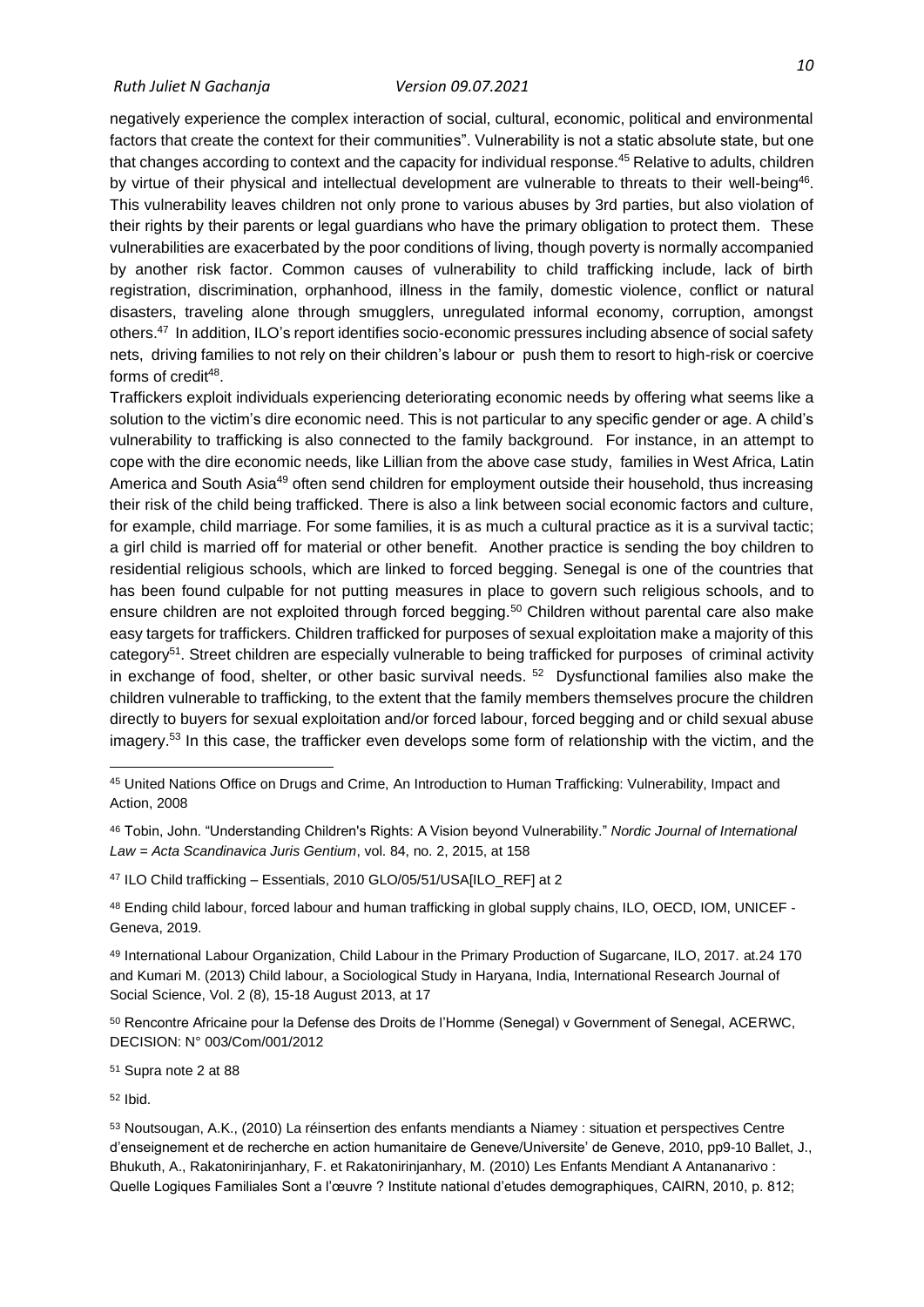negatively experience the complex interaction of social, cultural, economic, political and environmental factors that create the context for their communities". Vulnerability is not a static absolute state, but one that changes according to context and the capacity for individual response.[45] Relative to adults, children by virtue of their physical and intellectual development are vulnerable to threats to their well-being[46]. This vulnerability leaves children not only prone to various abuses by 3rd parties, but also violation of their rights by their parents or legal guardians who have the primary obligation to protect them. These vulnerabilities are exacerbated by the poor conditions of living, though poverty is normally accompanied by another risk factor. Common causes of vulnerability to child trafficking include, lack of birth registration, discrimination, orphanhood, illness in the family, domestic violence, conflict or natural disasters, traveling alone through smugglers, unregulated informal economy, corruption, amongst others.[47] In addition, ILO's report identifies socio-economic pressures including absence of social safety nets, driving families to not rely on their children's labour or push them to resort to high-risk or coercive forms of credit[48].

Traffickers exploit individuals experiencing deteriorating economic needs by offering what seems like a solution to the victim's dire economic need. This is not particular to any specific gender or age. A child's vulnerability to trafficking is also connected to the family background. For instance, in an attempt to cope with the dire economic needs, like Lillian from the above case study, families in West Africa, Latin America and South Asia[49] often send children for employment outside their household, thus increasing their risk of the child being trafficked. There is also a link between social economic factors and culture, for example, child marriage. For some families, it is as much a cultural practice as it is a survival tactic; a girl child is married off for material or other benefit. Another practice is sending the boy children to residential religious schools, which are linked to forced begging. Senegal is one of the countries that has been found culpable for not putting measures in place to govern such religious schools, and to ensure children are not exploited through forced begging.[50] Children without parental care also make easy targets for traffickers. Children trafficked for purposes of sexual exploitation make a majority of this category[51]. Street children are especially vulnerable to being trafficked for purposes of criminal activity in exchange of food, shelter, or other basic survival needs. [52] Dysfunctional families also make the children vulnerable to trafficking, to the extent that the family members themselves procure the children directly to buyers for sexual exploitation and/or forced labour, forced begging and or child sexual abuse imagery.[53] In this case, the trafficker even develops some form of relationship with the victim, and the

---

[45] United Nations Office on Drugs and Crime, An Introduction to Human Trafficking: Vulnerability, Impact and Action, 2008

[46] Tobin, John. "Understanding Children's Rights: A Vision beyond Vulnerability." *Nordic Journal of International Law = Acta Scandinavica Juris Gentium*, vol. 84, no. 2, 2015, at 158

[47] ILO Child trafficking – Essentials, 2010 GLO/05/51/USA[ILO_REF] at 2

[48] Ending child labour, forced labour and human trafficking in global supply chains, ILO, OECD, IOM, UNICEF - Geneva, 2019.

[49] International Labour Organization, Child Labour in the Primary Production of Sugarcane, ILO, 2017. at.24 170 and Kumari M. (2013) Child labour, a Sociological Study in Haryana, India, International Research Journal of Social Science, Vol. 2 (8), 15-18 August 2013, at 17

[50] Rencontre Africaine pour la Defense des Droits de l'Homme (Senegal) v Government of Senegal, ACERWC, DECISION: N° 003/Com/001/2012

[51] Supra note 2 at 88

[52] Ibid.

[53] Noutsougan, A.K., (2010) La réinsertion des enfants mendiants a Niamey : situation et perspectives Centre d'enseignement et de recherche en action humanitaire de Geneve/Universite' de Geneve, 2010, pp9-10 Ballet, J., Bhukuth, A., Rakatonirinjanhary, F. et Rakatonirinjanhary, M. (2010) Les Enfants Mendiant A Antananarivo : Quelle Logiques Familiales Sont a l'œuvre ? Institute national d'etudes demographiques, CAIRN, 2010, p. 812;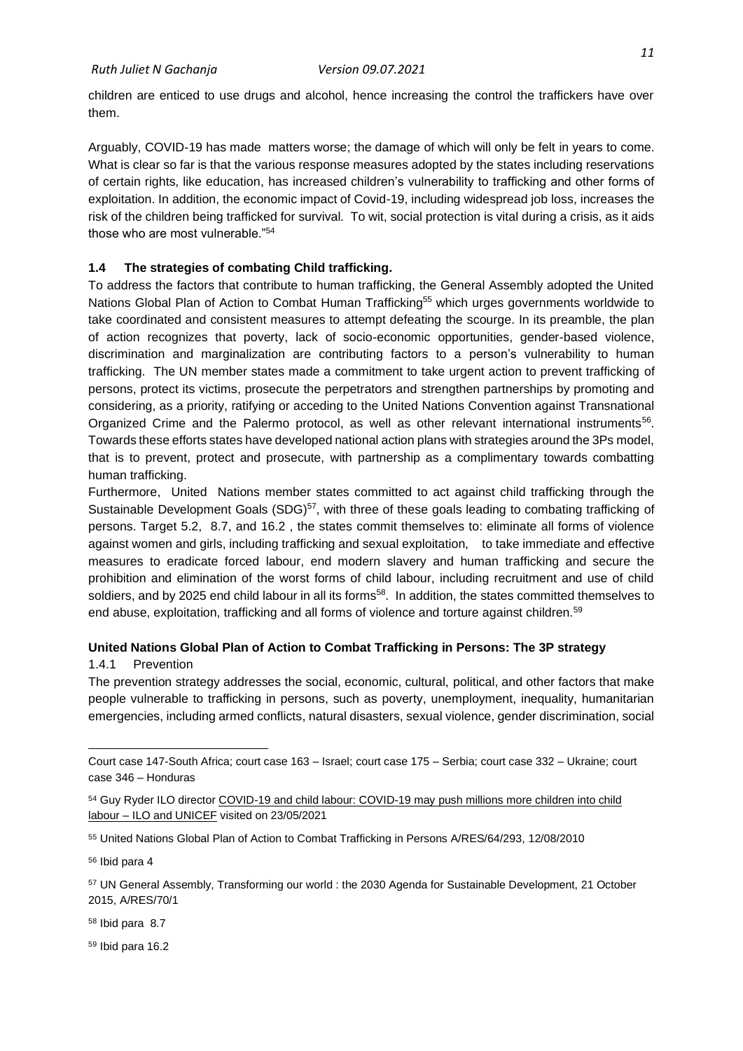children are enticed to use drugs and alcohol, hence increasing the control the traffickers have over them.

Arguably, COVID-19 has made matters worse; the damage of which will only be felt in years to come. What is clear so far is that the various response measures adopted by the states including reservations of certain rights, like education, has increased children's vulnerability to trafficking and other forms of exploitation. In addition, the economic impact of Covid-19, including widespread job loss, increases the risk of the children being trafficked for survival. To wit, social protection is vital during a crisis, as it aids those who are most vulnerable."[54]

### 1.4 The strategies of combating Child trafficking.

To address the factors that contribute to human trafficking, the General Assembly adopted the United Nations Global Plan of Action to Combat Human Trafficking[55] which urges governments worldwide to take coordinated and consistent measures to attempt defeating the scourge. In its preamble, the plan of action recognizes that poverty, lack of socio-economic opportunities, gender-based violence, discrimination and marginalization are contributing factors to a person's vulnerability to human trafficking. The UN member states made a commitment to take urgent action to prevent trafficking of persons, protect its victims, prosecute the perpetrators and strengthen partnerships by promoting and considering, as a priority, ratifying or acceding to the United Nations Convention against Transnational Organized Crime and the Palermo protocol, as well as other relevant international instruments[56]. Towards these efforts states have developed national action plans with strategies around the 3Ps model, that is to prevent, protect and prosecute, with partnership as a complimentary towards combatting human trafficking.

Furthermore, United Nations member states committed to act against child trafficking through the Sustainable Development Goals (SDG)[57], with three of these goals leading to combating trafficking of persons. Target 5.2, 8.7, and 16.2 , the states commit themselves to: eliminate all forms of violence against women and girls, including trafficking and sexual exploitation, to take immediate and effective measures to eradicate forced labour, end modern slavery and human trafficking and secure the prohibition and elimination of the worst forms of child labour, including recruitment and use of child soldiers, and by 2025 end child labour in all its forms[58]. In addition, the states committed themselves to end abuse, exploitation, trafficking and all forms of violence and torture against children.[59]

**United Nations Global Plan of Action to Combat Trafficking in Persons: The 3P strategy**

#### 1.4.1 Prevention

The prevention strategy addresses the social, economic, cultural, political, and other factors that make people vulnerable to trafficking in persons, such as poverty, unemployment, inequality, humanitarian emergencies, including armed conflicts, natural disasters, sexual violence, gender discrimination, social

---

Court case 147-South Africa; court case 163 – Israel; court case 175 – Serbia; court case 332 – Ukraine; court case 346 – Honduras

[54] Guy Ryder ILO director COVID-19 and child labour: COVID-19 may push millions more children into child labour – ILO and UNICEF visited on 23/05/2021

[55] United Nations Global Plan of Action to Combat Trafficking in Persons A/RES/64/293, 12/08/2010

[56] Ibid para 4

[57] UN General Assembly, Transforming our world : the 2030 Agenda for Sustainable Development, 21 October 2015, A/RES/70/1

[58] Ibid para 8.7

[59] Ibid para 16.2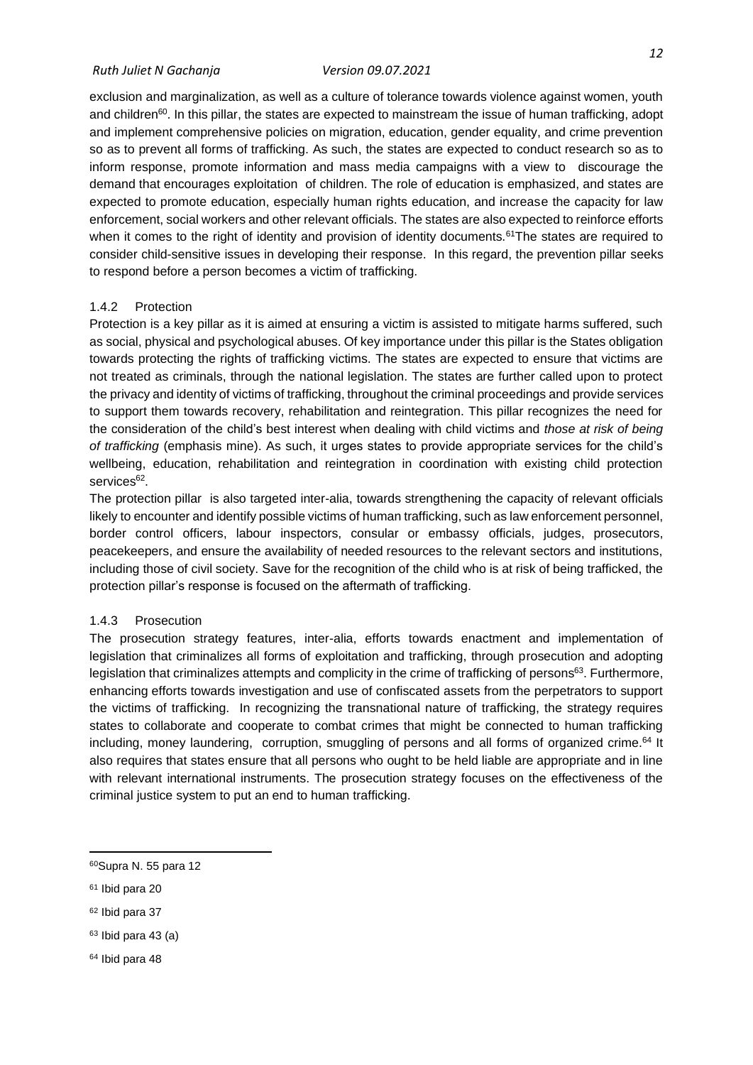exclusion and marginalization, as well as a culture of tolerance towards violence against women, youth and children[60]. In this pillar, the states are expected to mainstream the issue of human trafficking, adopt and implement comprehensive policies on migration, education, gender equality, and crime prevention so as to prevent all forms of trafficking. As such, the states are expected to conduct research so as to inform response, promote information and mass media campaigns with a view to discourage the demand that encourages exploitation of children. The role of education is emphasized, and states are expected to promote education, especially human rights education, and increase the capacity for law enforcement, social workers and other relevant officials. The states are also expected to reinforce efforts when it comes to the right of identity and provision of identity documents.[61]The states are required to consider child-sensitive issues in developing their response. In this regard, the prevention pillar seeks to respond before a person becomes a victim of trafficking.

### 1.4.2 Protection

Protection is a key pillar as it is aimed at ensuring a victim is assisted to mitigate harms suffered, such as social, physical and psychological abuses. Of key importance under this pillar is the States obligation towards protecting the rights of trafficking victims. The states are expected to ensure that victims are not treated as criminals, through the national legislation. The states are further called upon to protect the privacy and identity of victims of trafficking, throughout the criminal proceedings and provide services to support them towards recovery, rehabilitation and reintegration. This pillar recognizes the need for the consideration of the child's best interest when dealing with child victims and *those at risk of being of trafficking* (emphasis mine). As such, it urges states to provide appropriate services for the child's wellbeing, education, rehabilitation and reintegration in coordination with existing child protection services[62].

The protection pillar is also targeted inter-alia, towards strengthening the capacity of relevant officials likely to encounter and identify possible victims of human trafficking, such as law enforcement personnel, border control officers, labour inspectors, consular or embassy officials, judges, prosecutors, peacekeepers, and ensure the availability of needed resources to the relevant sectors and institutions, including those of civil society. Save for the recognition of the child who is at risk of being trafficked, the protection pillar's response is focused on the aftermath of trafficking.

### 1.4.3 Prosecution

The prosecution strategy features, inter-alia, efforts towards enactment and implementation of legislation that criminalizes all forms of exploitation and trafficking, through prosecution and adopting legislation that criminalizes attempts and complicity in the crime of trafficking of persons[63]. Furthermore, enhancing efforts towards investigation and use of confiscated assets from the perpetrators to support the victims of trafficking. In recognizing the transnational nature of trafficking, the strategy requires states to collaborate and cooperate to combat crimes that might be connected to human trafficking including, money laundering, corruption, smuggling of persons and all forms of organized crime.[64] It also requires that states ensure that all persons who ought to be held liable are appropriate and in line with relevant international instruments. The prosecution strategy focuses on the effectiveness of the criminal justice system to put an end to human trafficking.

---

[60]Supra N. 55 para 12

[61] Ibid para 20

[62] Ibid para 37

[63] Ibid para 43 (a)

[64] Ibid para 48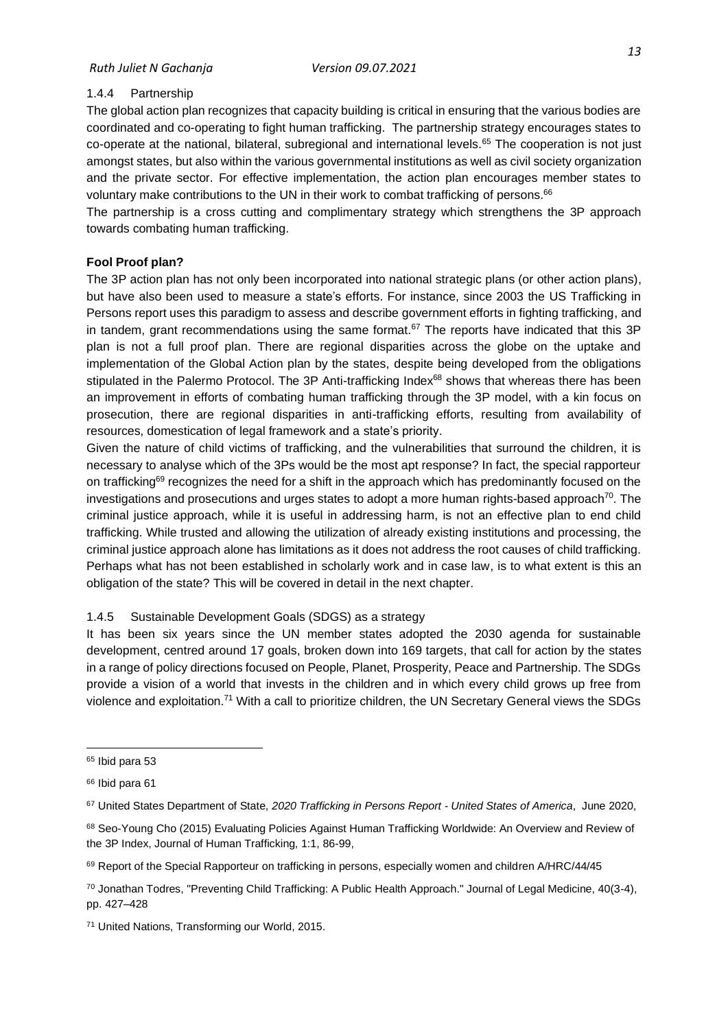### 1.4.4 Partnership

The global action plan recognizes that capacity building is critical in ensuring that the various bodies are coordinated and co-operating to fight human trafficking. The partnership strategy encourages states to co-operate at the national, bilateral, subregional and international levels.[65] The cooperation is not just amongst states, but also within the various governmental institutions as well as civil society organization and the private sector. For effective implementation, the action plan encourages member states to voluntary make contributions to the UN in their work to combat trafficking of persons.[66]

The partnership is a cross cutting and complimentary strategy which strengthens the 3P approach towards combating human trafficking.

**Fool Proof plan?**

The 3P action plan has not only been incorporated into national strategic plans (or other action plans), but have also been used to measure a state's efforts. For instance, since 2003 the US Trafficking in Persons report uses this paradigm to assess and describe government efforts in fighting trafficking, and in tandem, grant recommendations using the same format.[67] The reports have indicated that this 3P plan is not a full proof plan. There are regional disparities across the globe on the uptake and implementation of the Global Action plan by the states, despite being developed from the obligations stipulated in the Palermo Protocol. The 3P Anti-trafficking Index[68] shows that whereas there has been an improvement in efforts of combating human trafficking through the 3P model, with a kin focus on prosecution, there are regional disparities in anti-trafficking efforts, resulting from availability of resources, domestication of legal framework and a state's priority.

Given the nature of child victims of trafficking, and the vulnerabilities that surround the children, it is necessary to analyse which of the 3Ps would be the most apt response? In fact, the special rapporteur on trafficking[69] recognizes the need for a shift in the approach which has predominantly focused on the investigations and prosecutions and urges states to adopt a more human rights-based approach[70]. The criminal justice approach, while it is useful in addressing harm, is not an effective plan to end child trafficking. While trusted and allowing the utilization of already existing institutions and processing, the criminal justice approach alone has limitations as it does not address the root causes of child trafficking. Perhaps what has not been established in scholarly work and in case law, is to what extent is this an obligation of the state? This will be covered in detail in the next chapter.

### 1.4.5 Sustainable Development Goals (SDGS) as a strategy

It has been six years since the UN member states adopted the 2030 agenda for sustainable development, centred around 17 goals, broken down into 169 targets, that call for action by the states in a range of policy directions focused on People, Planet, Prosperity, Peace and Partnership. The SDGs provide a vision of a world that invests in the children and in which every child grows up free from violence and exploitation.[71] With a call to prioritize children, the UN Secretary General views the SDGs

---

[65] Ibid para 53

[66] Ibid para 61

[67] United States Department of State, *2020 Trafficking in Persons Report - United States of America*, June 2020,

[68] Seo-Young Cho (2015) Evaluating Policies Against Human Trafficking Worldwide: An Overview and Review of the 3P Index, Journal of Human Trafficking, 1:1, 86-99,

[69] Report of the Special Rapporteur on trafficking in persons, especially women and children A/HRC/44/45

[70] Jonathan Todres, "Preventing Child Trafficking: A Public Health Approach." Journal of Legal Medicine, 40(3-4), pp. 427–428

[71] United Nations, Transforming our World, 2015.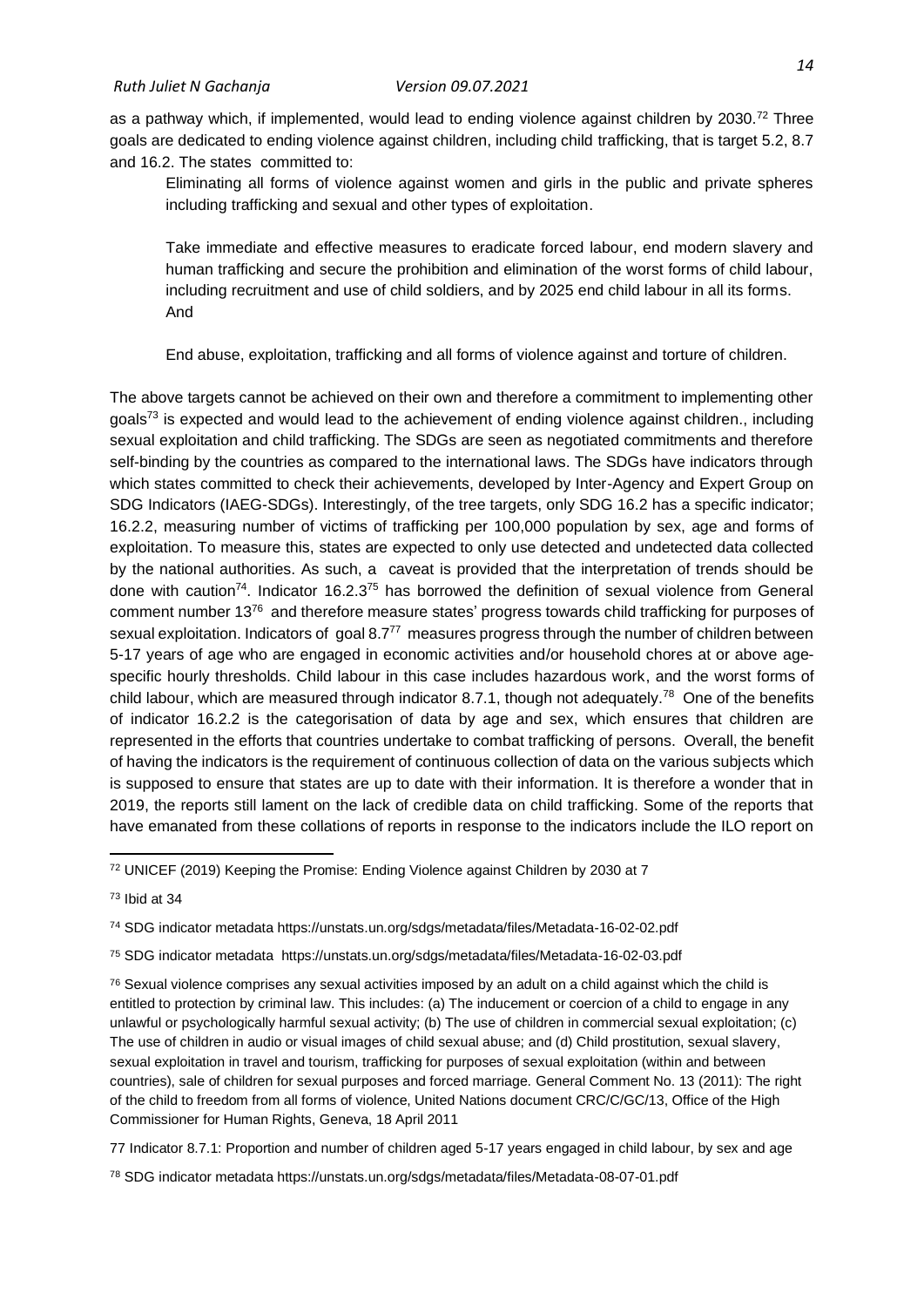as a pathway which, if implemented, would lead to ending violence against children by 2030.[72] Three goals are dedicated to ending violence against children, including child trafficking, that is target 5.2, 8.7 and 16.2. The states committed to:

> Eliminating all forms of violence against women and girls in the public and private spheres including trafficking and sexual and other types of exploitation.
>
> Take immediate and effective measures to eradicate forced labour, end modern slavery and human trafficking and secure the prohibition and elimination of the worst forms of child labour, including recruitment and use of child soldiers, and by 2025 end child labour in all its forms. And
>
> End abuse, exploitation, trafficking and all forms of violence against and torture of children.

The above targets cannot be achieved on their own and therefore a commitment to implementing other goals[73] is expected and would lead to the achievement of ending violence against children., including sexual exploitation and child trafficking. The SDGs are seen as negotiated commitments and therefore self-binding by the countries as compared to the international laws. The SDGs have indicators through which states committed to check their achievements, developed by Inter-Agency and Expert Group on SDG Indicators (IAEG-SDGs). Interestingly, of the tree targets, only SDG 16.2 has a specific indicator; 16.2.2, measuring number of victims of trafficking per 100,000 population by sex, age and forms of exploitation. To measure this, states are expected to only use detected and undetected data collected by the national authorities. As such, a caveat is provided that the interpretation of trends should be done with caution[74]. Indicator 16.2.3[75] has borrowed the definition of sexual violence from General comment number 13[76] and therefore measure states' progress towards child trafficking for purposes of sexual exploitation. Indicators of goal 8.7[77] measures progress through the number of children between 5-17 years of age who are engaged in economic activities and/or household chores at or above age-specific hourly thresholds. Child labour in this case includes hazardous work, and the worst forms of child labour, which are measured through indicator 8.7.1, though not adequately.[78] One of the benefits of indicator 16.2.2 is the categorisation of data by age and sex, which ensures that children are represented in the efforts that countries undertake to combat trafficking of persons. Overall, the benefit of having the indicators is the requirement of continuous collection of data on the various subjects which is supposed to ensure that states are up to date with their information. It is therefore a wonder that in 2019, the reports still lament on the lack of credible data on child trafficking. Some of the reports that have emanated from these collations of reports in response to the indicators include the ILO report on

---

[72] UNICEF (2019) Keeping the Promise: Ending Violence against Children by 2030 at 7

[73] Ibid at 34

[74] SDG indicator metadata https://unstats.un.org/sdgs/metadata/files/Metadata-16-02-02.pdf

[75] SDG indicator metadata https://unstats.un.org/sdgs/metadata/files/Metadata-16-02-03.pdf

[76] Sexual violence comprises any sexual activities imposed by an adult on a child against which the child is entitled to protection by criminal law. This includes: (a) The inducement or coercion of a child to engage in any unlawful or psychologically harmful sexual activity; (b) The use of children in commercial sexual exploitation; (c) The use of children in audio or visual images of child sexual abuse; and (d) Child prostitution, sexual slavery, sexual exploitation in travel and tourism, trafficking for purposes of sexual exploitation (within and between countries), sale of children for sexual purposes and forced marriage. General Comment No. 13 (2011): The right of the child to freedom from all forms of violence, United Nations document CRC/C/GC/13, Office of the High Commissioner for Human Rights, Geneva, 18 April 2011

[77] Indicator 8.7.1: Proportion and number of children aged 5-17 years engaged in child labour, by sex and age

[78] SDG indicator metadata https://unstats.un.org/sdgs/metadata/files/Metadata-08-07-01.pdf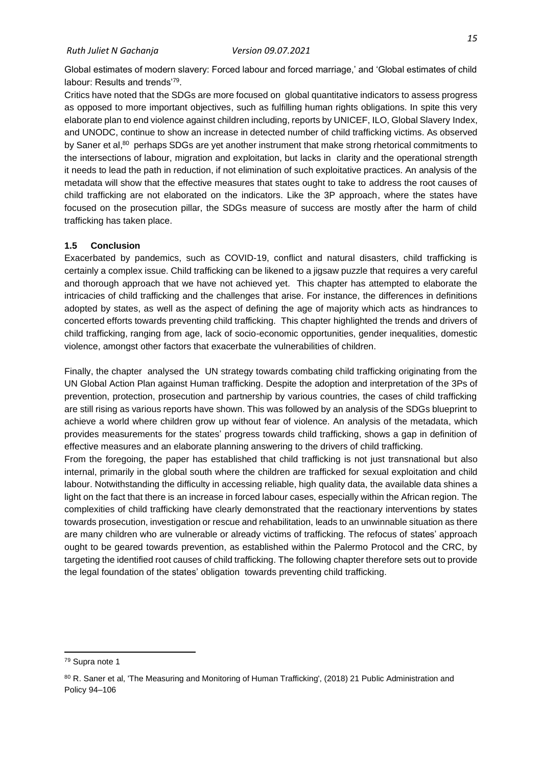Global estimates of modern slavery: Forced labour and forced marriage,' and 'Global estimates of child labour: Results and trends'[79].

Critics have noted that the SDGs are more focused on global quantitative indicators to assess progress as opposed to more important objectives, such as fulfilling human rights obligations. In spite this very elaborate plan to end violence against children including, reports by UNICEF, ILO, Global Slavery Index, and UNODC, continue to show an increase in detected number of child trafficking victims. As observed by Saner et al,[80] perhaps SDGs are yet another instrument that make strong rhetorical commitments to the intersections of labour, migration and exploitation, but lacks in clarity and the operational strength it needs to lead the path in reduction, if not elimination of such exploitative practices. An analysis of the metadata will show that the effective measures that states ought to take to address the root causes of child trafficking are not elaborated on the indicators. Like the 3P approach, where the states have focused on the prosecution pillar, the SDGs measure of success are mostly after the harm of child trafficking has taken place.

### 1.5 Conclusion

Exacerbated by pandemics, such as COVID-19, conflict and natural disasters, child trafficking is certainly a complex issue. Child trafficking can be likened to a jigsaw puzzle that requires a very careful and thorough approach that we have not achieved yet. This chapter has attempted to elaborate the intricacies of child trafficking and the challenges that arise. For instance, the differences in definitions adopted by states, as well as the aspect of defining the age of majority which acts as hindrances to concerted efforts towards preventing child trafficking. This chapter highlighted the trends and drivers of child trafficking, ranging from age, lack of socio-economic opportunities, gender inequalities, domestic violence, amongst other factors that exacerbate the vulnerabilities of children.

Finally, the chapter analysed the UN strategy towards combating child trafficking originating from the UN Global Action Plan against Human trafficking. Despite the adoption and interpretation of the 3Ps of prevention, protection, prosecution and partnership by various countries, the cases of child trafficking are still rising as various reports have shown. This was followed by an analysis of the SDGs blueprint to achieve a world where children grow up without fear of violence. An analysis of the metadata, which provides measurements for the states' progress towards child trafficking, shows a gap in definition of effective measures and an elaborate planning answering to the drivers of child trafficking.

From the foregoing, the paper has established that child trafficking is not just transnational but also internal, primarily in the global south where the children are trafficked for sexual exploitation and child labour. Notwithstanding the difficulty in accessing reliable, high quality data, the available data shines a light on the fact that there is an increase in forced labour cases, especially within the African region. The complexities of child trafficking have clearly demonstrated that the reactionary interventions by states towards prosecution, investigation or rescue and rehabilitation, leads to an unwinnable situation as there are many children who are vulnerable or already victims of trafficking. The refocus of states' approach ought to be geared towards prevention, as established within the Palermo Protocol and the CRC, by targeting the identified root causes of child trafficking. The following chapter therefore sets out to provide the legal foundation of the states' obligation towards preventing child trafficking.

---

[79] Supra note 1

[80] R. Saner et al, 'The Measuring and Monitoring of Human Trafficking', (2018) 21 Public Administration and Policy 94–106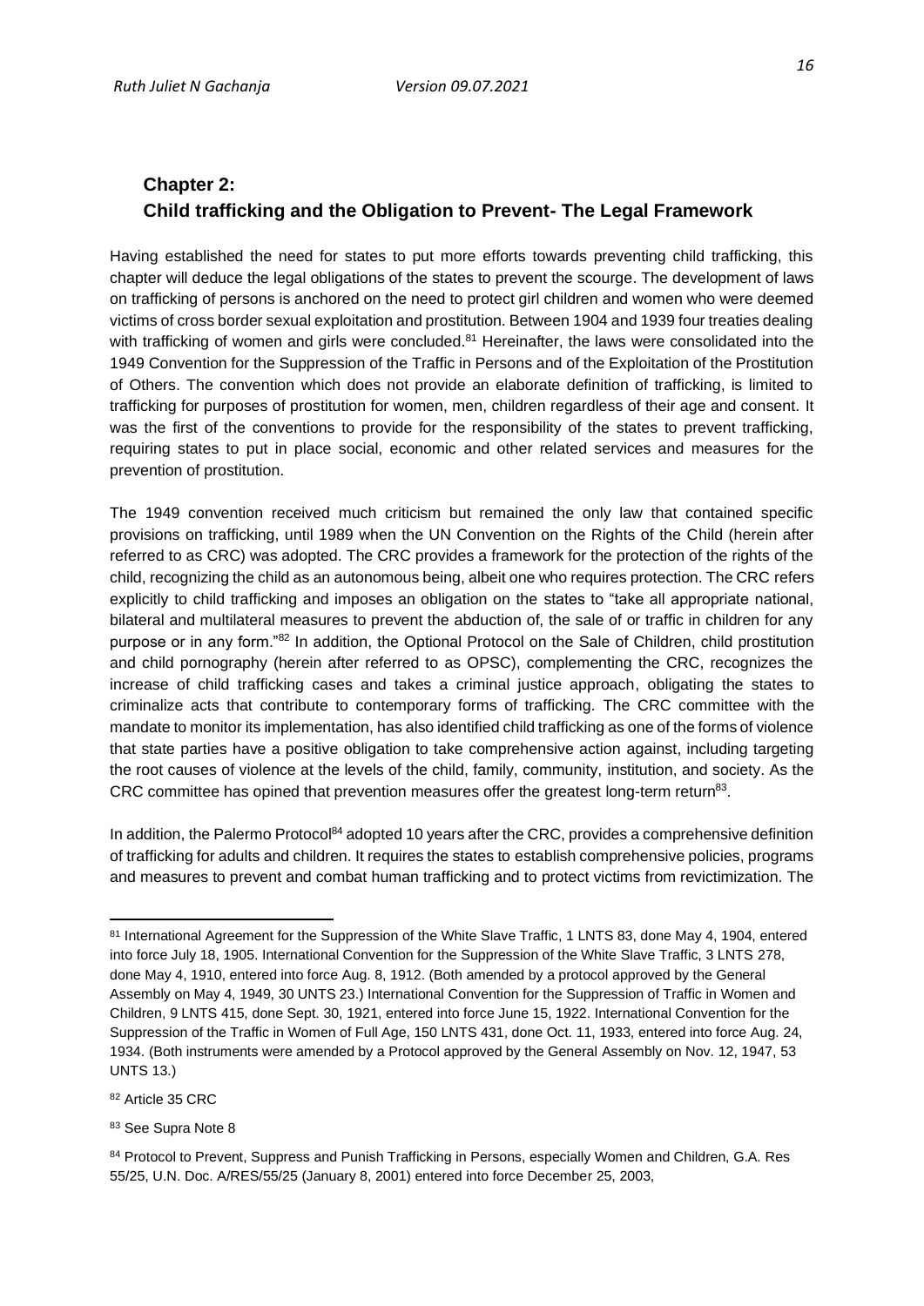## Chapter 2:
## Child trafficking and the Obligation to Prevent- The Legal Framework

Having established the need for states to put more efforts towards preventing child trafficking, this chapter will deduce the legal obligations of the states to prevent the scourge. The development of laws on trafficking of persons is anchored on the need to protect girl children and women who were deemed victims of cross border sexual exploitation and prostitution. Between 1904 and 1939 four treaties dealing with trafficking of women and girls were concluded.[81] Hereinafter, the laws were consolidated into the 1949 Convention for the Suppression of the Traffic in Persons and of the Exploitation of the Prostitution of Others. The convention which does not provide an elaborate definition of trafficking, is limited to trafficking for purposes of prostitution for women, men, children regardless of their age and consent. It was the first of the conventions to provide for the responsibility of the states to prevent trafficking, requiring states to put in place social, economic and other related services and measures for the prevention of prostitution.

The 1949 convention received much criticism but remained the only law that contained specific provisions on trafficking, until 1989 when the UN Convention on the Rights of the Child (herein after referred to as CRC) was adopted. The CRC provides a framework for the protection of the rights of the child, recognizing the child as an autonomous being, albeit one who requires protection. The CRC refers explicitly to child trafficking and imposes an obligation on the states to "take all appropriate national, bilateral and multilateral measures to prevent the abduction of, the sale of or traffic in children for any purpose or in any form."[82] In addition, the Optional Protocol on the Sale of Children, child prostitution and child pornography (herein after referred to as OPSC), complementing the CRC, recognizes the increase of child trafficking cases and takes a criminal justice approach, obligating the states to criminalize acts that contribute to contemporary forms of trafficking. The CRC committee with the mandate to monitor its implementation, has also identified child trafficking as one of the forms of violence that state parties have a positive obligation to take comprehensive action against, including targeting the root causes of violence at the levels of the child, family, community, institution, and society. As the CRC committee has opined that prevention measures offer the greatest long-term return[83].

In addition, the Palermo Protocol[84] adopted 10 years after the CRC, provides a comprehensive definition of trafficking for adults and children. It requires the states to establish comprehensive policies, programs and measures to prevent and combat human trafficking and to protect victims from revictimization. The

---

[81] International Agreement for the Suppression of the White Slave Traffic, 1 LNTS 83, done May 4, 1904, entered into force July 18, 1905. International Convention for the Suppression of the White Slave Traffic, 3 LNTS 278, done May 4, 1910, entered into force Aug. 8, 1912. (Both amended by a protocol approved by the General Assembly on May 4, 1949, 30 UNTS 23.) International Convention for the Suppression of Traffic in Women and Children, 9 LNTS 415, done Sept. 30, 1921, entered into force June 15, 1922. International Convention for the Suppression of the Traffic in Women of Full Age, 150 LNTS 431, done Oct. 11, 1933, entered into force Aug. 24, 1934. (Both instruments were amended by a Protocol approved by the General Assembly on Nov. 12, 1947, 53 UNTS 13.)

[82] Article 35 CRC

[83] See Supra Note 8

[84] Protocol to Prevent, Suppress and Punish Trafficking in Persons, especially Women and Children, G.A. Res 55/25, U.N. Doc. A/RES/55/25 (January 8, 2001) entered into force December 25, 2003,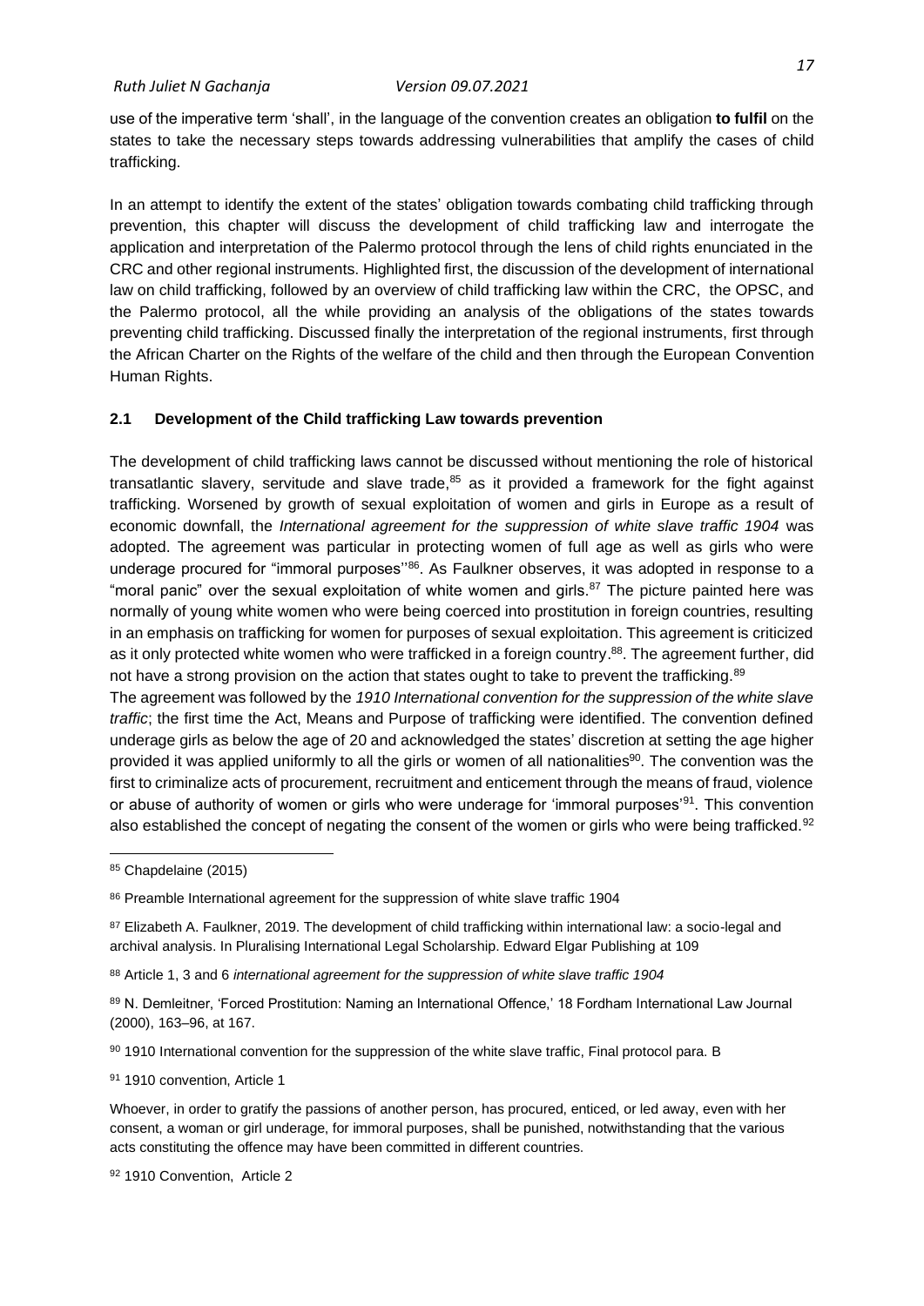use of the imperative term 'shall', in the language of the convention creates an obligation **to fulfil** on the states to take the necessary steps towards addressing vulnerabilities that amplify the cases of child trafficking.

In an attempt to identify the extent of the states' obligation towards combating child trafficking through prevention, this chapter will discuss the development of child trafficking law and interrogate the application and interpretation of the Palermo protocol through the lens of child rights enunciated in the CRC and other regional instruments. Highlighted first, the discussion of the development of international law on child trafficking, followed by an overview of child trafficking law within the CRC, the OPSC, and the Palermo protocol, all the while providing an analysis of the obligations of the states towards preventing child trafficking. Discussed finally the interpretation of the regional instruments, first through the African Charter on the Rights of the welfare of the child and then through the European Convention Human Rights.

## 2.1 Development of the Child trafficking Law towards prevention

The development of child trafficking laws cannot be discussed without mentioning the role of historical transatlantic slavery, servitude and slave trade,[85] as it provided a framework for the fight against trafficking. Worsened by growth of sexual exploitation of women and girls in Europe as a result of economic downfall, the *International agreement for the suppression of white slave traffic 1904* was adopted. The agreement was particular in protecting women of full age as well as girls who were underage procured for "immoral purposes"[86]. As Faulkner observes, it was adopted in response to a "moral panic" over the sexual exploitation of white women and girls.[87] The picture painted here was normally of young white women who were being coerced into prostitution in foreign countries, resulting in an emphasis on trafficking for women for purposes of sexual exploitation. This agreement is criticized as it only protected white women who were trafficked in a foreign country.[88]. The agreement further, did not have a strong provision on the action that states ought to take to prevent the trafficking.[89]

The agreement was followed by the *1910 International convention for the suppression of the white slave traffic*; the first time the Act, Means and Purpose of trafficking were identified. The convention defined underage girls as below the age of 20 and acknowledged the states' discretion at setting the age higher provided it was applied uniformly to all the girls or women of all nationalities[90]. The convention was the first to criminalize acts of procurement, recruitment and enticement through the means of fraud, violence or abuse of authority of women or girls who were underage for 'immoral purposes'[91]. This convention also established the concept of negating the consent of the women or girls who were being trafficked.[92]

---

[85] Chapdelaine (2015)

[86] Preamble International agreement for the suppression of white slave traffic 1904

[87] Elizabeth A. Faulkner, 2019. The development of child trafficking within international law: a socio-legal and archival analysis. In Pluralising International Legal Scholarship. Edward Elgar Publishing at 109

[88] Article 1, 3 and 6 *international agreement for the suppression of white slave traffic 1904*

[89] N. Demleitner, 'Forced Prostitution: Naming an International Offence,' 18 Fordham International Law Journal (2000), 163–96, at 167.

[90] 1910 International convention for the suppression of the white slave traffic, Final protocol para. B

[91] 1910 convention, Article 1

Whoever, in order to gratify the passions of another person, has procured, enticed, or led away, even with her consent, a woman or girl underage, for immoral purposes, shall be punished, notwithstanding that the various acts constituting the offence may have been committed in different countries.

[92] 1910 Convention, Article 2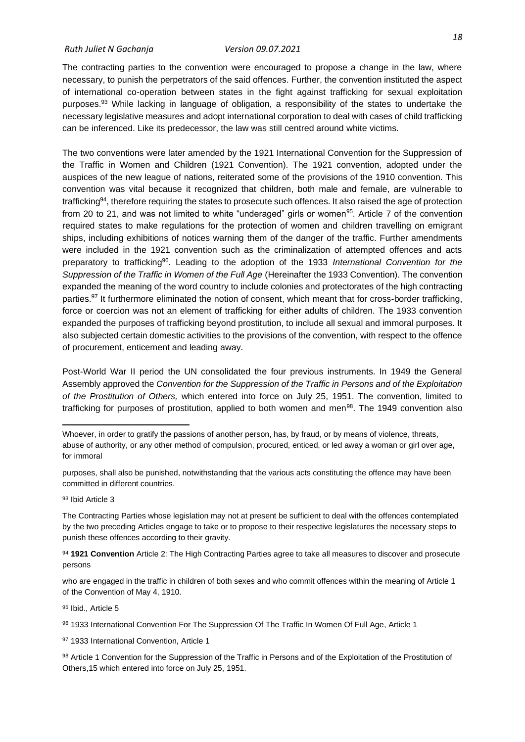The contracting parties to the convention were encouraged to propose a change in the law, where necessary, to punish the perpetrators of the said offences. Further, the convention instituted the aspect of international co-operation between states in the fight against trafficking for sexual exploitation purposes.[93] While lacking in language of obligation, a responsibility of the states to undertake the necessary legislative measures and adopt international corporation to deal with cases of child trafficking can be inferenced. Like its predecessor, the law was still centred around white victims.

The two conventions were later amended by the 1921 International Convention for the Suppression of the Traffic in Women and Children (1921 Convention). The 1921 convention, adopted under the auspices of the new league of nations, reiterated some of the provisions of the 1910 convention. This convention was vital because it recognized that children, both male and female, are vulnerable to trafficking[94], therefore requiring the states to prosecute such offences. It also raised the age of protection from 20 to 21, and was not limited to white "underaged" girls or women[95]. Article 7 of the convention required states to make regulations for the protection of women and children travelling on emigrant ships, including exhibitions of notices warning them of the danger of the traffic. Further amendments were included in the 1921 convention such as the criminalization of attempted offences and acts preparatory to trafficking[96]. Leading to the adoption of the 1933 *International Convention for the Suppression of the Traffic in Women of the Full Age* (Hereinafter the 1933 Convention). The convention expanded the meaning of the word country to include colonies and protectorates of the high contracting parties.[97] It furthermore eliminated the notion of consent, which meant that for cross-border trafficking, force or coercion was not an element of trafficking for either adults of children. The 1933 convention expanded the purposes of trafficking beyond prostitution, to include all sexual and immoral purposes. It also subjected certain domestic activities to the provisions of the convention, with respect to the offence of procurement, enticement and leading away.

Post-World War II period the UN consolidated the four previous instruments. In 1949 the General Assembly approved the *Convention for the Suppression of the Traffic in Persons and of the Exploitation of the Prostitution of Others,* which entered into force on July 25, 1951. The convention, limited to trafficking for purposes of prostitution, applied to both women and men[98]. The 1949 convention also

---

Whoever, in order to gratify the passions of another person, has, by fraud, or by means of violence, threats, abuse of authority, or any other method of compulsion, procured, enticed, or led away a woman or girl over age, for immoral

purposes, shall also be punished, notwithstanding that the various acts constituting the offence may have been committed in different countries.

[93] Ibid Article 3

The Contracting Parties whose legislation may not at present be sufficient to deal with the offences contemplated by the two preceding Articles engage to take or to propose to their respective legislatures the necessary steps to punish these offences according to their gravity.

[94] **1921 Convention** Article 2: The High Contracting Parties agree to take all measures to discover and prosecute persons

who are engaged in the traffic in children of both sexes and who commit offences within the meaning of Article 1 of the Convention of May 4, 1910.

[95] Ibid., Article 5

[96] 1933 International Convention For The Suppression Of The Traffic In Women Of Full Age, Article 1

[97] 1933 International Convention, Article 1

[98] Article 1 Convention for the Suppression of the Traffic in Persons and of the Exploitation of the Prostitution of Others,15 which entered into force on July 25, 1951.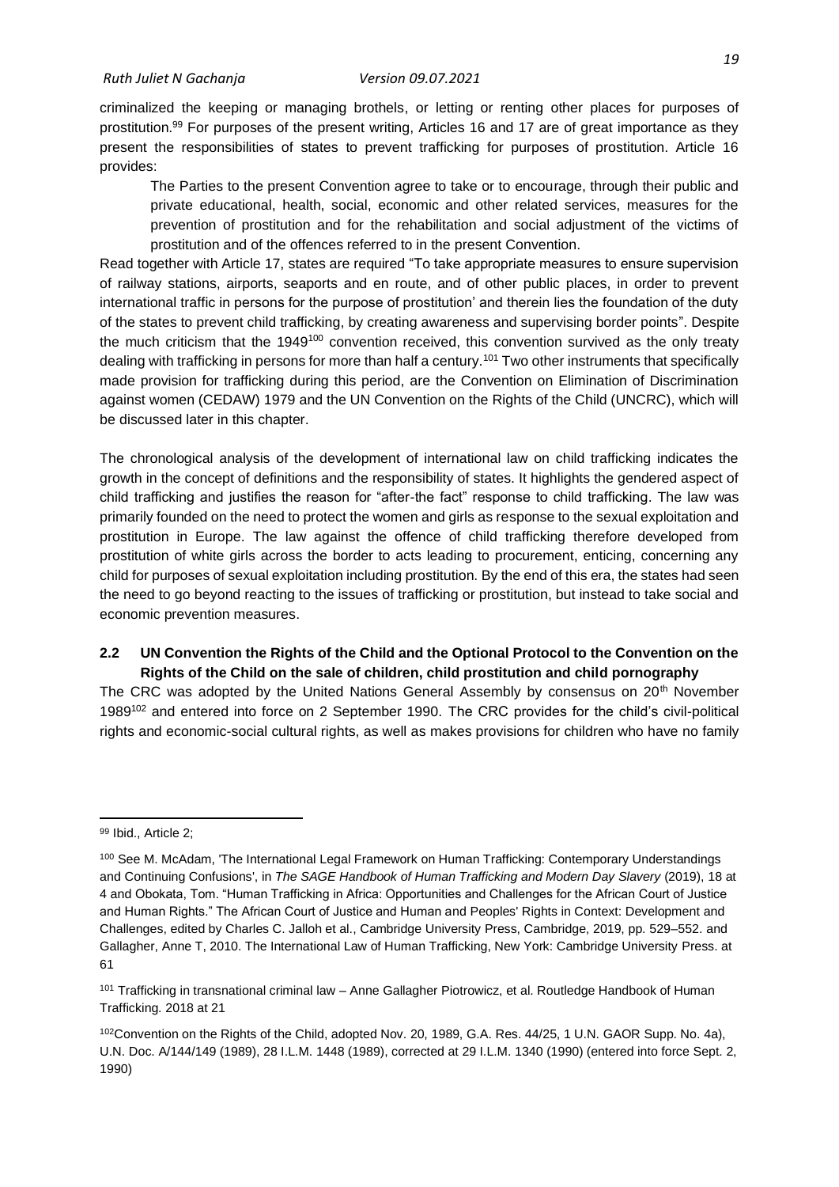criminalized the keeping or managing brothels, or letting or renting other places for purposes of prostitution.[99] For purposes of the present writing, Articles 16 and 17 are of great importance as they present the responsibilities of states to prevent trafficking for purposes of prostitution. Article 16 provides:

> The Parties to the present Convention agree to take or to encourage, through their public and private educational, health, social, economic and other related services, measures for the prevention of prostitution and for the rehabilitation and social adjustment of the victims of prostitution and of the offences referred to in the present Convention.

Read together with Article 17, states are required "To take appropriate measures to ensure supervision of railway stations, airports, seaports and en route, and of other public places, in order to prevent international traffic in persons for the purpose of prostitution' and therein lies the foundation of the duty of the states to prevent child trafficking, by creating awareness and supervising border points". Despite the much criticism that the 1949[100] convention received, this convention survived as the only treaty dealing with trafficking in persons for more than half a century.[101] Two other instruments that specifically made provision for trafficking during this period, are the Convention on Elimination of Discrimination against women (CEDAW) 1979 and the UN Convention on the Rights of the Child (UNCRC), which will be discussed later in this chapter.

The chronological analysis of the development of international law on child trafficking indicates the growth in the concept of definitions and the responsibility of states. It highlights the gendered aspect of child trafficking and justifies the reason for "after-the fact" response to child trafficking. The law was primarily founded on the need to protect the women and girls as response to the sexual exploitation and prostitution in Europe. The law against the offence of child trafficking therefore developed from prostitution of white girls across the border to acts leading to procurement, enticing, concerning any child for purposes of sexual exploitation including prostitution. By the end of this era, the states had seen the need to go beyond reacting to the issues of trafficking or prostitution, but instead to take social and economic prevention measures.

## 2.2 UN Convention the Rights of the Child and the Optional Protocol to the Convention on the Rights of the Child on the sale of children, child prostitution and child pornography

The CRC was adopted by the United Nations General Assembly by consensus on 20th November 1989[102] and entered into force on 2 September 1990. The CRC provides for the child's civil-political rights and economic-social cultural rights, as well as makes provisions for children who have no family

---

[99] Ibid., Article 2;

[100] See M. McAdam, 'The International Legal Framework on Human Trafficking: Contemporary Understandings and Continuing Confusions', in *The SAGE Handbook of Human Trafficking and Modern Day Slavery* (2019), 18 at 4 and Obokata, Tom. "Human Trafficking in Africa: Opportunities and Challenges for the African Court of Justice and Human Rights." The African Court of Justice and Human and Peoples' Rights in Context: Development and Challenges, edited by Charles C. Jalloh et al., Cambridge University Press, Cambridge, 2019, pp. 529–552. and Gallagher, Anne T, 2010. The International Law of Human Trafficking, New York: Cambridge University Press. at 61

[101] Trafficking in transnational criminal law – Anne Gallagher Piotrowicz, et al. Routledge Handbook of Human Trafficking. 2018 at 21

[102] Convention on the Rights of the Child, adopted Nov. 20, 1989, G.A. Res. 44/25, 1 U.N. GAOR Supp. No. 4a), U.N. Doc. A/144/149 (1989), 28 I.L.M. 1448 (1989), corrected at 29 I.L.M. 1340 (1990) (entered into force Sept. 2, 1990)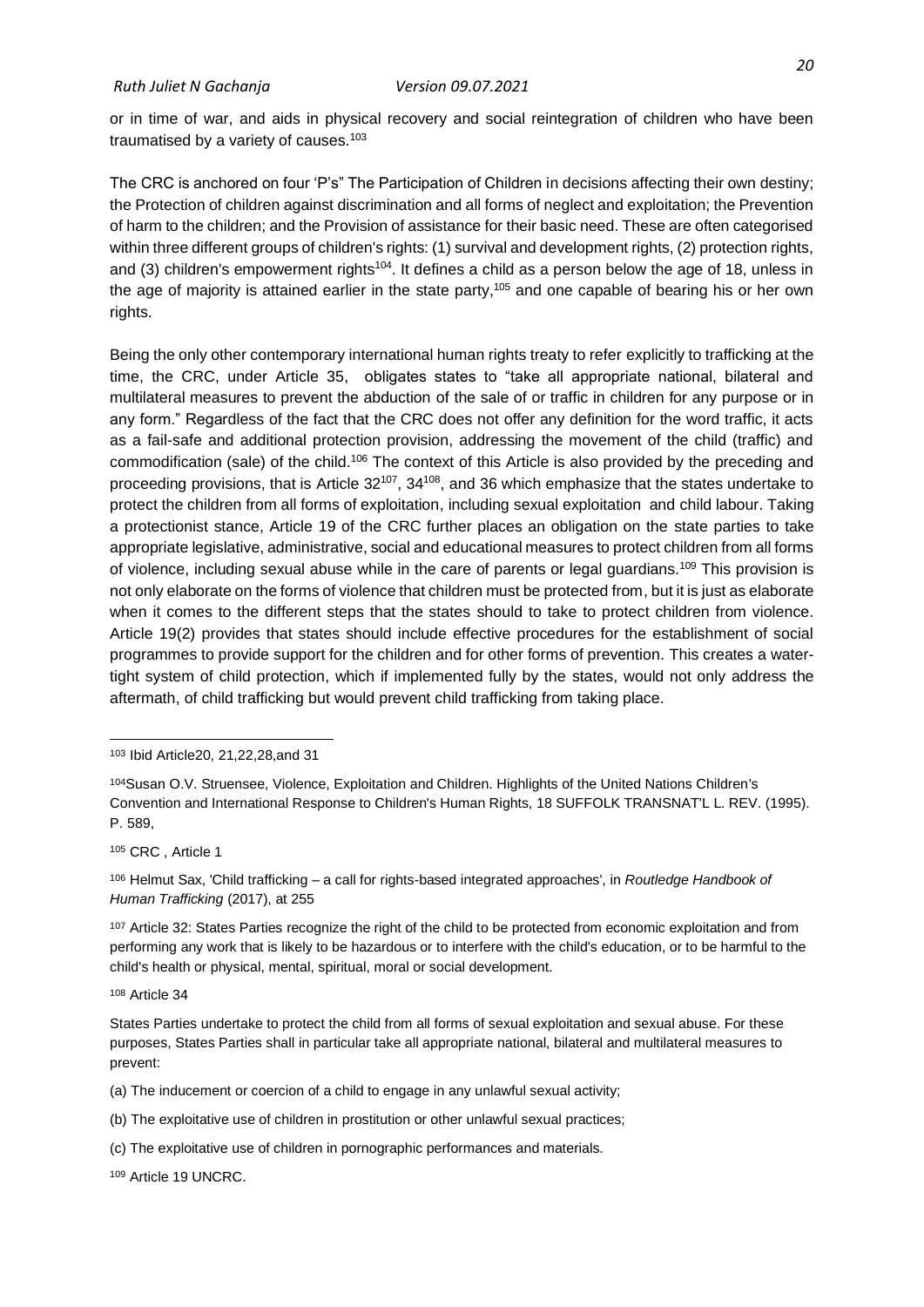or in time of war, and aids in physical recovery and social reintegration of children who have been traumatised by a variety of causes.[103]

The CRC is anchored on four 'P's" The Participation of Children in decisions affecting their own destiny; the Protection of children against discrimination and all forms of neglect and exploitation; the Prevention of harm to the children; and the Provision of assistance for their basic need. These are often categorised within three different groups of children's rights: (1) survival and development rights, (2) protection rights, and (3) children's empowerment rights[104]. It defines a child as a person below the age of 18, unless in the age of majority is attained earlier in the state party,[105] and one capable of bearing his or her own rights.

Being the only other contemporary international human rights treaty to refer explicitly to trafficking at the time, the CRC, under Article 35, obligates states to "take all appropriate national, bilateral and multilateral measures to prevent the abduction of the sale of or traffic in children for any purpose or in any form." Regardless of the fact that the CRC does not offer any definition for the word traffic, it acts as a fail-safe and additional protection provision, addressing the movement of the child (traffic) and commodification (sale) of the child.[106] The context of this Article is also provided by the preceding and proceeding provisions, that is Article 32[107], 34[108], and 36 which emphasize that the states undertake to protect the children from all forms of exploitation, including sexual exploitation and child labour. Taking a protectionist stance, Article 19 of the CRC further places an obligation on the state parties to take appropriate legislative, administrative, social and educational measures to protect children from all forms of violence, including sexual abuse while in the care of parents or legal guardians.[109] This provision is not only elaborate on the forms of violence that children must be protected from, but it is just as elaborate when it comes to the different steps that the states should to take to protect children from violence. Article 19(2) provides that states should include effective procedures for the establishment of social programmes to provide support for the children and for other forms of prevention. This creates a water-tight system of child protection, which if implemented fully by the states, would not only address the aftermath, of child trafficking but would prevent child trafficking from taking place.

---

[103] Ibid Article20, 21,22,28,and 31

[104] Susan O.V. Struensee, Violence, Exploitation and Children. Highlights of the United Nations Children's Convention and International Response to Children's Human Rights, 18 SUFFOLK TRANSNAT'L L. REV. (1995). P. 589,

[105] CRC , Article 1

[106] Helmut Sax, 'Child trafficking – a call for rights-based integrated approaches', in *Routledge Handbook of Human Trafficking* (2017), at 255

[107] Article 32: States Parties recognize the right of the child to be protected from economic exploitation and from performing any work that is likely to be hazardous or to interfere with the child's education, or to be harmful to the child's health or physical, mental, spiritual, moral or social development.

[108] Article 34

States Parties undertake to protect the child from all forms of sexual exploitation and sexual abuse. For these purposes, States Parties shall in particular take all appropriate national, bilateral and multilateral measures to prevent:

(a) The inducement or coercion of a child to engage in any unlawful sexual activity;

(b) The exploitative use of children in prostitution or other unlawful sexual practices;

(c) The exploitative use of children in pornographic performances and materials.

[109] Article 19 UNCRC.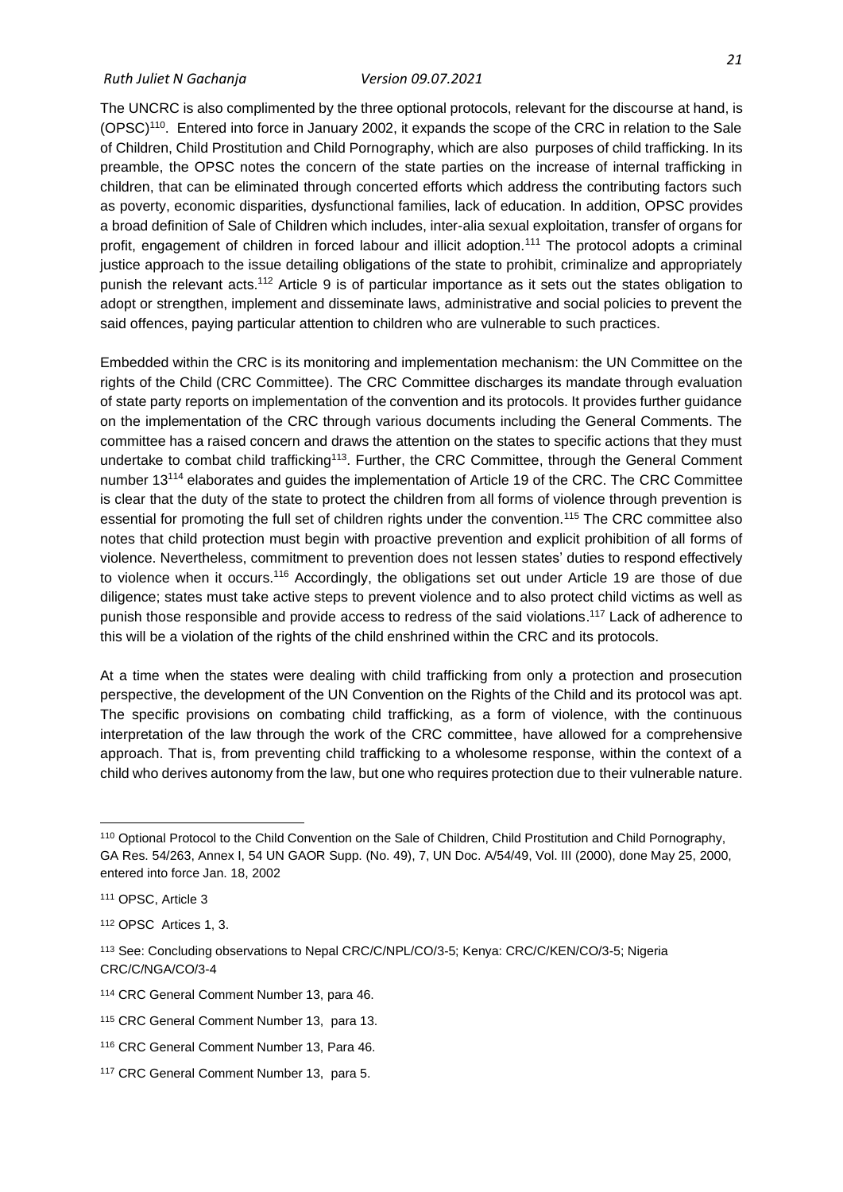The UNCRC is also complimented by the three optional protocols, relevant for the discourse at hand, is (OPSC)[110]. Entered into force in January 2002, it expands the scope of the CRC in relation to the Sale of Children, Child Prostitution and Child Pornography, which are also purposes of child trafficking. In its preamble, the OPSC notes the concern of the state parties on the increase of internal trafficking in children, that can be eliminated through concerted efforts which address the contributing factors such as poverty, economic disparities, dysfunctional families, lack of education. In addition, OPSC provides a broad definition of Sale of Children which includes, inter-alia sexual exploitation, transfer of organs for profit, engagement of children in forced labour and illicit adoption.[111] The protocol adopts a criminal justice approach to the issue detailing obligations of the state to prohibit, criminalize and appropriately punish the relevant acts.[112] Article 9 is of particular importance as it sets out the states obligation to adopt or strengthen, implement and disseminate laws, administrative and social policies to prevent the said offences, paying particular attention to children who are vulnerable to such practices.

Embedded within the CRC is its monitoring and implementation mechanism: the UN Committee on the rights of the Child (CRC Committee). The CRC Committee discharges its mandate through evaluation of state party reports on implementation of the convention and its protocols. It provides further guidance on the implementation of the CRC through various documents including the General Comments. The committee has a raised concern and draws the attention on the states to specific actions that they must undertake to combat child trafficking[113]. Further, the CRC Committee, through the General Comment number 13[114] elaborates and guides the implementation of Article 19 of the CRC. The CRC Committee is clear that the duty of the state to protect the children from all forms of violence through prevention is essential for promoting the full set of children rights under the convention.[115] The CRC committee also notes that child protection must begin with proactive prevention and explicit prohibition of all forms of violence. Nevertheless, commitment to prevention does not lessen states' duties to respond effectively to violence when it occurs.[116] Accordingly, the obligations set out under Article 19 are those of due diligence; states must take active steps to prevent violence and to also protect child victims as well as punish those responsible and provide access to redress of the said violations.[117] Lack of adherence to this will be a violation of the rights of the child enshrined within the CRC and its protocols.

At a time when the states were dealing with child trafficking from only a protection and prosecution perspective, the development of the UN Convention on the Rights of the Child and its protocol was apt. The specific provisions on combating child trafficking, as a form of violence, with the continuous interpretation of the law through the work of the CRC committee, have allowed for a comprehensive approach. That is, from preventing child trafficking to a wholesome response, within the context of a child who derives autonomy from the law, but one who requires protection due to their vulnerable nature.

---

[110] Optional Protocol to the Child Convention on the Sale of Children, Child Prostitution and Child Pornography, GA Res. 54/263, Annex I, 54 UN GAOR Supp. (No. 49), 7, UN Doc. A/54/49, Vol. III (2000), done May 25, 2000, entered into force Jan. 18, 2002

[111] OPSC, Article 3

[112] OPSC Artices 1, 3.

[113] See: Concluding observations to Nepal CRC/C/NPL/CO/3-5; Kenya: CRC/C/KEN/CO/3-5; Nigeria CRC/C/NGA/CO/3-4

[114] CRC General Comment Number 13, para 46.

[115] CRC General Comment Number 13, para 13.

[116] CRC General Comment Number 13, Para 46.

[117] CRC General Comment Number 13, para 5.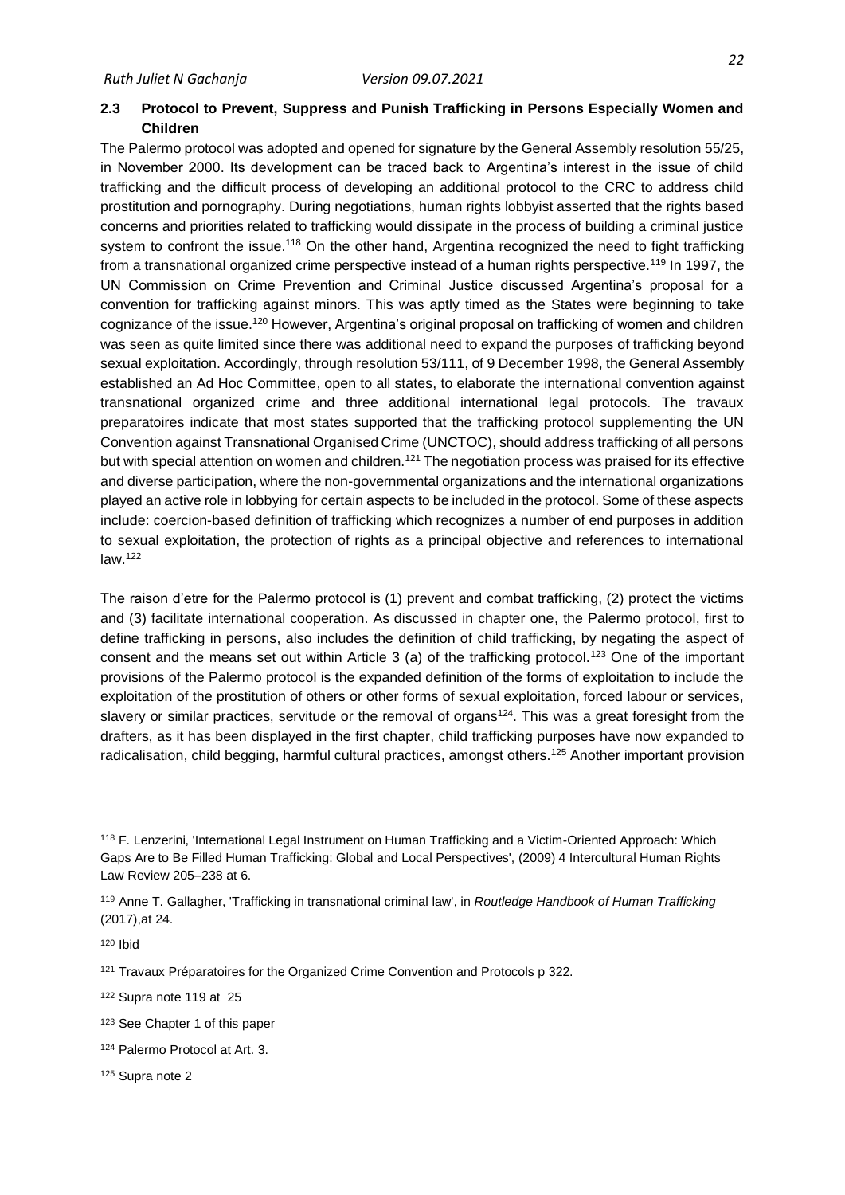## 2.3 Protocol to Prevent, Suppress and Punish Trafficking in Persons Especially Women and Children

The Palermo protocol was adopted and opened for signature by the General Assembly resolution 55/25, in November 2000. Its development can be traced back to Argentina's interest in the issue of child trafficking and the difficult process of developing an additional protocol to the CRC to address child prostitution and pornography. During negotiations, human rights lobbyist asserted that the rights based concerns and priorities related to trafficking would dissipate in the process of building a criminal justice system to confront the issue.[118] On the other hand, Argentina recognized the need to fight trafficking from a transnational organized crime perspective instead of a human rights perspective.[119] In 1997, the UN Commission on Crime Prevention and Criminal Justice discussed Argentina's proposal for a convention for trafficking against minors. This was aptly timed as the States were beginning to take cognizance of the issue.[120] However, Argentina's original proposal on trafficking of women and children was seen as quite limited since there was additional need to expand the purposes of trafficking beyond sexual exploitation. Accordingly, through resolution 53/111, of 9 December 1998, the General Assembly established an Ad Hoc Committee, open to all states, to elaborate the international convention against transnational organized crime and three additional international legal protocols. The travaux preparatoires indicate that most states supported that the trafficking protocol supplementing the UN Convention against Transnational Organised Crime (UNCTOC), should address trafficking of all persons but with special attention on women and children.[121] The negotiation process was praised for its effective and diverse participation, where the non-governmental organizations and the international organizations played an active role in lobbying for certain aspects to be included in the protocol. Some of these aspects include: coercion-based definition of trafficking which recognizes a number of end purposes in addition to sexual exploitation, the protection of rights as a principal objective and references to international law.[122]

The raison d'etre for the Palermo protocol is (1) prevent and combat trafficking, (2) protect the victims and (3) facilitate international cooperation. As discussed in chapter one, the Palermo protocol, first to define trafficking in persons, also includes the definition of child trafficking, by negating the aspect of consent and the means set out within Article 3 (a) of the trafficking protocol.[123] One of the important provisions of the Palermo protocol is the expanded definition of the forms of exploitation to include the exploitation of the prostitution of others or other forms of sexual exploitation, forced labour or services, slavery or similar practices, servitude or the removal of organs[124]. This was a great foresight from the drafters, as it has been displayed in the first chapter, child trafficking purposes have now expanded to radicalisation, child begging, harmful cultural practices, amongst others.[125] Another important provision

---

[118] F. Lenzerini, 'International Legal Instrument on Human Trafficking and a Victim-Oriented Approach: Which Gaps Are to Be Filled Human Trafficking: Global and Local Perspectives', (2009) 4 Intercultural Human Rights Law Review 205–238 at 6.

[119] Anne T. Gallagher, 'Trafficking in transnational criminal law', in *Routledge Handbook of Human Trafficking* (2017),at 24.

[120] Ibid

[121] Travaux Préparatoires for the Organized Crime Convention and Protocols p 322.

[122] Supra note 119 at 25

[123] See Chapter 1 of this paper

[124] Palermo Protocol at Art. 3.

[125] Supra note 2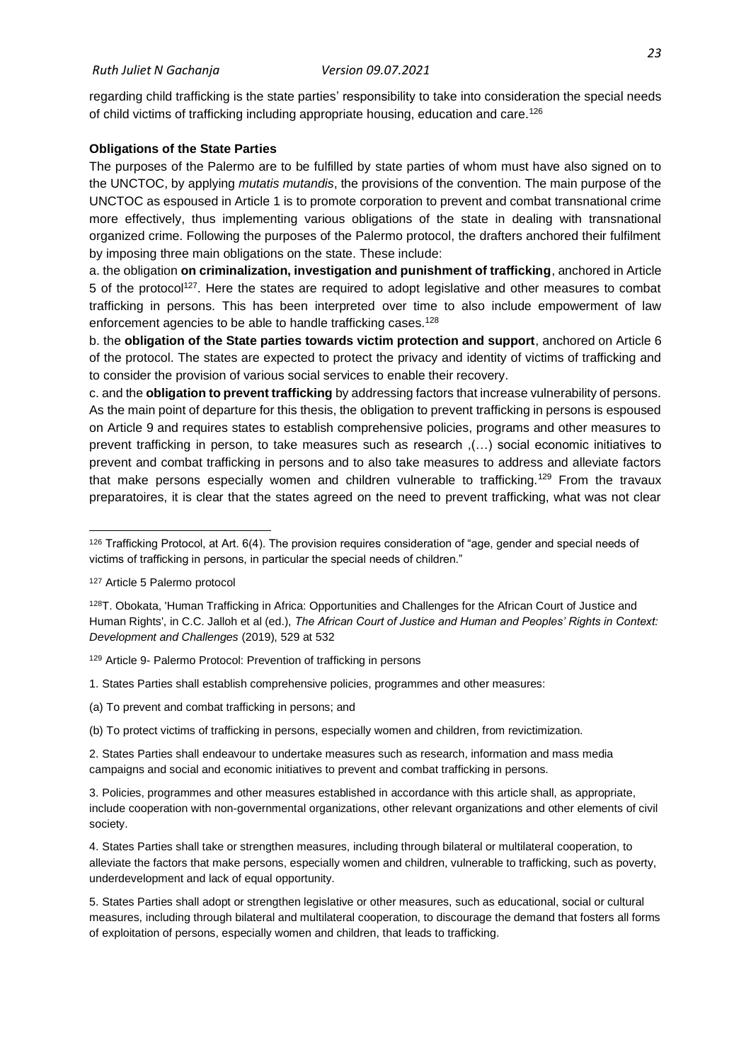regarding child trafficking is the state parties' responsibility to take into consideration the special needs of child victims of trafficking including appropriate housing, education and care.[126]

**Obligations of the State Parties**

The purposes of the Palermo are to be fulfilled by state parties of whom must have also signed on to the UNCTOC, by applying *mutatis mutandis*, the provisions of the convention. The main purpose of the UNCTOC as espoused in Article 1 is to promote corporation to prevent and combat transnational crime more effectively, thus implementing various obligations of the state in dealing with transnational organized crime. Following the purposes of the Palermo protocol, the drafters anchored their fulfilment by imposing three main obligations on the state. These include:

a. the obligation **on criminalization, investigation and punishment of trafficking**, anchored in Article 5 of the protocol[127]. Here the states are required to adopt legislative and other measures to combat trafficking in persons. This has been interpreted over time to also include empowerment of law enforcement agencies to be able to handle trafficking cases.[128]

b. the **obligation of the State parties towards victim protection and support**, anchored on Article 6 of the protocol. The states are expected to protect the privacy and identity of victims of trafficking and to consider the provision of various social services to enable their recovery.

c. and the **obligation to prevent trafficking** by addressing factors that increase vulnerability of persons. As the main point of departure for this thesis, the obligation to prevent trafficking in persons is espoused on Article 9 and requires states to establish comprehensive policies, programs and other measures to prevent trafficking in person, to take measures such as research ,(…) social economic initiatives to prevent and combat trafficking in persons and to also take measures to address and alleviate factors that make persons especially women and children vulnerable to trafficking.[129] From the travaux preparatoires, it is clear that the states agreed on the need to prevent trafficking, what was not clear

---

[126] Trafficking Protocol, at Art. 6(4). The provision requires consideration of "age, gender and special needs of victims of trafficking in persons, in particular the special needs of children."

[127] Article 5 Palermo protocol

[128] T. Obokata, 'Human Trafficking in Africa: Opportunities and Challenges for the African Court of Justice and Human Rights', in C.C. Jalloh et al (ed.), *The African Court of Justice and Human and Peoples' Rights in Context: Development and Challenges* (2019), 529 at 532

[129] Article 9- Palermo Protocol: Prevention of trafficking in persons

1. States Parties shall establish comprehensive policies, programmes and other measures:

(a) To prevent and combat trafficking in persons; and

(b) To protect victims of trafficking in persons, especially women and children, from revictimization.

2. States Parties shall endeavour to undertake measures such as research, information and mass media campaigns and social and economic initiatives to prevent and combat trafficking in persons.

3. Policies, programmes and other measures established in accordance with this article shall, as appropriate, include cooperation with non-governmental organizations, other relevant organizations and other elements of civil society.

4. States Parties shall take or strengthen measures, including through bilateral or multilateral cooperation, to alleviate the factors that make persons, especially women and children, vulnerable to trafficking, such as poverty, underdevelopment and lack of equal opportunity.

5. States Parties shall adopt or strengthen legislative or other measures, such as educational, social or cultural measures, including through bilateral and multilateral cooperation, to discourage the demand that fosters all forms of exploitation of persons, especially women and children, that leads to trafficking.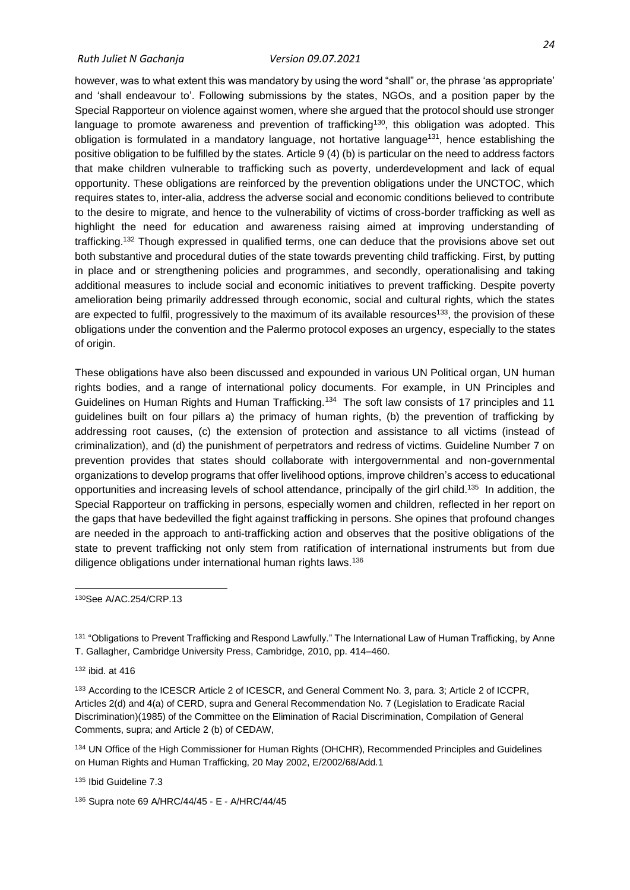however, was to what extent this was mandatory by using the word "shall" or, the phrase 'as appropriate' and 'shall endeavour to'. Following submissions by the states, NGOs, and a position paper by the Special Rapporteur on violence against women, where she argued that the protocol should use stronger language to promote awareness and prevention of trafficking[130], this obligation was adopted. This obligation is formulated in a mandatory language, not hortative language[131], hence establishing the positive obligation to be fulfilled by the states. Article 9 (4) (b) is particular on the need to address factors that make children vulnerable to trafficking such as poverty, underdevelopment and lack of equal opportunity. These obligations are reinforced by the prevention obligations under the UNCTOC, which requires states to, inter-alia, address the adverse social and economic conditions believed to contribute to the desire to migrate, and hence to the vulnerability of victims of cross-border trafficking as well as highlight the need for education and awareness raising aimed at improving understanding of trafficking.[132] Though expressed in qualified terms, one can deduce that the provisions above set out both substantive and procedural duties of the state towards preventing child trafficking. First, by putting in place and or strengthening policies and programmes, and secondly, operationalising and taking additional measures to include social and economic initiatives to prevent trafficking. Despite poverty amelioration being primarily addressed through economic, social and cultural rights, which the states are expected to fulfil, progressively to the maximum of its available resources[133], the provision of these obligations under the convention and the Palermo protocol exposes an urgency, especially to the states of origin.

These obligations have also been discussed and expounded in various UN Political organ, UN human rights bodies, and a range of international policy documents. For example, in UN Principles and Guidelines on Human Rights and Human Trafficking.[134] The soft law consists of 17 principles and 11 guidelines built on four pillars a) the primacy of human rights, (b) the prevention of trafficking by addressing root causes, (c) the extension of protection and assistance to all victims (instead of criminalization), and (d) the punishment of perpetrators and redress of victims. Guideline Number 7 on prevention provides that states should collaborate with intergovernmental and non-governmental organizations to develop programs that offer livelihood options, improve children's access to educational opportunities and increasing levels of school attendance, principally of the girl child.[135] In addition, the Special Rapporteur on trafficking in persons, especially women and children, reflected in her report on the gaps that have bedevilled the fight against trafficking in persons. She opines that profound changes are needed in the approach to anti-trafficking action and observes that the positive obligations of the state to prevent trafficking not only stem from ratification of international instruments but from due diligence obligations under international human rights laws.[136]

---

[130] See A/AC.254/CRP.13

[131] "Obligations to Prevent Trafficking and Respond Lawfully." The International Law of Human Trafficking, by Anne T. Gallagher, Cambridge University Press, Cambridge, 2010, pp. 414–460.

[132] ibid. at 416

[133] According to the ICESCR Article 2 of ICESCR, and General Comment No. 3, para. 3; Article 2 of ICCPR, Articles 2(d) and 4(a) of CERD, supra and General Recommendation No. 7 (Legislation to Eradicate Racial Discrimination)(1985) of the Committee on the Elimination of Racial Discrimination, Compilation of General Comments, supra; and Article 2 (b) of CEDAW,

[134] UN Office of the High Commissioner for Human Rights (OHCHR), Recommended Principles and Guidelines on Human Rights and Human Trafficking, 20 May 2002, E/2002/68/Add.1

[135] Ibid Guideline 7.3

[136] Supra note 69 A/HRC/44/45 - E - A/HRC/44/45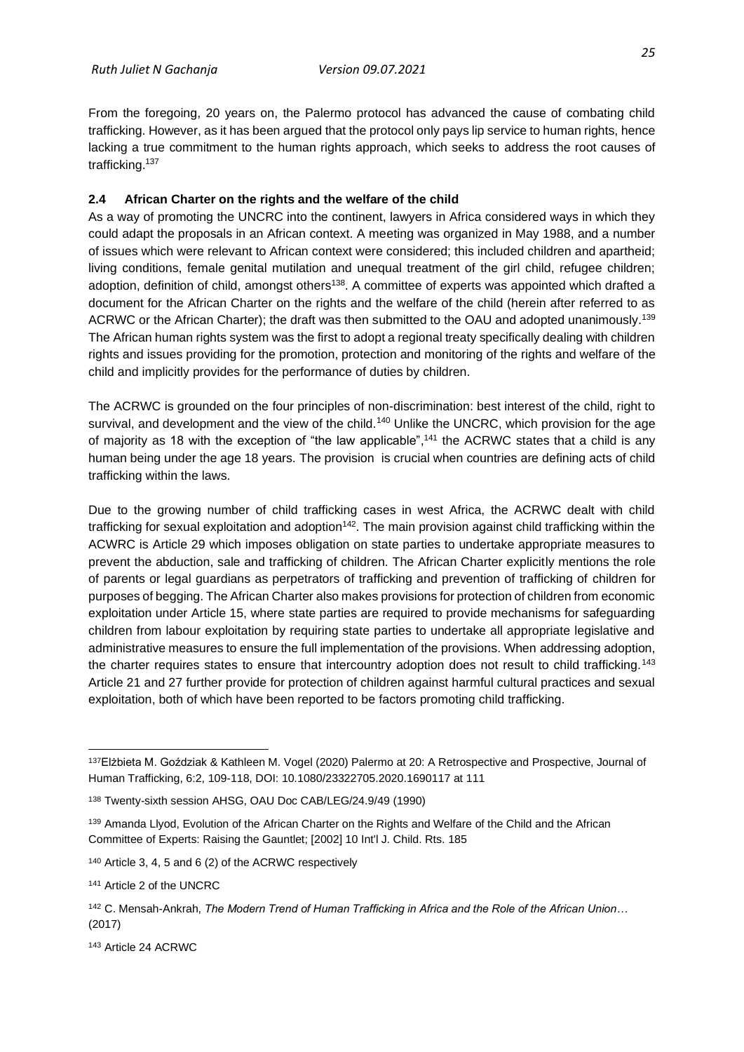From the foregoing, 20 years on, the Palermo protocol has advanced the cause of combating child trafficking. However, as it has been argued that the protocol only pays lip service to human rights, hence lacking a true commitment to the human rights approach, which seeks to address the root causes of trafficking.[137]

### 2.4 African Charter on the rights and the welfare of the child

As a way of promoting the UNCRC into the continent, lawyers in Africa considered ways in which they could adapt the proposals in an African context. A meeting was organized in May 1988, and a number of issues which were relevant to African context were considered; this included children and apartheid; living conditions, female genital mutilation and unequal treatment of the girl child, refugee children; adoption, definition of child, amongst others[138]. A committee of experts was appointed which drafted a document for the African Charter on the rights and the welfare of the child (herein after referred to as ACRWC or the African Charter); the draft was then submitted to the OAU and adopted unanimously.[139] The African human rights system was the first to adopt a regional treaty specifically dealing with children rights and issues providing for the promotion, protection and monitoring of the rights and welfare of the child and implicitly provides for the performance of duties by children.

The ACRWC is grounded on the four principles of non-discrimination: best interest of the child, right to survival, and development and the view of the child.[140] Unlike the UNCRC, which provision for the age of majority as 18 with the exception of "the law applicable",[141] the ACRWC states that a child is any human being under the age 18 years. The provision is crucial when countries are defining acts of child trafficking within the laws.

Due to the growing number of child trafficking cases in west Africa, the ACRWC dealt with child trafficking for sexual exploitation and adoption[142]. The main provision against child trafficking within the ACWRC is Article 29 which imposes obligation on state parties to undertake appropriate measures to prevent the abduction, sale and trafficking of children. The African Charter explicitly mentions the role of parents or legal guardians as perpetrators of trafficking and prevention of trafficking of children for purposes of begging. The African Charter also makes provisions for protection of children from economic exploitation under Article 15, where state parties are required to provide mechanisms for safeguarding children from labour exploitation by requiring state parties to undertake all appropriate legislative and administrative measures to ensure the full implementation of the provisions. When addressing adoption, the charter requires states to ensure that intercountry adoption does not result to child trafficking.[143] Article 21 and 27 further provide for protection of children against harmful cultural practices and sexual exploitation, both of which have been reported to be factors promoting child trafficking.

---

[137] Elżbieta M. Goździak & Kathleen M. Vogel (2020) Palermo at 20: A Retrospective and Prospective, Journal of Human Trafficking, 6:2, 109-118, DOI: 10.1080/23322705.2020.1690117 at 111

[138] Twenty-sixth session AHSG, OAU Doc CAB/LEG/24.9/49 (1990)

[139] Amanda Llyod, Evolution of the African Charter on the Rights and Welfare of the Child and the African Committee of Experts: Raising the Gauntlet; [2002] 10 Int'l J. Child. Rts. 185

[140] Article 3, 4, 5 and 6 (2) of the ACRWC respectively

[141] Article 2 of the UNCRC

[142] C. Mensah-Ankrah, *The Modern Trend of Human Trafficking in Africa and the Role of the African Union…* (2017)

[143] Article 24 ACRWC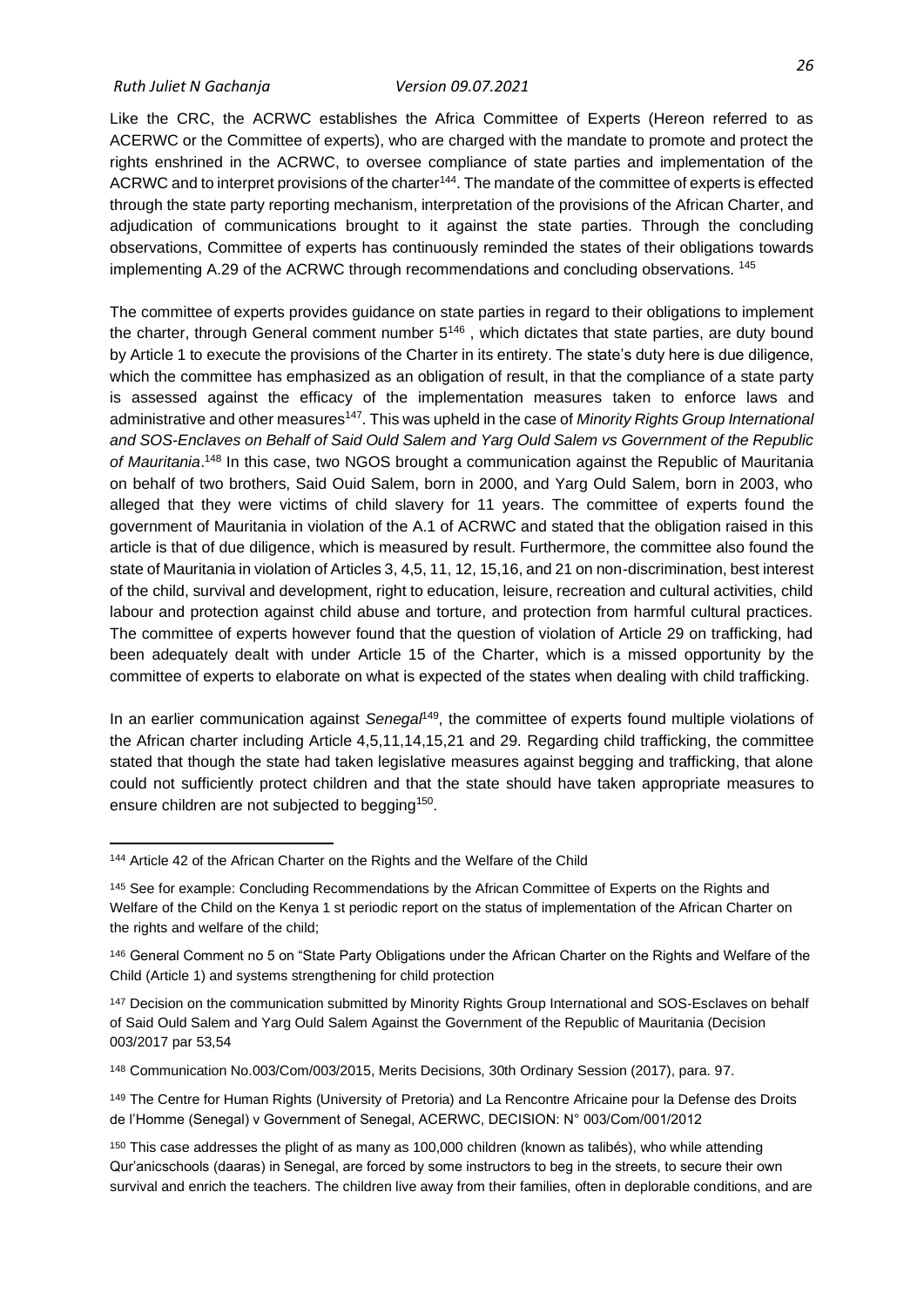Like the CRC, the ACRWC establishes the Africa Committee of Experts (Hereon referred to as ACERWC or the Committee of experts), who are charged with the mandate to promote and protect the rights enshrined in the ACRWC, to oversee compliance of state parties and implementation of the ACRWC and to interpret provisions of the charter[144]. The mandate of the committee of experts is effected through the state party reporting mechanism, interpretation of the provisions of the African Charter, and adjudication of communications brought to it against the state parties. Through the concluding observations, Committee of experts has continuously reminded the states of their obligations towards implementing A.29 of the ACRWC through recommendations and concluding observations. [145]

The committee of experts provides guidance on state parties in regard to their obligations to implement the charter, through General comment number 5[146] , which dictates that state parties, are duty bound by Article 1 to execute the provisions of the Charter in its entirety. The state's duty here is due diligence, which the committee has emphasized as an obligation of result, in that the compliance of a state party is assessed against the efficacy of the implementation measures taken to enforce laws and administrative and other measures[147]. This was upheld in the case of *Minority Rights Group International and SOS-Enclaves on Behalf of Said Ould Salem and Yarg Ould Salem vs Government of the Republic of Mauritania*.[148] In this case, two NGOS brought a communication against the Republic of Mauritania on behalf of two brothers, Said Ouid Salem, born in 2000, and Yarg Ould Salem, born in 2003, who alleged that they were victims of child slavery for 11 years. The committee of experts found the government of Mauritania in violation of the A.1 of ACRWC and stated that the obligation raised in this article is that of due diligence, which is measured by result. Furthermore, the committee also found the state of Mauritania in violation of Articles 3, 4,5, 11, 12, 15,16, and 21 on non-discrimination, best interest of the child, survival and development, right to education, leisure, recreation and cultural activities, child labour and protection against child abuse and torture, and protection from harmful cultural practices. The committee of experts however found that the question of violation of Article 29 on trafficking, had been adequately dealt with under Article 15 of the Charter, which is a missed opportunity by the committee of experts to elaborate on what is expected of the states when dealing with child trafficking.

In an earlier communication against *Senegal*[149], the committee of experts found multiple violations of the African charter including Article 4,5,11,14,15,21 and 29. Regarding child trafficking, the committee stated that though the state had taken legislative measures against begging and trafficking, that alone could not sufficiently protect children and that the state should have taken appropriate measures to ensure children are not subjected to begging[150].

---

[144] Article 42 of the African Charter on the Rights and the Welfare of the Child

[145] See for example: Concluding Recommendations by the African Committee of Experts on the Rights and Welfare of the Child on the Kenya 1 st periodic report on the status of implementation of the African Charter on the rights and welfare of the child;

[146] General Comment no 5 on "State Party Obligations under the African Charter on the Rights and Welfare of the Child (Article 1) and systems strengthening for child protection

[147] Decision on the communication submitted by Minority Rights Group International and SOS-Esclaves on behalf of Said Ould Salem and Yarg Ould Salem Against the Government of the Republic of Mauritania (Decision 003/2017 par 53,54

[148] Communication No.003/Com/003/2015, Merits Decisions, 30th Ordinary Session (2017), para. 97.

[149] The Centre for Human Rights (University of Pretoria) and La Rencontre Africaine pour la Defense des Droits de l'Homme (Senegal) v Government of Senegal, ACERWC, DECISION: N° 003/Com/001/2012

[150] This case addresses the plight of as many as 100,000 children (known as talibés), who while attending Qur'anicschools (daaras) in Senegal, are forced by some instructors to beg in the streets, to secure their own survival and enrich the teachers. The children live away from their families, often in deplorable conditions, and are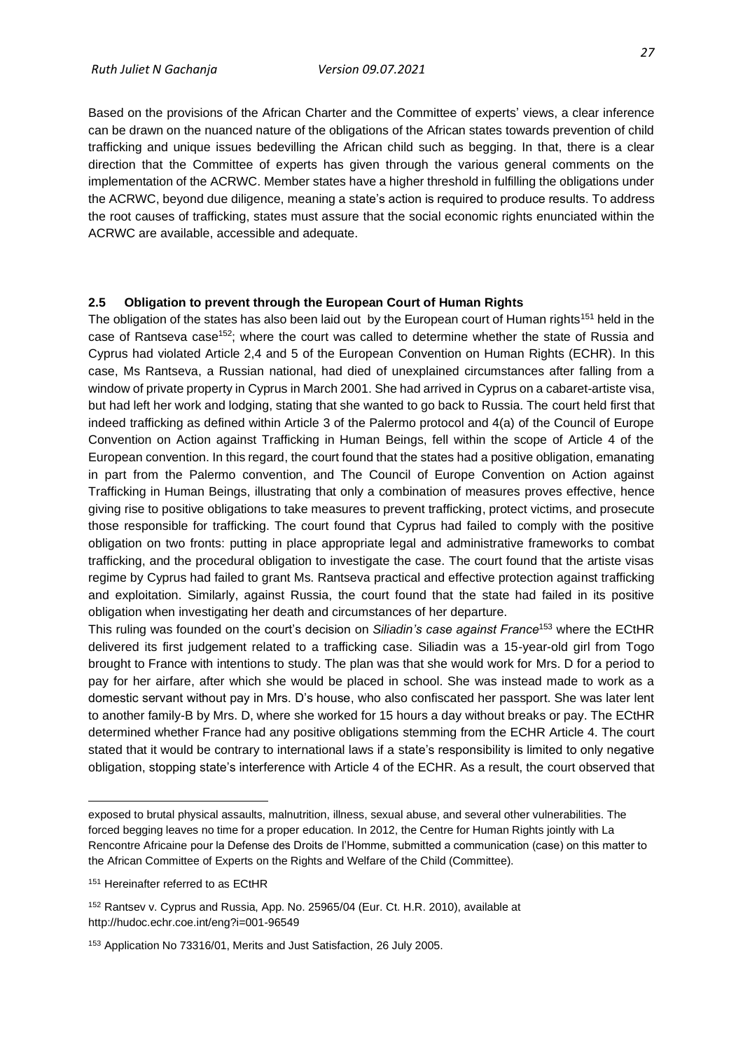Based on the provisions of the African Charter and the Committee of experts' views, a clear inference can be drawn on the nuanced nature of the obligations of the African states towards prevention of child trafficking and unique issues bedevilling the African child such as begging. In that, there is a clear direction that the Committee of experts has given through the various general comments on the implementation of the ACRWC. Member states have a higher threshold in fulfilling the obligations under the ACRWC, beyond due diligence, meaning a state's action is required to produce results. To address the root causes of trafficking, states must assure that the social economic rights enunciated within the ACRWC are available, accessible and adequate.

## 2.5 Obligation to prevent through the European Court of Human Rights

The obligation of the states has also been laid out by the European court of Human rights[151] held in the case of Rantseva case[152]; where the court was called to determine whether the state of Russia and Cyprus had violated Article 2,4 and 5 of the European Convention on Human Rights (ECHR). In this case, Ms Rantseva, a Russian national, had died of unexplained circumstances after falling from a window of private property in Cyprus in March 2001. She had arrived in Cyprus on a cabaret-artiste visa, but had left her work and lodging, stating that she wanted to go back to Russia. The court held first that indeed trafficking as defined within Article 3 of the Palermo protocol and 4(a) of the Council of Europe Convention on Action against Trafficking in Human Beings, fell within the scope of Article 4 of the European convention. In this regard, the court found that the states had a positive obligation, emanating in part from the Palermo convention, and The Council of Europe Convention on Action against Trafficking in Human Beings, illustrating that only a combination of measures proves effective, hence giving rise to positive obligations to take measures to prevent trafficking, protect victims, and prosecute those responsible for trafficking. The court found that Cyprus had failed to comply with the positive obligation on two fronts: putting in place appropriate legal and administrative frameworks to combat trafficking, and the procedural obligation to investigate the case. The court found that the artiste visas regime by Cyprus had failed to grant Ms. Rantseva practical and effective protection against trafficking and exploitation. Similarly, against Russia, the court found that the state had failed in its positive obligation when investigating her death and circumstances of her departure.

This ruling was founded on the court's decision on *Siliadin's case against France*[153] where the ECtHR delivered its first judgement related to a trafficking case. Siliadin was a 15-year-old girl from Togo brought to France with intentions to study. The plan was that she would work for Mrs. D for a period to pay for her airfare, after which she would be placed in school. She was instead made to work as a domestic servant without pay in Mrs. D's house, who also confiscated her passport. She was later lent to another family-B by Mrs. D, where she worked for 15 hours a day without breaks or pay. The ECtHR determined whether France had any positive obligations stemming from the ECHR Article 4. The court stated that it would be contrary to international laws if a state's responsibility is limited to only negative obligation, stopping state's interference with Article 4 of the ECHR. As a result, the court observed that

---

exposed to brutal physical assaults, malnutrition, illness, sexual abuse, and several other vulnerabilities. The forced begging leaves no time for a proper education. In 2012, the Centre for Human Rights jointly with La Rencontre Africaine pour la Defense des Droits de l'Homme, submitted a communication (case) on this matter to the African Committee of Experts on the Rights and Welfare of the Child (Committee).

[151] Hereinafter referred to as ECtHR

[152] Rantsev v. Cyprus and Russia, App. No. 25965/04 (Eur. Ct. H.R. 2010), available at http://hudoc.echr.coe.int/eng?i=001-96549

[153] Application No 73316/01, Merits and Just Satisfaction, 26 July 2005.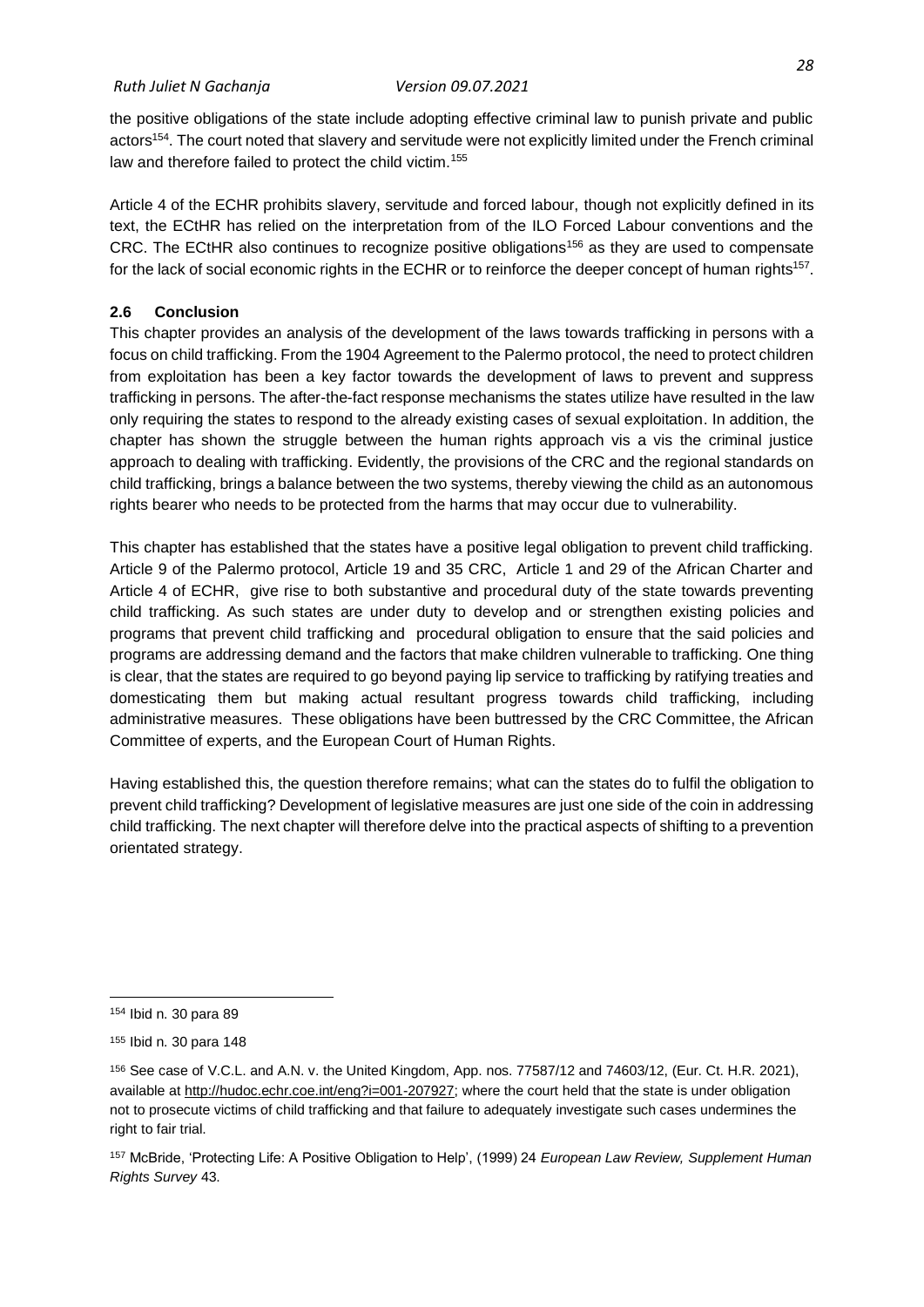the positive obligations of the state include adopting effective criminal law to punish private and public actors[154]. The court noted that slavery and servitude were not explicitly limited under the French criminal law and therefore failed to protect the child victim.[155]

Article 4 of the ECHR prohibits slavery, servitude and forced labour, though not explicitly defined in its text, the ECtHR has relied on the interpretation from of the ILO Forced Labour conventions and the CRC. The ECtHR also continues to recognize positive obligations[156] as they are used to compensate for the lack of social economic rights in the ECHR or to reinforce the deeper concept of human rights[157].

## 2.6 Conclusion

This chapter provides an analysis of the development of the laws towards trafficking in persons with a focus on child trafficking. From the 1904 Agreement to the Palermo protocol, the need to protect children from exploitation has been a key factor towards the development of laws to prevent and suppress trafficking in persons. The after-the-fact response mechanisms the states utilize have resulted in the law only requiring the states to respond to the already existing cases of sexual exploitation. In addition, the chapter has shown the struggle between the human rights approach vis a vis the criminal justice approach to dealing with trafficking. Evidently, the provisions of the CRC and the regional standards on child trafficking, brings a balance between the two systems, thereby viewing the child as an autonomous rights bearer who needs to be protected from the harms that may occur due to vulnerability.

This chapter has established that the states have a positive legal obligation to prevent child trafficking. Article 9 of the Palermo protocol, Article 19 and 35 CRC, Article 1 and 29 of the African Charter and Article 4 of ECHR, give rise to both substantive and procedural duty of the state towards preventing child trafficking. As such states are under duty to develop and or strengthen existing policies and programs that prevent child trafficking and procedural obligation to ensure that the said policies and programs are addressing demand and the factors that make children vulnerable to trafficking. One thing is clear, that the states are required to go beyond paying lip service to trafficking by ratifying treaties and domesticating them but making actual resultant progress towards child trafficking, including administrative measures. These obligations have been buttressed by the CRC Committee, the African Committee of experts, and the European Court of Human Rights.

Having established this, the question therefore remains; what can the states do to fulfil the obligation to prevent child trafficking? Development of legislative measures are just one side of the coin in addressing child trafficking. The next chapter will therefore delve into the practical aspects of shifting to a prevention orientated strategy.

---

[154] Ibid n. 30 para 89

[155] Ibid n. 30 para 148

[156] See case of V.C.L. and A.N. v. the United Kingdom, App. nos. 77587/12 and 74603/12, (Eur. Ct. H.R. 2021), available at http://hudoc.echr.coe.int/eng?i=001-207927; where the court held that the state is under obligation not to prosecute victims of child trafficking and that failure to adequately investigate such cases undermines the right to fair trial.

[157] McBride, 'Protecting Life: A Positive Obligation to Help', (1999) 24 *European Law Review, Supplement Human Rights Survey* 43.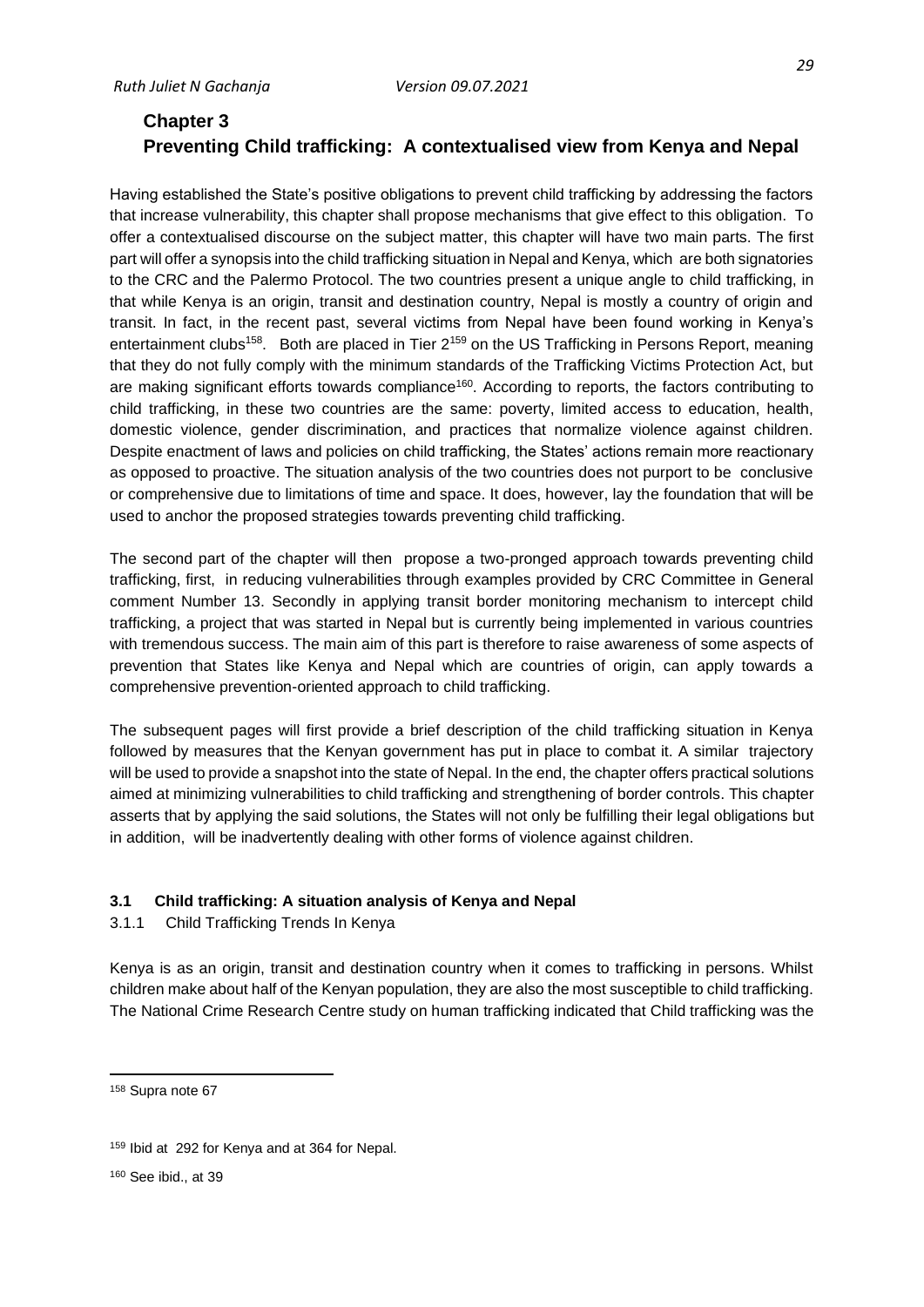## Chapter 3
## Preventing Child trafficking: A contextualised view from Kenya and Nepal

Having established the State's positive obligations to prevent child trafficking by addressing the factors that increase vulnerability, this chapter shall propose mechanisms that give effect to this obligation. To offer a contextualised discourse on the subject matter, this chapter will have two main parts. The first part will offer a synopsis into the child trafficking situation in Nepal and Kenya, which are both signatories to the CRC and the Palermo Protocol. The two countries present a unique angle to child trafficking, in that while Kenya is an origin, transit and destination country, Nepal is mostly a country of origin and transit. In fact, in the recent past, several victims from Nepal have been found working in Kenya's entertainment clubs[158]. Both are placed in Tier 2[159] on the US Trafficking in Persons Report, meaning that they do not fully comply with the minimum standards of the Trafficking Victims Protection Act, but are making significant efforts towards compliance[160]. According to reports, the factors contributing to child trafficking, in these two countries are the same: poverty, limited access to education, health, domestic violence, gender discrimination, and practices that normalize violence against children. Despite enactment of laws and policies on child trafficking, the States' actions remain more reactionary as opposed to proactive. The situation analysis of the two countries does not purport to be conclusive or comprehensive due to limitations of time and space. It does, however, lay the foundation that will be used to anchor the proposed strategies towards preventing child trafficking.

The second part of the chapter will then propose a two-pronged approach towards preventing child trafficking, first, in reducing vulnerabilities through examples provided by CRC Committee in General comment Number 13. Secondly in applying transit border monitoring mechanism to intercept child trafficking, a project that was started in Nepal but is currently being implemented in various countries with tremendous success. The main aim of this part is therefore to raise awareness of some aspects of prevention that States like Kenya and Nepal which are countries of origin, can apply towards a comprehensive prevention-oriented approach to child trafficking.

The subsequent pages will first provide a brief description of the child trafficking situation in Kenya followed by measures that the Kenyan government has put in place to combat it. A similar trajectory will be used to provide a snapshot into the state of Nepal. In the end, the chapter offers practical solutions aimed at minimizing vulnerabilities to child trafficking and strengthening of border controls. This chapter asserts that by applying the said solutions, the States will not only be fulfilling their legal obligations but in addition, will be inadvertently dealing with other forms of violence against children.

### 3.1 Child trafficking: A situation analysis of Kenya and Nepal

#### 3.1.1 Child Trafficking Trends In Kenya

Kenya is as an origin, transit and destination country when it comes to trafficking in persons. Whilst children make about half of the Kenyan population, they are also the most susceptible to child trafficking. The National Crime Research Centre study on human trafficking indicated that Child trafficking was the

---

[158] Supra note 67

[159] Ibid at 292 for Kenya and at 364 for Nepal.

[160] See ibid., at 39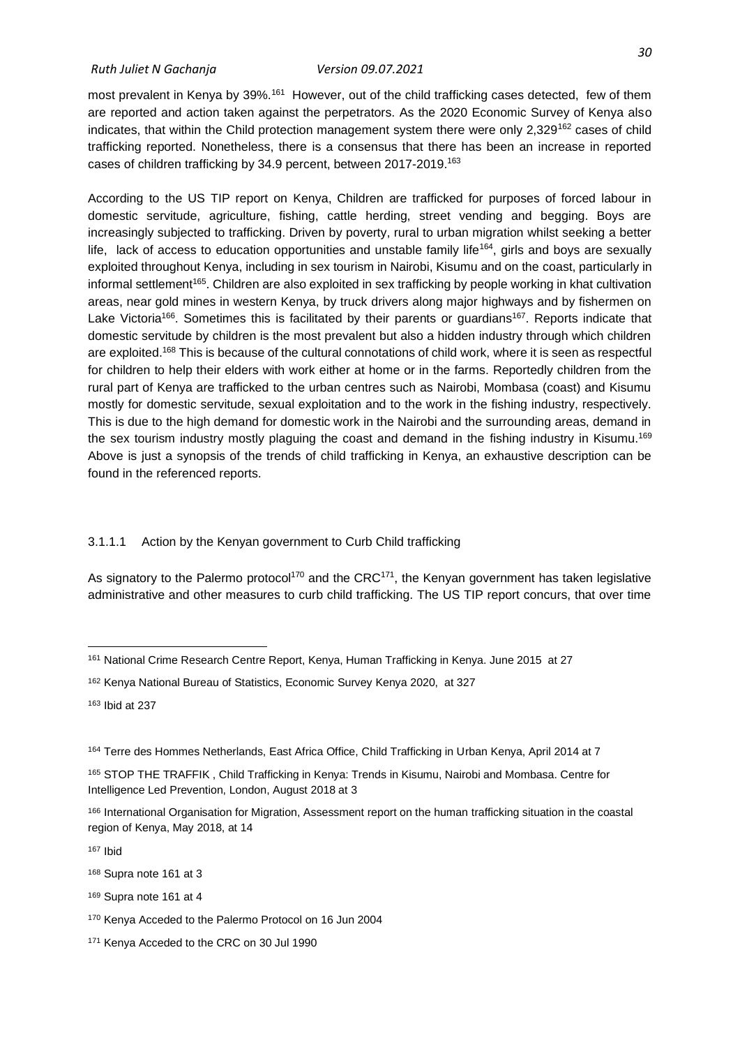most prevalent in Kenya by 39%.[161] However, out of the child trafficking cases detected, few of them are reported and action taken against the perpetrators. As the 2020 Economic Survey of Kenya also indicates, that within the Child protection management system there were only 2,329[162] cases of child trafficking reported. Nonetheless, there is a consensus that there has been an increase in reported cases of children trafficking by 34.9 percent, between 2017-2019.[163]

According to the US TIP report on Kenya, Children are trafficked for purposes of forced labour in domestic servitude, agriculture, fishing, cattle herding, street vending and begging. Boys are increasingly subjected to trafficking. Driven by poverty, rural to urban migration whilst seeking a better life, lack of access to education opportunities and unstable family life[164], girls and boys are sexually exploited throughout Kenya, including in sex tourism in Nairobi, Kisumu and on the coast, particularly in informal settlement[165]. Children are also exploited in sex trafficking by people working in khat cultivation areas, near gold mines in western Kenya, by truck drivers along major highways and by fishermen on Lake Victoria[166]. Sometimes this is facilitated by their parents or guardians[167]. Reports indicate that domestic servitude by children is the most prevalent but also a hidden industry through which children are exploited.[168] This is because of the cultural connotations of child work, where it is seen as respectful for children to help their elders with work either at home or in the farms. Reportedly children from the rural part of Kenya are trafficked to the urban centres such as Nairobi, Mombasa (coast) and Kisumu mostly for domestic servitude, sexual exploitation and to the work in the fishing industry, respectively. This is due to the high demand for domestic work in the Nairobi and the surrounding areas, demand in the sex tourism industry mostly plaguing the coast and demand in the fishing industry in Kisumu.[169] Above is just a synopsis of the trends of child trafficking in Kenya, an exhaustive description can be found in the referenced reports.

#### 3.1.1.1 Action by the Kenyan government to Curb Child trafficking

As signatory to the Palermo protocol[170] and the CRC[171], the Kenyan government has taken legislative administrative and other measures to curb child trafficking. The US TIP report concurs, that over time

---

[161] National Crime Research Centre Report, Kenya, Human Trafficking in Kenya. June 2015 at 27

[162] Kenya National Bureau of Statistics, Economic Survey Kenya 2020, at 327

[163] Ibid at 237

[164] Terre des Hommes Netherlands, East Africa Office, Child Trafficking in Urban Kenya, April 2014 at 7

[165] STOP THE TRAFFIK , Child Trafficking in Kenya: Trends in Kisumu, Nairobi and Mombasa. Centre for Intelligence Led Prevention, London, August 2018 at 3

[166] International Organisation for Migration, Assessment report on the human trafficking situation in the coastal region of Kenya, May 2018, at 14

[167] Ibid

[168] Supra note 161 at 3

[169] Supra note 161 at 4

[170] Kenya Acceded to the Palermo Protocol on 16 Jun 2004

[171] Kenya Acceded to the CRC on 30 Jul 1990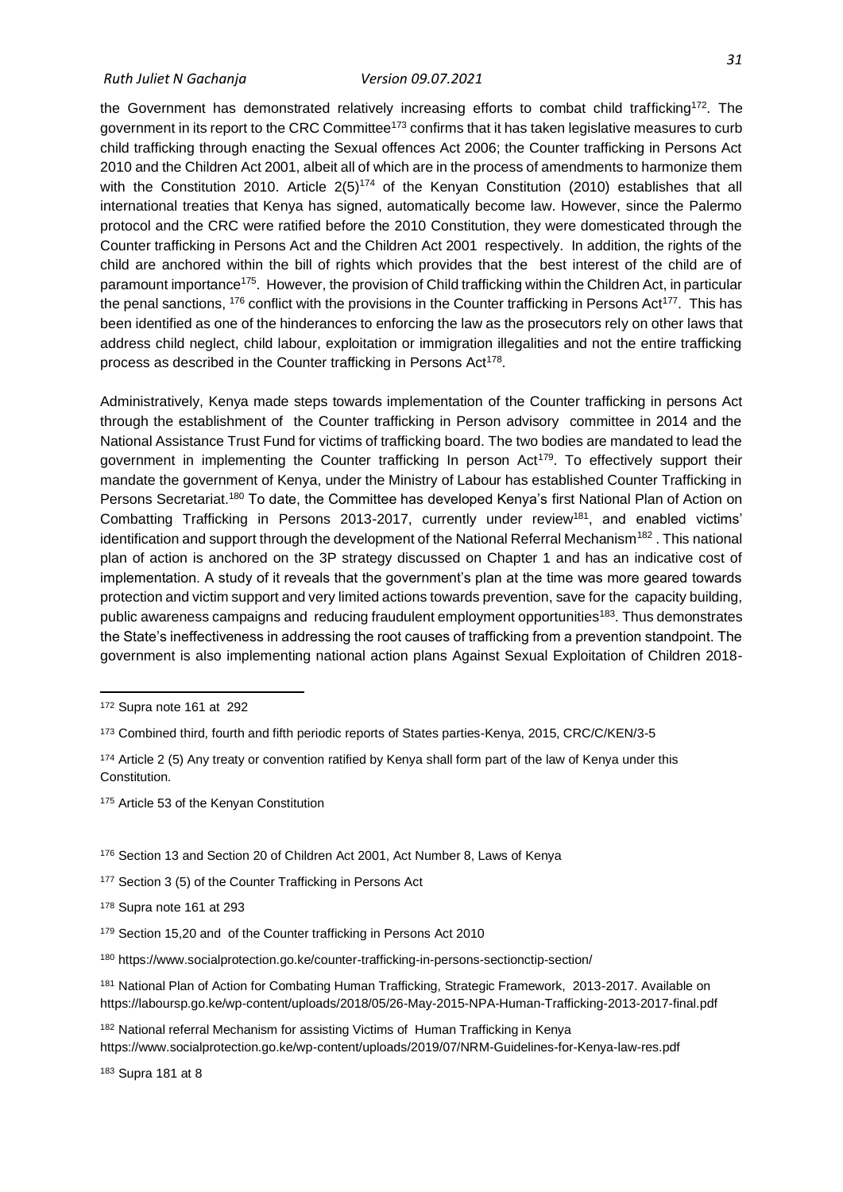the Government has demonstrated relatively increasing efforts to combat child trafficking[172]. The government in its report to the CRC Committee[173] confirms that it has taken legislative measures to curb child trafficking through enacting the Sexual offences Act 2006; the Counter trafficking in Persons Act 2010 and the Children Act 2001, albeit all of which are in the process of amendments to harmonize them with the Constitution 2010. Article 2(5)[174] of the Kenyan Constitution (2010) establishes that all international treaties that Kenya has signed, automatically become law. However, since the Palermo protocol and the CRC were ratified before the 2010 Constitution, they were domesticated through the Counter trafficking in Persons Act and the Children Act 2001 respectively. In addition, the rights of the child are anchored within the bill of rights which provides that the best interest of the child are of paramount importance[175]. However, the provision of Child trafficking within the Children Act, in particular the penal sanctions, [176] conflict with the provisions in the Counter trafficking in Persons Act[177]. This has been identified as one of the hinderances to enforcing the law as the prosecutors rely on other laws that address child neglect, child labour, exploitation or immigration illegalities and not the entire trafficking process as described in the Counter trafficking in Persons Act[178].

Administratively, Kenya made steps towards implementation of the Counter trafficking in persons Act through the establishment of the Counter trafficking in Person advisory committee in 2014 and the National Assistance Trust Fund for victims of trafficking board. The two bodies are mandated to lead the government in implementing the Counter trafficking In person Act[179]. To effectively support their mandate the government of Kenya, under the Ministry of Labour has established Counter Trafficking in Persons Secretariat.[180] To date, the Committee has developed Kenya's first National Plan of Action on Combatting Trafficking in Persons 2013-2017, currently under review[181], and enabled victims' identification and support through the development of the National Referral Mechanism[182] . This national plan of action is anchored on the 3P strategy discussed on Chapter 1 and has an indicative cost of implementation. A study of it reveals that the government's plan at the time was more geared towards protection and victim support and very limited actions towards prevention, save for the capacity building, public awareness campaigns and reducing fraudulent employment opportunities[183]. Thus demonstrates the State's ineffectiveness in addressing the root causes of trafficking from a prevention standpoint. The government is also implementing national action plans Against Sexual Exploitation of Children 2018-

---

[172] Supra note 161 at 292

[173] Combined third, fourth and fifth periodic reports of States parties-Kenya, 2015, CRC/C/KEN/3-5

[174] Article 2 (5) Any treaty or convention ratified by Kenya shall form part of the law of Kenya under this Constitution.

[175] Article 53 of the Kenyan Constitution

[176] Section 13 and Section 20 of Children Act 2001, Act Number 8, Laws of Kenya

[177] Section 3 (5) of the Counter Trafficking in Persons Act

[178] Supra note 161 at 293

[179] Section 15,20 and of the Counter trafficking in Persons Act 2010

[180] https://www.socialprotection.go.ke/counter-trafficking-in-persons-sectionctip-section/

[181] National Plan of Action for Combating Human Trafficking, Strategic Framework, 2013-2017. Available on https://laboursp.go.ke/wp-content/uploads/2018/05/26-May-2015-NPA-Human-Trafficking-2013-2017-final.pdf

[182] National referral Mechanism for assisting Victims of Human Trafficking in Kenya https://www.socialprotection.go.ke/wp-content/uploads/2019/07/NRM-Guidelines-for-Kenya-law-res.pdf

[183] Supra 181 at 8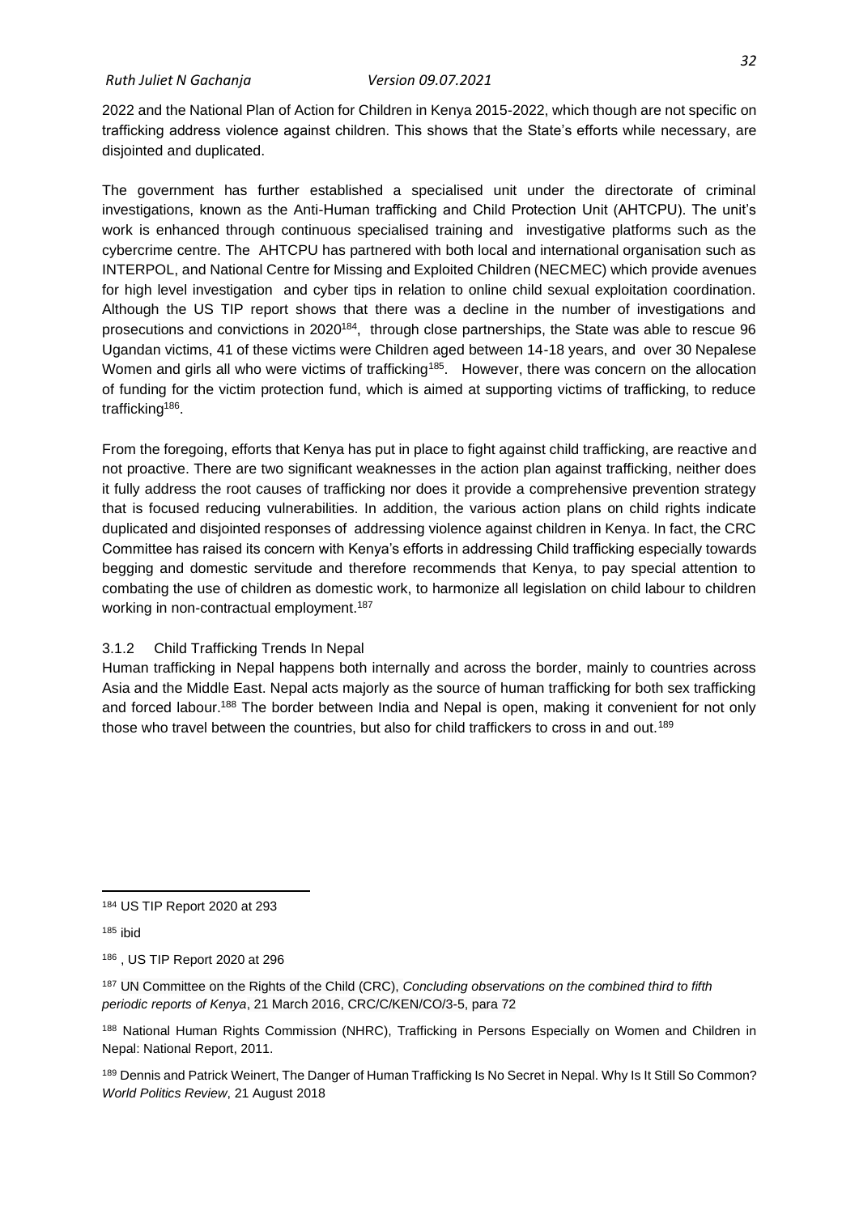2022 and the National Plan of Action for Children in Kenya 2015-2022, which though are not specific on trafficking address violence against children. This shows that the State's efforts while necessary, are disjointed and duplicated.

The government has further established a specialised unit under the directorate of criminal investigations, known as the Anti-Human trafficking and Child Protection Unit (AHTCPU). The unit's work is enhanced through continuous specialised training and investigative platforms such as the cybercrime centre. The AHTCPU has partnered with both local and international organisation such as INTERPOL, and National Centre for Missing and Exploited Children (NECMEC) which provide avenues for high level investigation and cyber tips in relation to online child sexual exploitation coordination. Although the US TIP report shows that there was a decline in the number of investigations and prosecutions and convictions in 2020[184], through close partnerships, the State was able to rescue 96 Ugandan victims, 41 of these victims were Children aged between 14-18 years, and over 30 Nepalese Women and girls all who were victims of trafficking[185]. However, there was concern on the allocation of funding for the victim protection fund, which is aimed at supporting victims of trafficking, to reduce trafficking[186].

From the foregoing, efforts that Kenya has put in place to fight against child trafficking, are reactive and not proactive. There are two significant weaknesses in the action plan against trafficking, neither does it fully address the root causes of trafficking nor does it provide a comprehensive prevention strategy that is focused reducing vulnerabilities. In addition, the various action plans on child rights indicate duplicated and disjointed responses of addressing violence against children in Kenya. In fact, the CRC Committee has raised its concern with Kenya's efforts in addressing Child trafficking especially towards begging and domestic servitude and therefore recommends that Kenya, to pay special attention to combating the use of children as domestic work, to harmonize all legislation on child labour to children working in non-contractual employment.[187]

### 3.1.2 Child Trafficking Trends In Nepal

Human trafficking in Nepal happens both internally and across the border, mainly to countries across Asia and the Middle East. Nepal acts majorly as the source of human trafficking for both sex trafficking and forced labour.[188] The border between India and Nepal is open, making it convenient for not only those who travel between the countries, but also for child traffickers to cross in and out.[189]

---

[184] US TIP Report 2020 at 293

[185] ibid

[186] , US TIP Report 2020 at 296

[187] UN Committee on the Rights of the Child (CRC), *Concluding observations on the combined third to fifth periodic reports of Kenya*, 21 March 2016, CRC/C/KEN/CO/3-5, para 72

[188] National Human Rights Commission (NHRC), Trafficking in Persons Especially on Women and Children in Nepal: National Report, 2011.

[189] Dennis and Patrick Weinert, The Danger of Human Trafficking Is No Secret in Nepal. Why Is It Still So Common? *World Politics Review*, 21 August 2018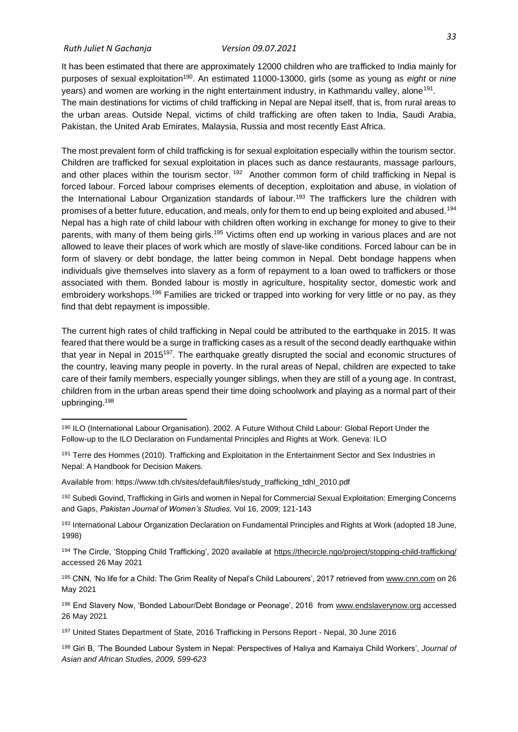It has been estimated that there are approximately 12000 children who are trafficked to India mainly for purposes of sexual exploitation[190]. An estimated 11000-13000, girls (some as young as *eight* or *nine* years) and women are working in the night entertainment industry, in Kathmandu valley, alone[191].
The main destinations for victims of child trafficking in Nepal are Nepal itself, that is, from rural areas to the urban areas. Outside Nepal, victims of child trafficking are often taken to India, Saudi Arabia, Pakistan, the United Arab Emirates, Malaysia, Russia and most recently East Africa.

The most prevalent form of child trafficking is for sexual exploitation especially within the tourism sector. Children are trafficked for sexual exploitation in places such as dance restaurants, massage parlours, and other places within the tourism sector. [192] Another common form of child trafficking in Nepal is forced labour. Forced labour comprises elements of deception, exploitation and abuse, in violation of the International Labour Organization standards of labour.[193] The traffickers lure the children with promises of a better future, education, and meals, only for them to end up being exploited and abused.[194] Nepal has a high rate of child labour with children often working in exchange for money to give to their parents, with many of them being girls.[195] Victims often end up working in various places and are not allowed to leave their places of work which are mostly of slave-like conditions. Forced labour can be in form of slavery or debt bondage, the latter being common in Nepal. Debt bondage happens when individuals give themselves into slavery as a form of repayment to a loan owed to traffickers or those associated with them. Bonded labour is mostly in agriculture, hospitality sector, domestic work and embroidery workshops.[196] Families are tricked or trapped into working for very little or no pay, as they find that debt repayment is impossible.

The current high rates of child trafficking in Nepal could be attributed to the earthquake in 2015. It was feared that there would be a surge in trafficking cases as a result of the second deadly earthquake within that year in Nepal in 2015[197]. The earthquake greatly disrupted the social and economic structures of the country, leaving many people in poverty. In the rural areas of Nepal, children are expected to take care of their family members, especially younger siblings, when they are still of a young age. In contrast, children from in the urban areas spend their time doing schoolwork and playing as a normal part of their upbringing.[198]

---

[190] ILO (International Labour Organisation). 2002. A Future Without Child Labour: Global Report Under the Follow-up to the ILO Declaration on Fundamental Principles and Rights at Work. Geneva: ILO

[191] Terre des Hommes (2010). Trafficking and Exploitation in the Entertainment Sector and Sex Industries in Nepal: A Handbook for Decision Makers.

Available from: https://www.tdh.ch/sites/default/files/study_trafficking_tdhl_2010.pdf

[192] Subedi Govind, Trafficking in Girls and women in Nepal for Commercial Sexual Exploitation: Emerging Concerns and Gaps, *Pakistan Journal of Women's Studies,* Vol 16, 2009; 121-143

[193] International Labour Organization Declaration on Fundamental Principles and Rights at Work (adopted 18 June, 1998)

[194] The Circle, 'Stopping Child Trafficking', 2020 available at https://thecircle.ngo/project/stopping-child-trafficking/ accessed 26 May 2021

[195] CNN, 'No life for a Child: The Grim Reality of Nepal's Child Labourers', 2017 retrieved from www.cnn.com on 26 May 2021

[196] End Slavery Now, 'Bonded Labour/Debt Bondage or Peonage', 2016 from www.endslaverynow.org accessed 26 May 2021

[197] United States Department of State, 2016 Trafficking in Persons Report - Nepal, 30 June 2016

[198] Giri B, 'The Bounded Labour System in Nepal: Perspectives of Haliya and Kamaiya Child Workers', *Journal of Asian and African Studies, 2009, 599-623*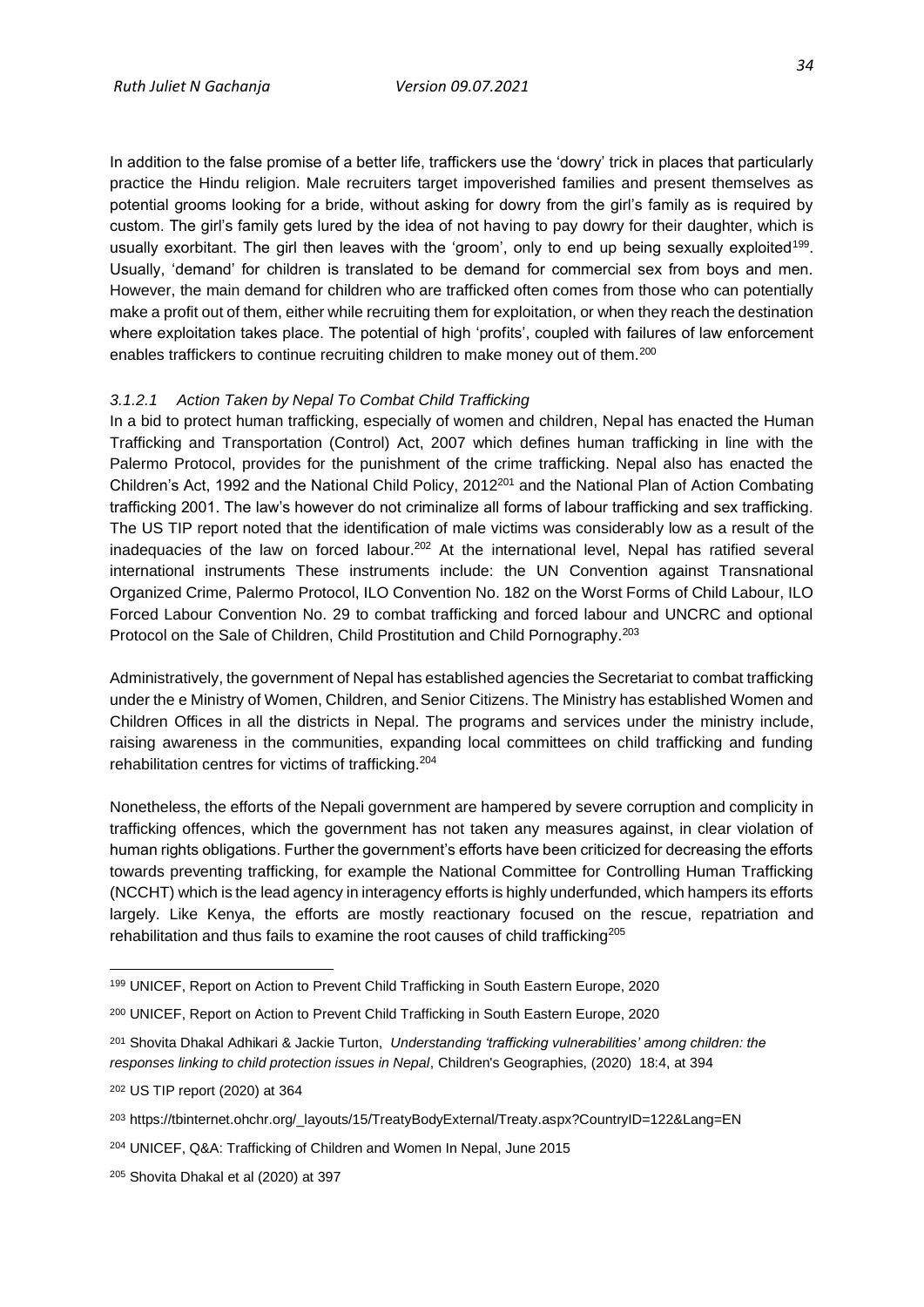In addition to the false promise of a better life, traffickers use the 'dowry' trick in places that particularly practice the Hindu religion. Male recruiters target impoverished families and present themselves as potential grooms looking for a bride, without asking for dowry from the girl's family as is required by custom. The girl's family gets lured by the idea of not having to pay dowry for their daughter, which is usually exorbitant. The girl then leaves with the 'groom', only to end up being sexually exploited[199]. Usually, 'demand' for children is translated to be demand for commercial sex from boys and men. However, the main demand for children who are trafficked often comes from those who can potentially make a profit out of them, either while recruiting them for exploitation, or when they reach the destination where exploitation takes place. The potential of high 'profits', coupled with failures of law enforcement enables traffickers to continue recruiting children to make money out of them.[200]

#### *3.1.2.1 Action Taken by Nepal To Combat Child Trafficking*

In a bid to protect human trafficking, especially of women and children, Nepal has enacted the Human Trafficking and Transportation (Control) Act, 2007 which defines human trafficking in line with the Palermo Protocol, provides for the punishment of the crime trafficking. Nepal also has enacted the Children's Act, 1992 and the National Child Policy, 2012[201] and the National Plan of Action Combating trafficking 2001. The law's however do not criminalize all forms of labour trafficking and sex trafficking. The US TIP report noted that the identification of male victims was considerably low as a result of the inadequacies of the law on forced labour.[202] At the international level, Nepal has ratified several international instruments These instruments include: the UN Convention against Transnational Organized Crime, Palermo Protocol, ILO Convention No. 182 on the Worst Forms of Child Labour, ILO Forced Labour Convention No. 29 to combat trafficking and forced labour and UNCRC and optional Protocol on the Sale of Children, Child Prostitution and Child Pornography.[203]

Administratively, the government of Nepal has established agencies the Secretariat to combat trafficking under the e Ministry of Women, Children, and Senior Citizens. The Ministry has established Women and Children Offices in all the districts in Nepal. The programs and services under the ministry include, raising awareness in the communities, expanding local committees on child trafficking and funding rehabilitation centres for victims of trafficking.[204]

Nonetheless, the efforts of the Nepali government are hampered by severe corruption and complicity in trafficking offences, which the government has not taken any measures against, in clear violation of human rights obligations. Further the government's efforts have been criticized for decreasing the efforts towards preventing trafficking, for example the National Committee for Controlling Human Trafficking (NCCHT) which is the lead agency in interagency efforts is highly underfunded, which hampers its efforts largely. Like Kenya, the efforts are mostly reactionary focused on the rescue, repatriation and rehabilitation and thus fails to examine the root causes of child trafficking[205]

---

[199] UNICEF, Report on Action to Prevent Child Trafficking in South Eastern Europe, 2020

[200] UNICEF, Report on Action to Prevent Child Trafficking in South Eastern Europe, 2020

[201] Shovita Dhakal Adhikari & Jackie Turton, *Understanding 'trafficking vulnerabilities' among children: the responses linking to child protection issues in Nepal*, Children's Geographies, (2020) 18:4, at 394

[202] US TIP report (2020) at 364

[203] https://tbinternet.ohchr.org/_layouts/15/TreatyBodyExternal/Treaty.aspx?CountryID=122&Lang=EN

[204] UNICEF, Q&A: Trafficking of Children and Women In Nepal, June 2015

[205] Shovita Dhakal et al (2020) at 397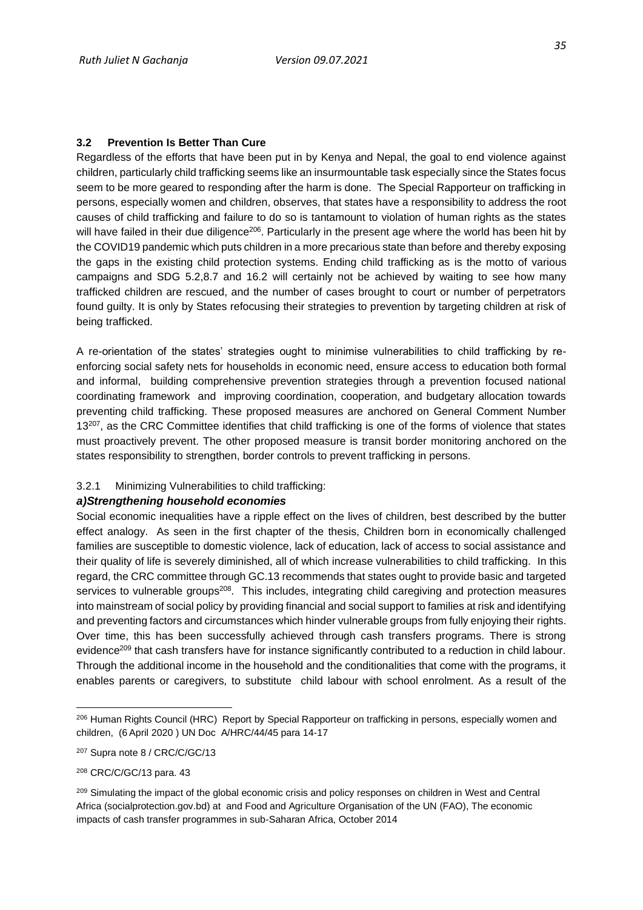### 3.2 Prevention Is Better Than Cure

Regardless of the efforts that have been put in by Kenya and Nepal, the goal to end violence against children, particularly child trafficking seems like an insurmountable task especially since the States focus seem to be more geared to responding after the harm is done. The Special Rapporteur on trafficking in persons, especially women and children, observes, that states have a responsibility to address the root causes of child trafficking and failure to do so is tantamount to violation of human rights as the states will have failed in their due diligence[206]. Particularly in the present age where the world has been hit by the COVID19 pandemic which puts children in a more precarious state than before and thereby exposing the gaps in the existing child protection systems. Ending child trafficking as is the motto of various campaigns and SDG 5.2,8.7 and 16.2 will certainly not be achieved by waiting to see how many trafficked children are rescued, and the number of cases brought to court or number of perpetrators found guilty. It is only by States refocusing their strategies to prevention by targeting children at risk of being trafficked.

A re-orientation of the states' strategies ought to minimise vulnerabilities to child trafficking by re-enforcing social safety nets for households in economic need, ensure access to education both formal and informal, building comprehensive prevention strategies through a prevention focused national coordinating framework and improving coordination, cooperation, and budgetary allocation towards preventing child trafficking. These proposed measures are anchored on General Comment Number 13[207], as the CRC Committee identifies that child trafficking is one of the forms of violence that states must proactively prevent. The other proposed measure is transit border monitoring anchored on the states responsibility to strengthen, border controls to prevent trafficking in persons.

3.2.1 Minimizing Vulnerabilities to child trafficking:

***a)Strengthening household economies***

Social economic inequalities have a ripple effect on the lives of children, best described by the butter effect analogy. As seen in the first chapter of the thesis, Children born in economically challenged families are susceptible to domestic violence, lack of education, lack of access to social assistance and their quality of life is severely diminished, all of which increase vulnerabilities to child trafficking. In this regard, the CRC committee through GC.13 recommends that states ought to provide basic and targeted services to vulnerable groups[208]. This includes, integrating child caregiving and protection measures into mainstream of social policy by providing financial and social support to families at risk and identifying and preventing factors and circumstances which hinder vulnerable groups from fully enjoying their rights. Over time, this has been successfully achieved through cash transfers programs. There is strong evidence[209] that cash transfers have for instance significantly contributed to a reduction in child labour. Through the additional income in the household and the conditionalities that come with the programs, it enables parents or caregivers, to substitute child labour with school enrolment. As a result of the

---

[206] Human Rights Council (HRC) Report by Special Rapporteur on trafficking in persons, especially women and children, (6 April 2020 ) UN Doc A/HRC/44/45 para 14-17

[207] Supra note 8 / CRC/C/GC/13

[208] CRC/C/GC/13 para. 43

[209] Simulating the impact of the global economic crisis and policy responses on children in West and Central Africa (socialprotection.gov.bd) at and Food and Agriculture Organisation of the UN (FAO), The economic impacts of cash transfer programmes in sub-Saharan Africa, October 2014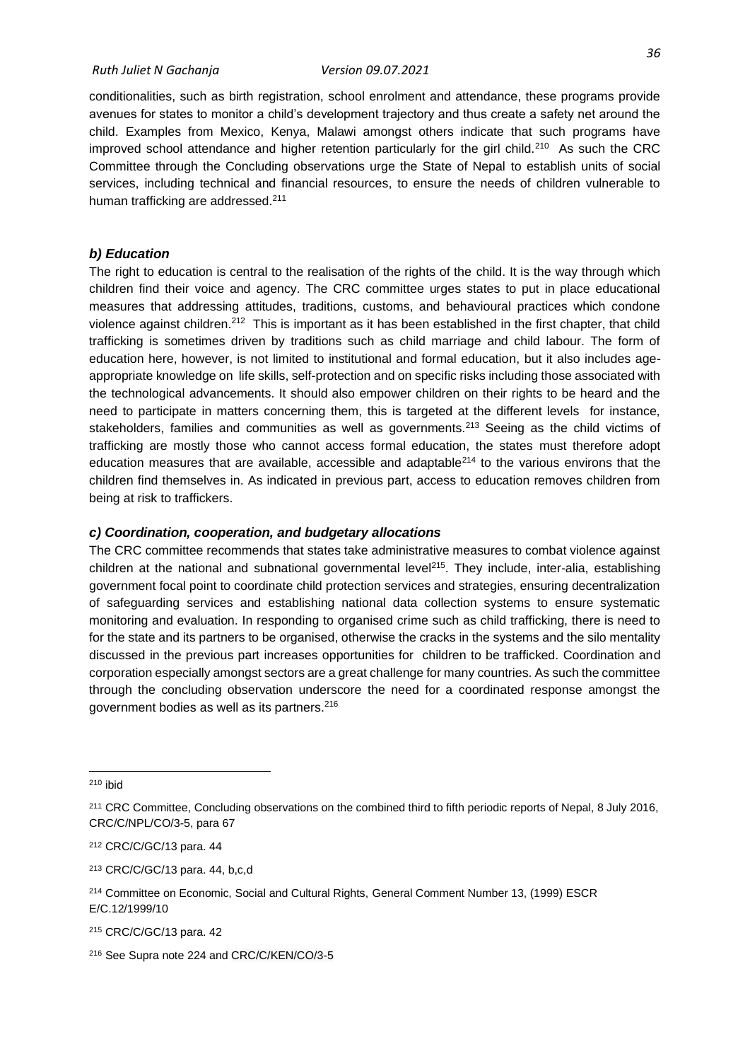conditionalities, such as birth registration, school enrolment and attendance, these programs provide avenues for states to monitor a child's development trajectory and thus create a safety net around the child. Examples from Mexico, Kenya, Malawi amongst others indicate that such programs have improved school attendance and higher retention particularly for the girl child.[210] As such the CRC Committee through the Concluding observations urge the State of Nepal to establish units of social services, including technical and financial resources, to ensure the needs of children vulnerable to human trafficking are addressed.[211]

### *b) Education*

The right to education is central to the realisation of the rights of the child. It is the way through which children find their voice and agency. The CRC committee urges states to put in place educational measures that addressing attitudes, traditions, customs, and behavioural practices which condone violence against children.[212] This is important as it has been established in the first chapter, that child trafficking is sometimes driven by traditions such as child marriage and child labour. The form of education here, however, is not limited to institutional and formal education, but it also includes age-appropriate knowledge on life skills, self-protection and on specific risks including those associated with the technological advancements. It should also empower children on their rights to be heard and the need to participate in matters concerning them, this is targeted at the different levels for instance, stakeholders, families and communities as well as governments.[213] Seeing as the child victims of trafficking are mostly those who cannot access formal education, the states must therefore adopt education measures that are available, accessible and adaptable[214] to the various environs that the children find themselves in. As indicated in previous part, access to education removes children from being at risk to traffickers.

### *c) Coordination, cooperation, and budgetary allocations*

The CRC committee recommends that states take administrative measures to combat violence against children at the national and subnational governmental level[215]. They include, inter-alia, establishing government focal point to coordinate child protection services and strategies, ensuring decentralization of safeguarding services and establishing national data collection systems to ensure systematic monitoring and evaluation. In responding to organised crime such as child trafficking, there is need to for the state and its partners to be organised, otherwise the cracks in the systems and the silo mentality discussed in the previous part increases opportunities for children to be trafficked. Coordination and corporation especially amongst sectors are a great challenge for many countries. As such the committee through the concluding observation underscore the need for a coordinated response amongst the government bodies as well as its partners.[216]

---

[210] ibid

[211] CRC Committee, Concluding observations on the combined third to fifth periodic reports of Nepal, 8 July 2016, CRC/C/NPL/CO/3-5, para 67

[212] CRC/C/GC/13 para. 44

[213] CRC/C/GC/13 para. 44, b,c,d

[214] Committee on Economic, Social and Cultural Rights, General Comment Number 13, (1999) ESCR E/C.12/1999/10

[215] CRC/C/GC/13 para. 42

[216] See Supra note 224 and CRC/C/KEN/CO/3-5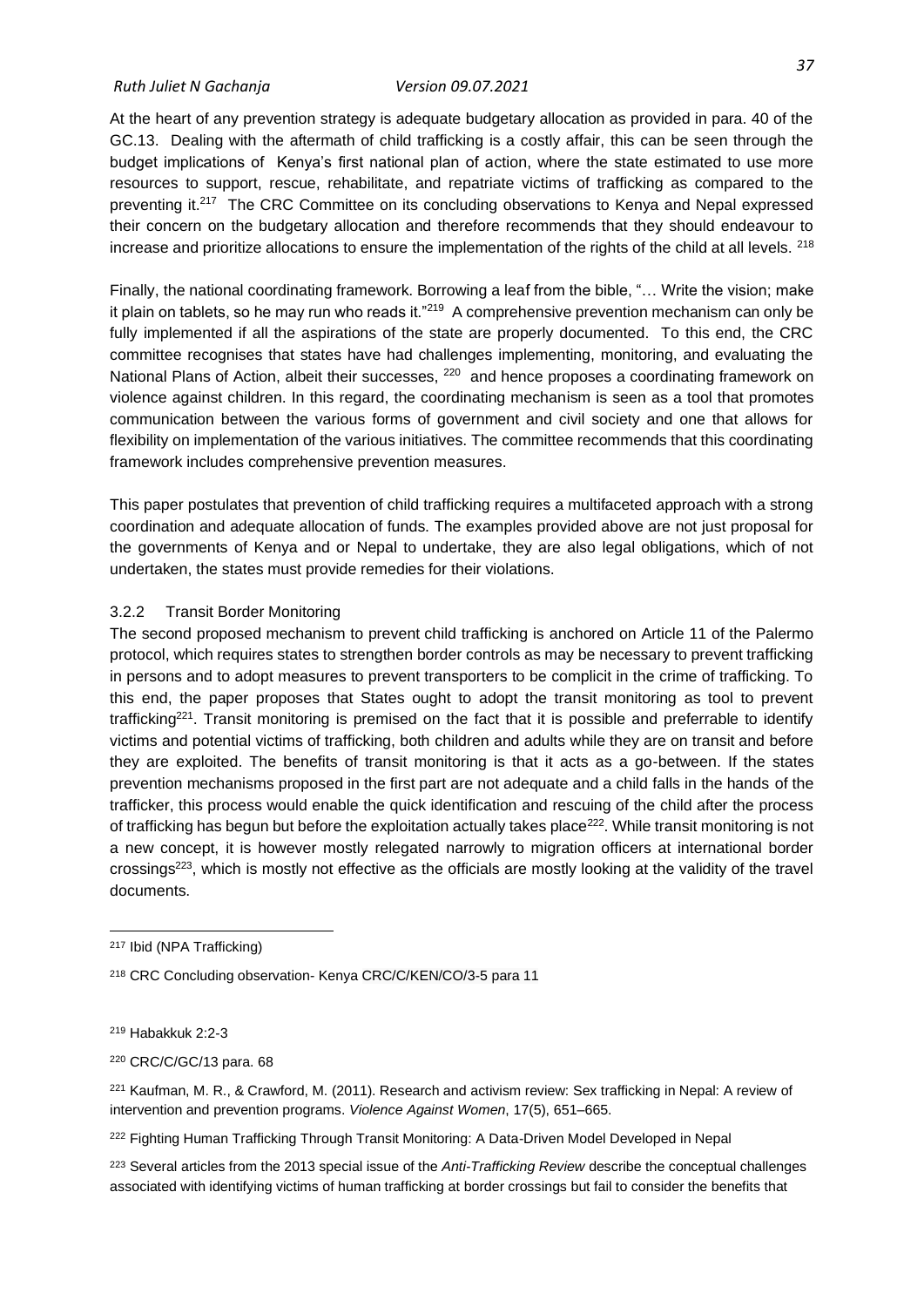At the heart of any prevention strategy is adequate budgetary allocation as provided in para. 40 of the GC.13. Dealing with the aftermath of child trafficking is a costly affair, this can be seen through the budget implications of Kenya's first national plan of action, where the state estimated to use more resources to support, rescue, rehabilitate, and repatriate victims of trafficking as compared to the preventing it.[217] The CRC Committee on its concluding observations to Kenya and Nepal expressed their concern on the budgetary allocation and therefore recommends that they should endeavour to increase and prioritize allocations to ensure the implementation of the rights of the child at all levels. [218]

Finally, the national coordinating framework. Borrowing a leaf from the bible, "… Write the vision; make it plain on tablets, so he may run who reads it."[219] A comprehensive prevention mechanism can only be fully implemented if all the aspirations of the state are properly documented. To this end, the CRC committee recognises that states have had challenges implementing, monitoring, and evaluating the National Plans of Action, albeit their successes, [220] and hence proposes a coordinating framework on violence against children. In this regard, the coordinating mechanism is seen as a tool that promotes communication between the various forms of government and civil society and one that allows for flexibility on implementation of the various initiatives. The committee recommends that this coordinating framework includes comprehensive prevention measures.

This paper postulates that prevention of child trafficking requires a multifaceted approach with a strong coordination and adequate allocation of funds. The examples provided above are not just proposal for the governments of Kenya and or Nepal to undertake, they are also legal obligations, which of not undertaken, the states must provide remedies for their violations.

### 3.2.2 Transit Border Monitoring

The second proposed mechanism to prevent child trafficking is anchored on Article 11 of the Palermo protocol, which requires states to strengthen border controls as may be necessary to prevent trafficking in persons and to adopt measures to prevent transporters to be complicit in the crime of trafficking. To this end, the paper proposes that States ought to adopt the transit monitoring as tool to prevent trafficking[221]. Transit monitoring is premised on the fact that it is possible and preferrable to identify victims and potential victims of trafficking, both children and adults while they are on transit and before they are exploited. The benefits of transit monitoring is that it acts as a go-between. If the states prevention mechanisms proposed in the first part are not adequate and a child falls in the hands of the trafficker, this process would enable the quick identification and rescuing of the child after the process of trafficking has begun but before the exploitation actually takes place[222]. While transit monitoring is not a new concept, it is however mostly relegated narrowly to migration officers at international border crossings[223], which is mostly not effective as the officials are mostly looking at the validity of the travel documents.

---

[217] Ibid (NPA Trafficking)

[218] CRC Concluding observation- Kenya CRC/C/KEN/CO/3-5 para 11

[219] Habakkuk 2:2-3

[220] CRC/C/GC/13 para. 68

[221] Kaufman, M. R., & Crawford, M. (2011). Research and activism review: Sex trafficking in Nepal: A review of intervention and prevention programs. *Violence Against Women*, 17(5), 651–665.

[222] Fighting Human Trafficking Through Transit Monitoring: A Data-Driven Model Developed in Nepal

[223] Several articles from the 2013 special issue of the *Anti-Trafficking Review* describe the conceptual challenges associated with identifying victims of human trafficking at border crossings but fail to consider the benefits that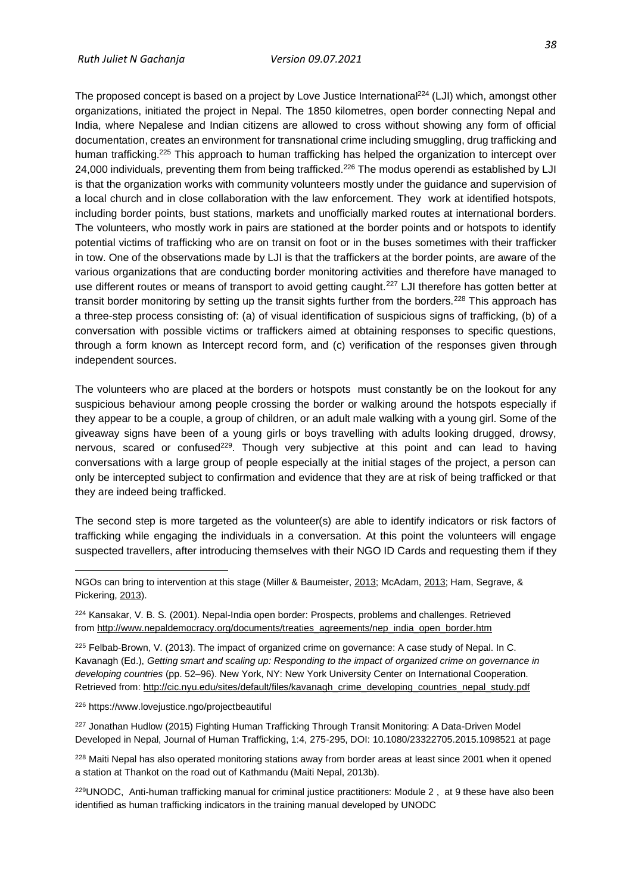The proposed concept is based on a project by Love Justice International[224] (LJI) which, amongst other organizations, initiated the project in Nepal. The 1850 kilometres, open border connecting Nepal and India, where Nepalese and Indian citizens are allowed to cross without showing any form of official documentation, creates an environment for transnational crime including smuggling, drug trafficking and human trafficking.[225] This approach to human trafficking has helped the organization to intercept over 24,000 individuals, preventing them from being trafficked.[226] The modus operendi as established by LJI is that the organization works with community volunteers mostly under the guidance and supervision of a local church and in close collaboration with the law enforcement. They work at identified hotspots, including border points, bust stations, markets and unofficially marked routes at international borders. The volunteers, who mostly work in pairs are stationed at the border points and or hotspots to identify potential victims of trafficking who are on transit on foot or in the buses sometimes with their trafficker in tow. One of the observations made by LJI is that the traffickers at the border points, are aware of the various organizations that are conducting border monitoring activities and therefore have managed to use different routes or means of transport to avoid getting caught.[227] LJI therefore has gotten better at transit border monitoring by setting up the transit sights further from the borders.[228] This approach has a three-step process consisting of: (a) of visual identification of suspicious signs of trafficking, (b) of a conversation with possible victims or traffickers aimed at obtaining responses to specific questions, through a form known as Intercept record form, and (c) verification of the responses given through independent sources.

The volunteers who are placed at the borders or hotspots must constantly be on the lookout for any suspicious behaviour among people crossing the border or walking around the hotspots especially if they appear to be a couple, a group of children, or an adult male walking with a young girl. Some of the giveaway signs have been of a young girls or boys travelling with adults looking drugged, drowsy, nervous, scared or confused[229]. Though very subjective at this point and can lead to having conversations with a large group of people especially at the initial stages of the project, a person can only be intercepted subject to confirmation and evidence that they are at risk of being trafficked or that they are indeed being trafficked.

The second step is more targeted as the volunteer(s) are able to identify indicators or risk factors of trafficking while engaging the individuals in a conversation. At this point the volunteers will engage suspected travellers, after introducing themselves with their NGO ID Cards and requesting them if they

---

NGOs can bring to intervention at this stage (Miller & Baumeister, 2013; McAdam, 2013; Ham, Segrave, & Pickering, 2013).

[224] Kansakar, V. B. S. (2001). Nepal-India open border: Prospects, problems and challenges. Retrieved from http://www.nepaldemocracy.org/documents/treaties_agreements/nep_india_open_border.htm

[225] Felbab-Brown, V. (2013). The impact of organized crime on governance: A case study of Nepal. In C. Kavanagh (Ed.), *Getting smart and scaling up: Responding to the impact of organized crime on governance in developing countries* (pp. 52–96). New York, NY: New York University Center on International Cooperation. Retrieved from: http://cic.nyu.edu/sites/default/files/kavanagh_crime_developing_countries_nepal_study.pdf

[226] https://www.lovejustice.ngo/projectbeautiful

[227] Jonathan Hudlow (2015) Fighting Human Trafficking Through Transit Monitoring: A Data-Driven Model Developed in Nepal, Journal of Human Trafficking, 1:4, 275-295, DOI: 10.1080/23322705.2015.1098521 at page

[228] Maiti Nepal has also operated monitoring stations away from border areas at least since 2001 when it opened a station at Thankot on the road out of Kathmandu (Maiti Nepal, 2013b).

[229] UNODC, Anti-human trafficking manual for criminal justice practitioners: Module 2 , at 9 these have also been identified as human trafficking indicators in the training manual developed by UNODC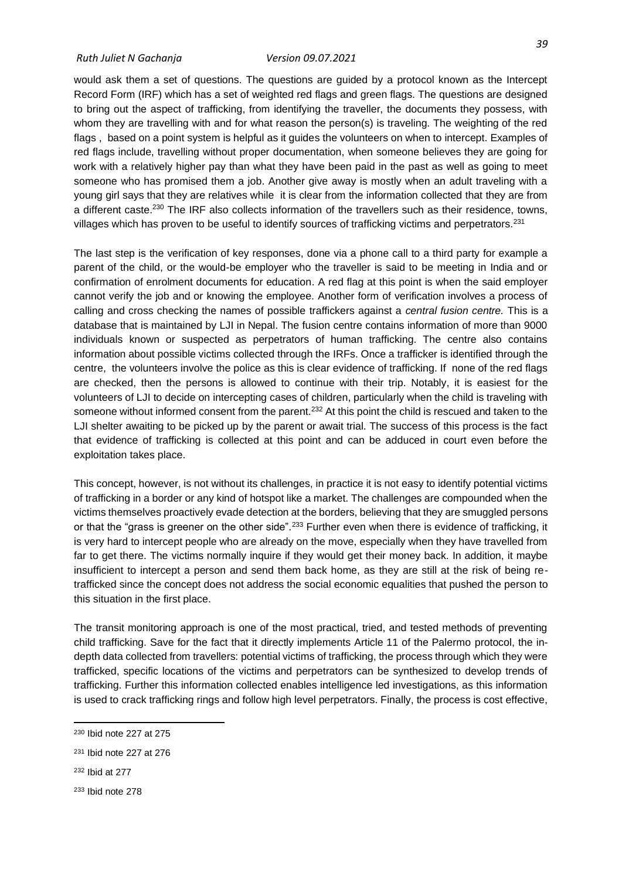would ask them a set of questions. The questions are guided by a protocol known as the Intercept Record Form (IRF) which has a set of weighted red flags and green flags. The questions are designed to bring out the aspect of trafficking, from identifying the traveller, the documents they possess, with whom they are travelling with and for what reason the person(s) is traveling. The weighting of the red flags , based on a point system is helpful as it guides the volunteers on when to intercept. Examples of red flags include, travelling without proper documentation, when someone believes they are going for work with a relatively higher pay than what they have been paid in the past as well as going to meet someone who has promised them a job. Another give away is mostly when an adult traveling with a young girl says that they are relatives while it is clear from the information collected that they are from a different caste.[230] The IRF also collects information of the travellers such as their residence, towns, villages which has proven to be useful to identify sources of trafficking victims and perpetrators.[231]

The last step is the verification of key responses, done via a phone call to a third party for example a parent of the child, or the would-be employer who the traveller is said to be meeting in India and or confirmation of enrolment documents for education. A red flag at this point is when the said employer cannot verify the job and or knowing the employee. Another form of verification involves a process of calling and cross checking the names of possible traffickers against a *central fusion centre.* This is a database that is maintained by LJI in Nepal. The fusion centre contains information of more than 9000 individuals known or suspected as perpetrators of human trafficking. The centre also contains information about possible victims collected through the IRFs. Once a trafficker is identified through the centre, the volunteers involve the police as this is clear evidence of trafficking. If none of the red flags are checked, then the persons is allowed to continue with their trip. Notably, it is easiest for the volunteers of LJI to decide on intercepting cases of children, particularly when the child is traveling with someone without informed consent from the parent.[232] At this point the child is rescued and taken to the LJI shelter awaiting to be picked up by the parent or await trial. The success of this process is the fact that evidence of trafficking is collected at this point and can be adduced in court even before the exploitation takes place.

This concept, however, is not without its challenges, in practice it is not easy to identify potential victims of trafficking in a border or any kind of hotspot like a market. The challenges are compounded when the victims themselves proactively evade detection at the borders, believing that they are smuggled persons or that the "grass is greener on the other side".[233] Further even when there is evidence of trafficking, it is very hard to intercept people who are already on the move, especially when they have travelled from far to get there. The victims normally inquire if they would get their money back. In addition, it maybe insufficient to intercept a person and send them back home, as they are still at the risk of being re-trafficked since the concept does not address the social economic equalities that pushed the person to this situation in the first place.

The transit monitoring approach is one of the most practical, tried, and tested methods of preventing child trafficking. Save for the fact that it directly implements Article 11 of the Palermo protocol, the in-depth data collected from travellers: potential victims of trafficking, the process through which they were trafficked, specific locations of the victims and perpetrators can be synthesized to develop trends of trafficking. Further this information collected enables intelligence led investigations, as this information is used to crack trafficking rings and follow high level perpetrators. Finally, the process is cost effective,

---

[230] Ibid note 227 at 275

[231] Ibid note 227 at 276

[232] Ibid at 277

[233] Ibid note 278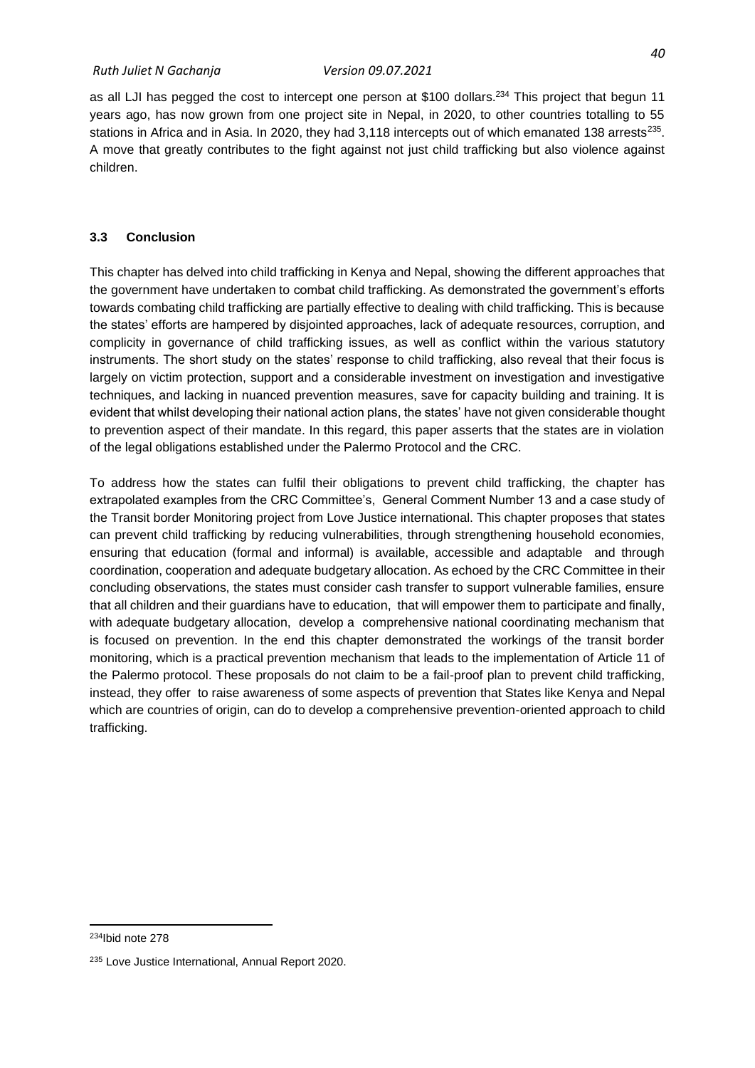as all LJI has pegged the cost to intercept one person at $100 dollars.[234] This project that begun 11 years ago, has now grown from one project site in Nepal, in 2020, to other countries totalling to 55 stations in Africa and in Asia. In 2020, they had 3,118 intercepts out of which emanated 138 arrests[235]. A move that greatly contributes to the fight against not just child trafficking but also violence against children.

### 3.3 Conclusion

This chapter has delved into child trafficking in Kenya and Nepal, showing the different approaches that the government have undertaken to combat child trafficking. As demonstrated the government's efforts towards combating child trafficking are partially effective to dealing with child trafficking. This is because the states' efforts are hampered by disjointed approaches, lack of adequate resources, corruption, and complicity in governance of child trafficking issues, as well as conflict within the various statutory instruments. The short study on the states' response to child trafficking, also reveal that their focus is largely on victim protection, support and a considerable investment on investigation and investigative techniques, and lacking in nuanced prevention measures, save for capacity building and training. It is evident that whilst developing their national action plans, the states' have not given considerable thought to prevention aspect of their mandate. In this regard, this paper asserts that the states are in violation of the legal obligations established under the Palermo Protocol and the CRC.

To address how the states can fulfil their obligations to prevent child trafficking, the chapter has extrapolated examples from the CRC Committee's, General Comment Number 13 and a case study of the Transit border Monitoring project from Love Justice international. This chapter proposes that states can prevent child trafficking by reducing vulnerabilities, through strengthening household economies, ensuring that education (formal and informal) is available, accessible and adaptable and through coordination, cooperation and adequate budgetary allocation. As echoed by the CRC Committee in their concluding observations, the states must consider cash transfer to support vulnerable families, ensure that all children and their guardians have to education, that will empower them to participate and finally, with adequate budgetary allocation, develop a comprehensive national coordinating mechanism that is focused on prevention. In the end this chapter demonstrated the workings of the transit border monitoring, which is a practical prevention mechanism that leads to the implementation of Article 11 of the Palermo protocol. These proposals do not claim to be a fail-proof plan to prevent child trafficking, instead, they offer to raise awareness of some aspects of prevention that States like Kenya and Nepal which are countries of origin, can do to develop a comprehensive prevention-oriented approach to child trafficking.

---

[234] Ibid note 278

[235] Love Justice International, Annual Report 2020.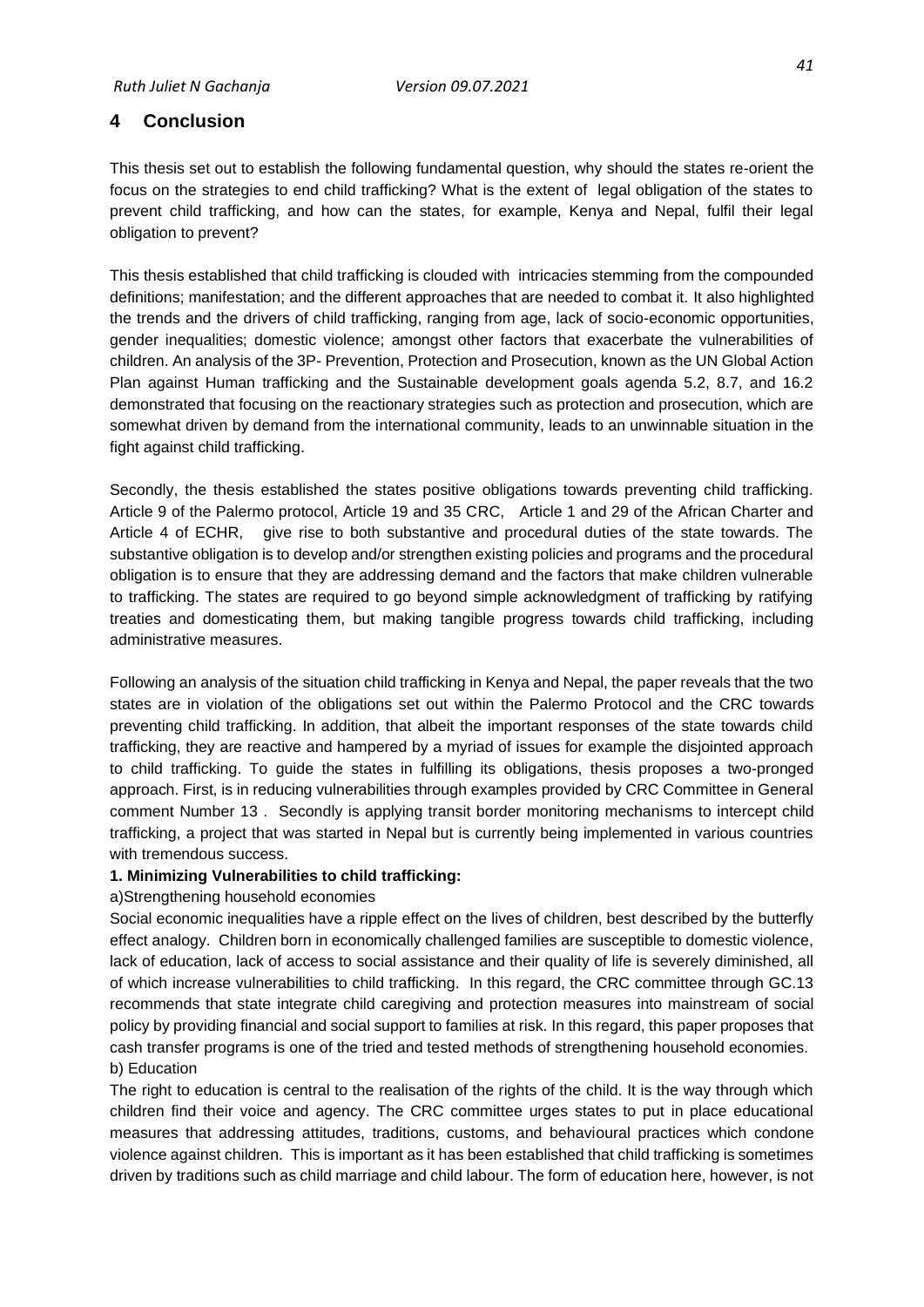## 4 Conclusion

This thesis set out to establish the following fundamental question, why should the states re-orient the focus on the strategies to end child trafficking? What is the extent of legal obligation of the states to prevent child trafficking, and how can the states, for example, Kenya and Nepal, fulfil their legal obligation to prevent?

This thesis established that child trafficking is clouded with intricacies stemming from the compounded definitions; manifestation; and the different approaches that are needed to combat it. It also highlighted the trends and the drivers of child trafficking, ranging from age, lack of socio-economic opportunities, gender inequalities; domestic violence; amongst other factors that exacerbate the vulnerabilities of children. An analysis of the 3P- Prevention, Protection and Prosecution, known as the UN Global Action Plan against Human trafficking and the Sustainable development goals agenda 5.2, 8.7, and 16.2 demonstrated that focusing on the reactionary strategies such as protection and prosecution, which are somewhat driven by demand from the international community, leads to an unwinnable situation in the fight against child trafficking.

Secondly, the thesis established the states positive obligations towards preventing child trafficking. Article 9 of the Palermo protocol, Article 19 and 35 CRC, Article 1 and 29 of the African Charter and Article 4 of ECHR, give rise to both substantive and procedural duties of the state towards. The substantive obligation is to develop and/or strengthen existing policies and programs and the procedural obligation is to ensure that they are addressing demand and the factors that make children vulnerable to trafficking. The states are required to go beyond simple acknowledgment of trafficking by ratifying treaties and domesticating them, but making tangible progress towards child trafficking, including administrative measures.

Following an analysis of the situation child trafficking in Kenya and Nepal, the paper reveals that the two states are in violation of the obligations set out within the Palermo Protocol and the CRC towards preventing child trafficking. In addition, that albeit the important responses of the state towards child trafficking, they are reactive and hampered by a myriad of issues for example the disjointed approach to child trafficking. To guide the states in fulfilling its obligations, thesis proposes a two-pronged approach. First, is in reducing vulnerabilities through examples provided by CRC Committee in General comment Number 13 . Secondly is applying transit border monitoring mechanisms to intercept child trafficking, a project that was started in Nepal but is currently being implemented in various countries with tremendous success.

**1. Minimizing Vulnerabilities to child trafficking:**

a)Strengthening household economies

Social economic inequalities have a ripple effect on the lives of children, best described by the butterfly effect analogy. Children born in economically challenged families are susceptible to domestic violence, lack of education, lack of access to social assistance and their quality of life is severely diminished, all of which increase vulnerabilities to child trafficking. In this regard, the CRC committee through GC.13 recommends that state integrate child caregiving and protection measures into mainstream of social policy by providing financial and social support to families at risk. In this regard, this paper proposes that cash transfer programs is one of the tried and tested methods of strengthening household economies.

b) Education

The right to education is central to the realisation of the rights of the child. It is the way through which children find their voice and agency. The CRC committee urges states to put in place educational measures that addressing attitudes, traditions, customs, and behavioural practices which condone violence against children. This is important as it has been established that child trafficking is sometimes driven by traditions such as child marriage and child labour. The form of education here, however, is not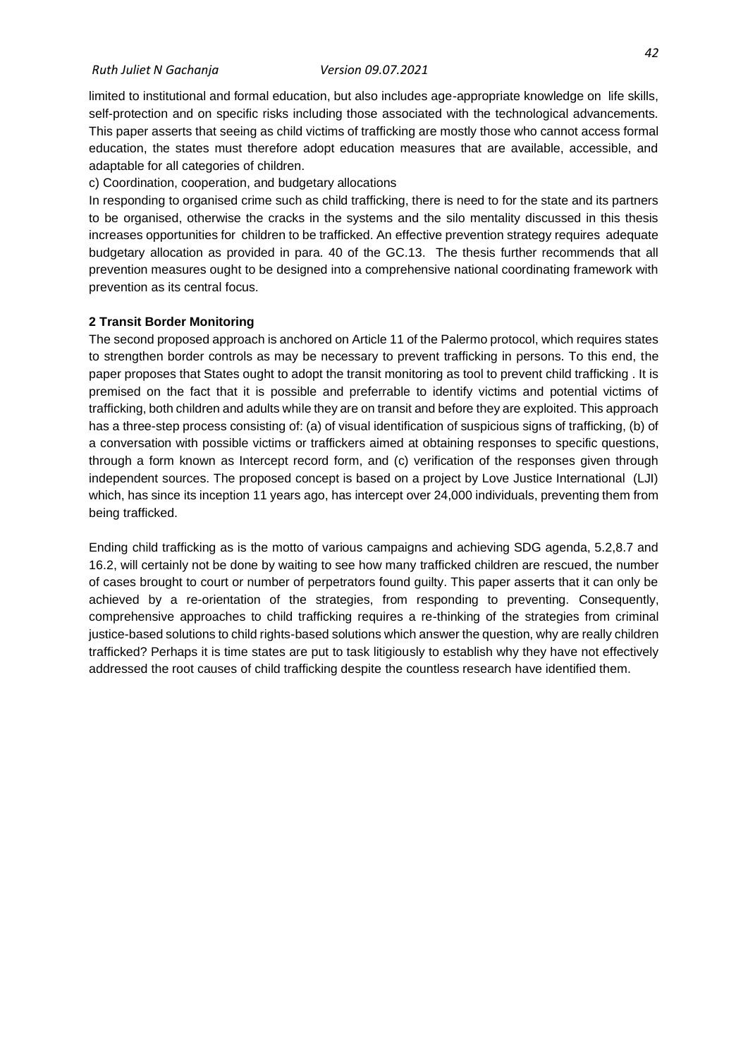limited to institutional and formal education, but also includes age-appropriate knowledge on life skills, self-protection and on specific risks including those associated with the technological advancements. This paper asserts that seeing as child victims of trafficking are mostly those who cannot access formal education, the states must therefore adopt education measures that are available, accessible, and adaptable for all categories of children.

c) Coordination, cooperation, and budgetary allocations

In responding to organised crime such as child trafficking, there is need to for the state and its partners to be organised, otherwise the cracks in the systems and the silo mentality discussed in this thesis increases opportunities for children to be trafficked. An effective prevention strategy requires adequate budgetary allocation as provided in para. 40 of the GC.13. The thesis further recommends that all prevention measures ought to be designed into a comprehensive national coordinating framework with prevention as its central focus.

**2 Transit Border Monitoring**

The second proposed approach is anchored on Article 11 of the Palermo protocol, which requires states to strengthen border controls as may be necessary to prevent trafficking in persons. To this end, the paper proposes that States ought to adopt the transit monitoring as tool to prevent child trafficking . It is premised on the fact that it is possible and preferrable to identify victims and potential victims of trafficking, both children and adults while they are on transit and before they are exploited. This approach has a three-step process consisting of: (a) of visual identification of suspicious signs of trafficking, (b) of a conversation with possible victims or traffickers aimed at obtaining responses to specific questions, through a form known as Intercept record form, and (c) verification of the responses given through independent sources. The proposed concept is based on a project by Love Justice International (LJI) which, has since its inception 11 years ago, has intercept over 24,000 individuals, preventing them from being trafficked.

Ending child trafficking as is the motto of various campaigns and achieving SDG agenda, 5.2,8.7 and 16.2, will certainly not be done by waiting to see how many trafficked children are rescued, the number of cases brought to court or number of perpetrators found guilty. This paper asserts that it can only be achieved by a re-orientation of the strategies, from responding to preventing. Consequently, comprehensive approaches to child trafficking requires a re-thinking of the strategies from criminal justice-based solutions to child rights-based solutions which answer the question, why are really children trafficked? Perhaps it is time states are put to task litigiously to establish why they have not effectively addressed the root causes of child trafficking despite the countless research have identified them.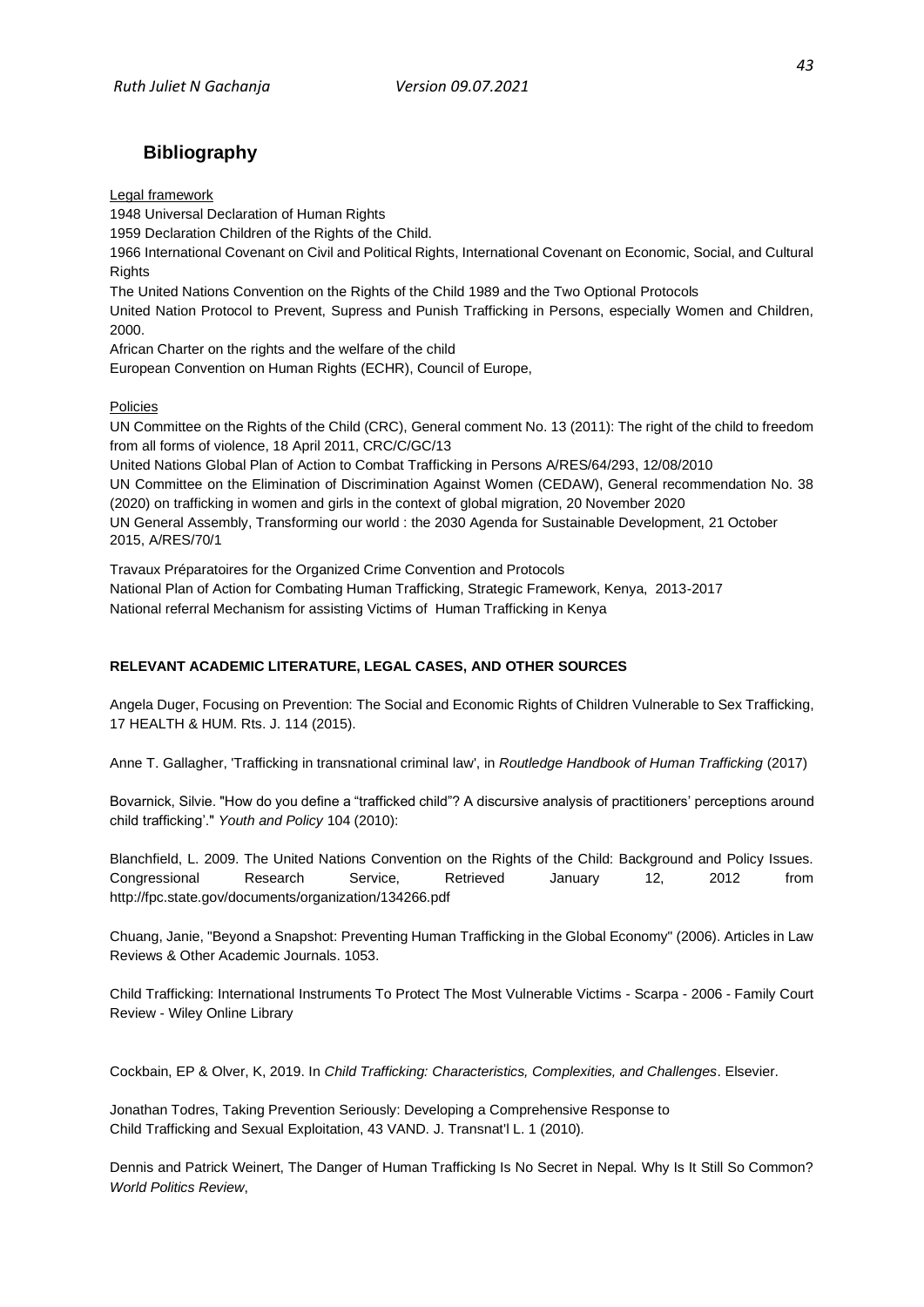## Bibliography

Legal framework

1948 Universal Declaration of Human Rights

1959 Declaration Children of the Rights of the Child.

1966 International Covenant on Civil and Political Rights, International Covenant on Economic, Social, and Cultural Rights

The United Nations Convention on the Rights of the Child 1989 and the Two Optional Protocols

United Nation Protocol to Prevent, Supress and Punish Trafficking in Persons, especially Women and Children, 2000.

African Charter on the rights and the welfare of the child

European Convention on Human Rights (ECHR), Council of Europe,

Policies

UN Committee on the Rights of the Child (CRC), General comment No. 13 (2011): The right of the child to freedom from all forms of violence, 18 April 2011, CRC/C/GC/13

United Nations Global Plan of Action to Combat Trafficking in Persons A/RES/64/293, 12/08/2010

UN Committee on the Elimination of Discrimination Against Women (CEDAW), General recommendation No. 38 (2020) on trafficking in women and girls in the context of global migration, 20 November 2020

UN General Assembly, Transforming our world : the 2030 Agenda for Sustainable Development, 21 October 2015, A/RES/70/1

Travaux Préparatoires for the Organized Crime Convention and Protocols

National Plan of Action for Combating Human Trafficking, Strategic Framework, Kenya, 2013-2017

National referral Mechanism for assisting Victims of Human Trafficking in Kenya

**RELEVANT ACADEMIC LITERATURE, LEGAL CASES, AND OTHER SOURCES**

Angela Duger, Focusing on Prevention: The Social and Economic Rights of Children Vulnerable to Sex Trafficking, 17 HEALTH & HUM. Rts. J. 114 (2015).

Anne T. Gallagher, 'Trafficking in transnational criminal law', in *Routledge Handbook of Human Trafficking* (2017)

Bovarnick, Silvie. "How do you define a "trafficked child"? A discursive analysis of practitioners' perceptions around child trafficking'." *Youth and Policy* 104 (2010):

Blanchfield, L. 2009. The United Nations Convention on the Rights of the Child: Background and Policy Issues. Congressional Research Service, Retrieved January 12, 2012 from http://fpc.state.gov/documents/organization/134266.pdf

Chuang, Janie, "Beyond a Snapshot: Preventing Human Trafficking in the Global Economy" (2006). Articles in Law Reviews & Other Academic Journals. 1053.

Child Trafficking: International Instruments To Protect The Most Vulnerable Victims - Scarpa - 2006 - Family Court Review - Wiley Online Library

Cockbain, EP & Olver, K, 2019. In *Child Trafficking: Characteristics, Complexities, and Challenges*. Elsevier.

Jonathan Todres, Taking Prevention Seriously: Developing a Comprehensive Response to Child Trafficking and Sexual Exploitation, 43 VAND. J. Transnat'l L. 1 (2010).

Dennis and Patrick Weinert, The Danger of Human Trafficking Is No Secret in Nepal. Why Is It Still So Common? *World Politics Review*,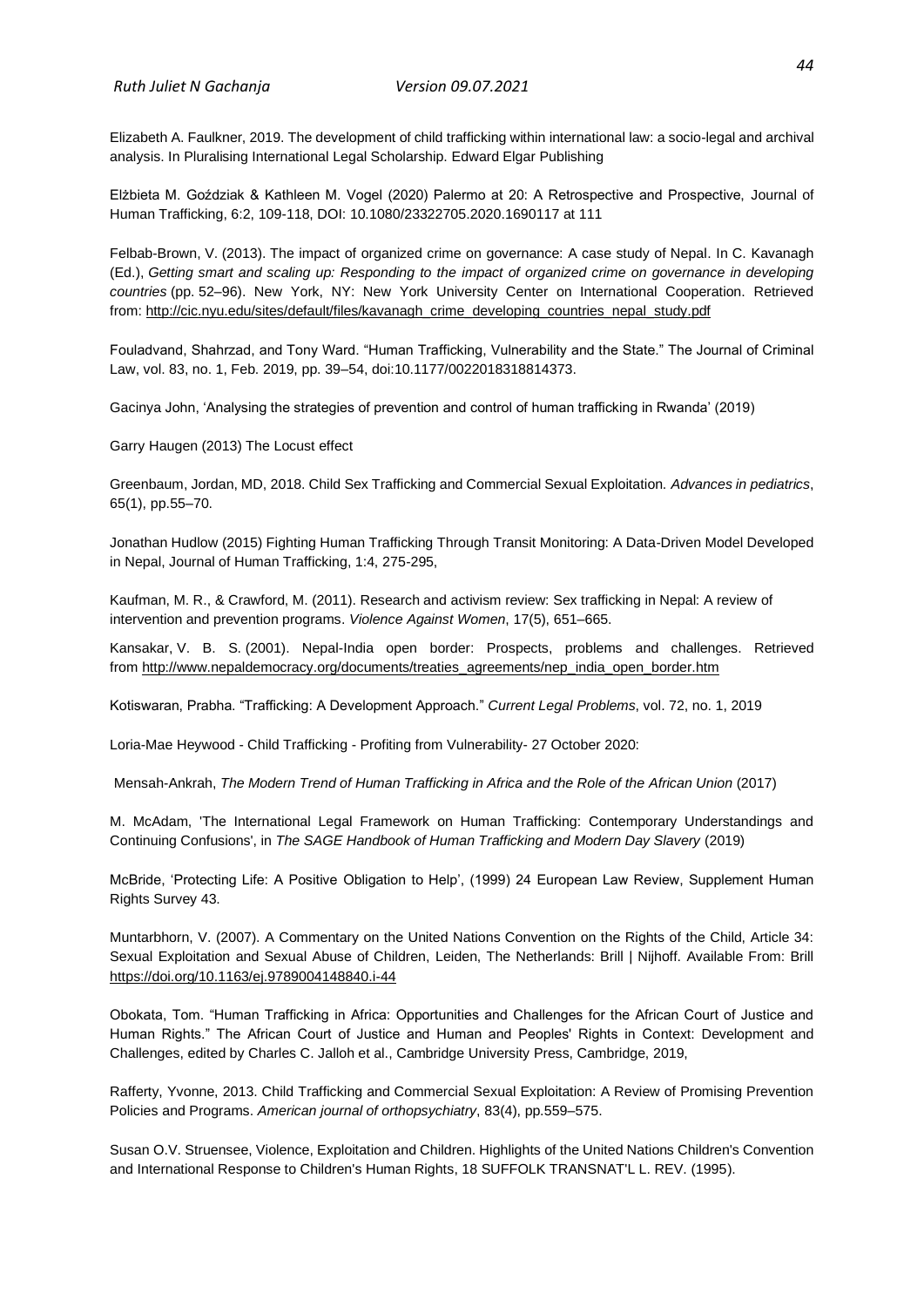Elizabeth A. Faulkner, 2019. The development of child trafficking within international law: a socio-legal and archival analysis. In Pluralising International Legal Scholarship. Edward Elgar Publishing

Elżbieta M. Goździak & Kathleen M. Vogel (2020) Palermo at 20: A Retrospective and Prospective, Journal of Human Trafficking, 6:2, 109-118, DOI: 10.1080/23322705.2020.1690117 at 111

Felbab-Brown, V. (2013). The impact of organized crime on governance: A case study of Nepal. In C. Kavanagh (Ed.), *Getting smart and scaling up: Responding to the impact of organized crime on governance in developing countries* (pp. 52–96). New York, NY: New York University Center on International Cooperation. Retrieved from: http://cic.nyu.edu/sites/default/files/kavanagh_crime_developing_countries_nepal_study.pdf

Fouladvand, Shahrzad, and Tony Ward. "Human Trafficking, Vulnerability and the State." The Journal of Criminal Law, vol. 83, no. 1, Feb. 2019, pp. 39–54, doi:10.1177/0022018318814373.

Gacinya John, 'Analysing the strategies of prevention and control of human trafficking in Rwanda' (2019)

Garry Haugen (2013) The Locust effect

Greenbaum, Jordan, MD, 2018. Child Sex Trafficking and Commercial Sexual Exploitation. *Advances in pediatrics*, 65(1), pp.55–70.

Jonathan Hudlow (2015) Fighting Human Trafficking Through Transit Monitoring: A Data-Driven Model Developed in Nepal, Journal of Human Trafficking, 1:4, 275-295,

Kaufman, M. R., & Crawford, M. (2011). Research and activism review: Sex trafficking in Nepal: A review of intervention and prevention programs. *Violence Against Women*, 17(5), 651–665.

Kansakar, V. B. S. (2001). Nepal-India open border: Prospects, problems and challenges. Retrieved from http://www.nepaldemocracy.org/documents/treaties_agreements/nep_india_open_border.htm

Kotiswaran, Prabha. "Trafficking: A Development Approach." *Current Legal Problems*, vol. 72, no. 1, 2019

Loria-Mae Heywood - Child Trafficking - Profiting from Vulnerability- 27 October 2020:

Mensah-Ankrah, *The Modern Trend of Human Trafficking in Africa and the Role of the African Union* (2017)

M. McAdam, 'The International Legal Framework on Human Trafficking: Contemporary Understandings and Continuing Confusions', in *The SAGE Handbook of Human Trafficking and Modern Day Slavery* (2019)

McBride, 'Protecting Life: A Positive Obligation to Help', (1999) 24 European Law Review, Supplement Human Rights Survey 43.

Muntarbhorn, V. (2007). A Commentary on the United Nations Convention on the Rights of the Child, Article 34: Sexual Exploitation and Sexual Abuse of Children, Leiden, The Netherlands: Brill | Nijhoff. Available From: Brill https://doi.org/10.1163/ej.9789004148840.i-44

Obokata, Tom. "Human Trafficking in Africa: Opportunities and Challenges for the African Court of Justice and Human Rights." The African Court of Justice and Human and Peoples' Rights in Context: Development and Challenges, edited by Charles C. Jalloh et al., Cambridge University Press, Cambridge, 2019,

Rafferty, Yvonne, 2013. Child Trafficking and Commercial Sexual Exploitation: A Review of Promising Prevention Policies and Programs. *American journal of orthopsychiatry*, 83(4), pp.559–575.

Susan O.V. Struensee, Violence, Exploitation and Children. Highlights of the United Nations Children's Convention and International Response to Children's Human Rights, 18 SUFFOLK TRANSNAT'L L. REV. (1995).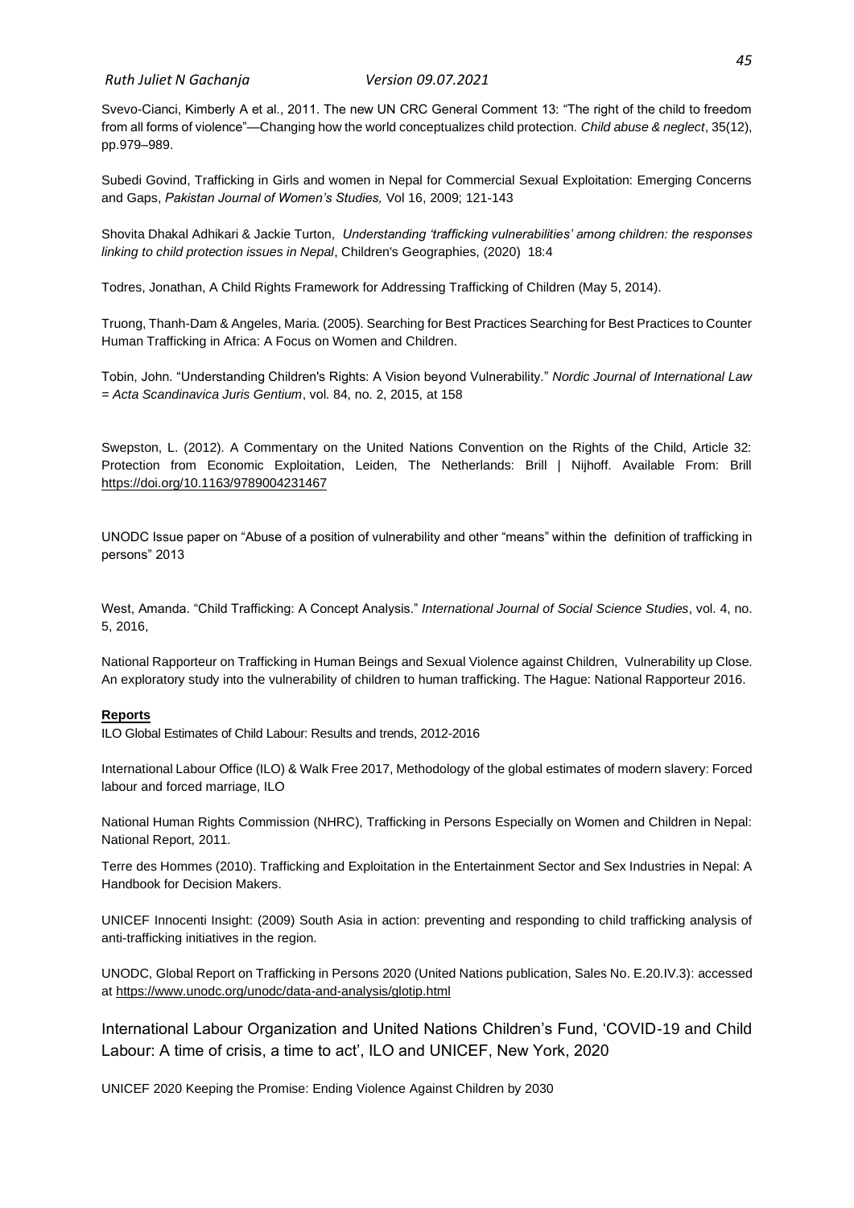Svevo-Cianci, Kimberly A et al., 2011. The new UN CRC General Comment 13: "The right of the child to freedom from all forms of violence"—Changing how the world conceptualizes child protection. *Child abuse & neglect*, 35(12), pp.979–989.

Subedi Govind, Trafficking in Girls and women in Nepal for Commercial Sexual Exploitation: Emerging Concerns and Gaps, *Pakistan Journal of Women's Studies,* Vol 16, 2009; 121-143

Shovita Dhakal Adhikari & Jackie Turton, *Understanding 'trafficking vulnerabilities' among children: the responses linking to child protection issues in Nepal*, Children's Geographies, (2020) 18:4

Todres, Jonathan, A Child Rights Framework for Addressing Trafficking of Children (May 5, 2014).

Truong, Thanh-Dam & Angeles, Maria. (2005). Searching for Best Practices Searching for Best Practices to Counter Human Trafficking in Africa: A Focus on Women and Children.

Tobin, John. "Understanding Children's Rights: A Vision beyond Vulnerability." *Nordic Journal of International Law = Acta Scandinavica Juris Gentium*, vol. 84, no. 2, 2015, at 158

Swepston, L. (2012). A Commentary on the United Nations Convention on the Rights of the Child, Article 32: Protection from Economic Exploitation, Leiden, The Netherlands: Brill | Nijhoff. Available From: Brill https://doi.org/10.1163/9789004231467

UNODC Issue paper on "Abuse of a position of vulnerability and other "means" within the definition of trafficking in persons" 2013

West, Amanda. "Child Trafficking: A Concept Analysis." *International Journal of Social Science Studies*, vol. 4, no. 5, 2016,

National Rapporteur on Trafficking in Human Beings and Sexual Violence against Children, Vulnerability up Close. An exploratory study into the vulnerability of children to human trafficking. The Hague: National Rapporteur 2016.

**Reports**

ILO Global Estimates of Child Labour: Results and trends, 2012-2016

International Labour Office (ILO) & Walk Free 2017, Methodology of the global estimates of modern slavery: Forced labour and forced marriage, ILO

National Human Rights Commission (NHRC), Trafficking in Persons Especially on Women and Children in Nepal: National Report, 2011.

Terre des Hommes (2010). Trafficking and Exploitation in the Entertainment Sector and Sex Industries in Nepal: A Handbook for Decision Makers.

UNICEF Innocenti Insight: (2009) South Asia in action: preventing and responding to child trafficking analysis of anti-trafficking initiatives in the region.

UNODC, Global Report on Trafficking in Persons 2020 (United Nations publication, Sales No. E.20.IV.3): accessed at https://www.unodc.org/unodc/data-and-analysis/glotip.html

International Labour Organization and United Nations Children's Fund, 'COVID-19 and Child Labour: A time of crisis, a time to act', ILO and UNICEF, New York, 2020

UNICEF 2020 Keeping the Promise: Ending Violence Against Children by 2030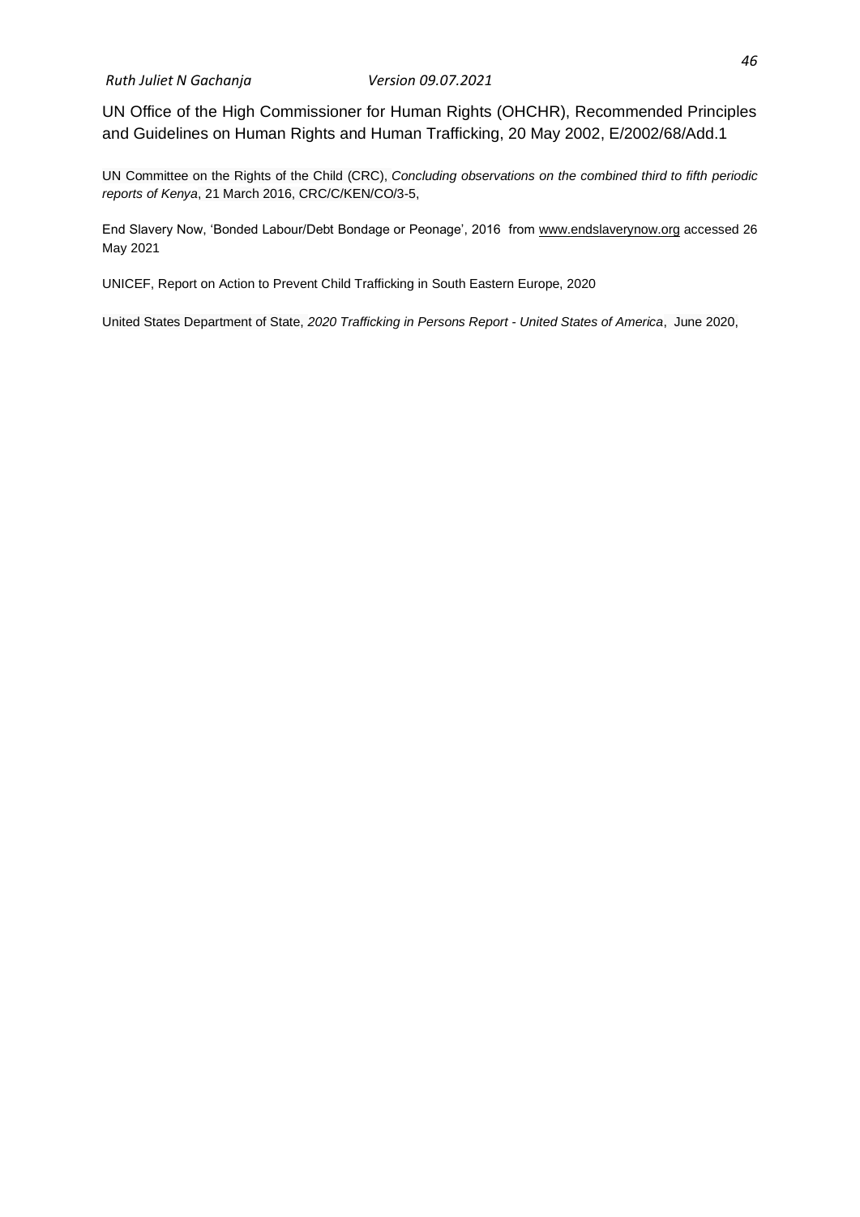UN Office of the High Commissioner for Human Rights (OHCHR), Recommended Principles and Guidelines on Human Rights and Human Trafficking, 20 May 2002, E/2002/68/Add.1

UN Committee on the Rights of the Child (CRC), *Concluding observations on the combined third to fifth periodic reports of Kenya*, 21 March 2016, CRC/C/KEN/CO/3-5,

End Slavery Now, 'Bonded Labour/Debt Bondage or Peonage', 2016 from www.endslaverynow.org accessed 26 May 2021

UNICEF, Report on Action to Prevent Child Trafficking in South Eastern Europe, 2020

United States Department of State, *2020 Trafficking in Persons Report - United States of America*, June 2020,